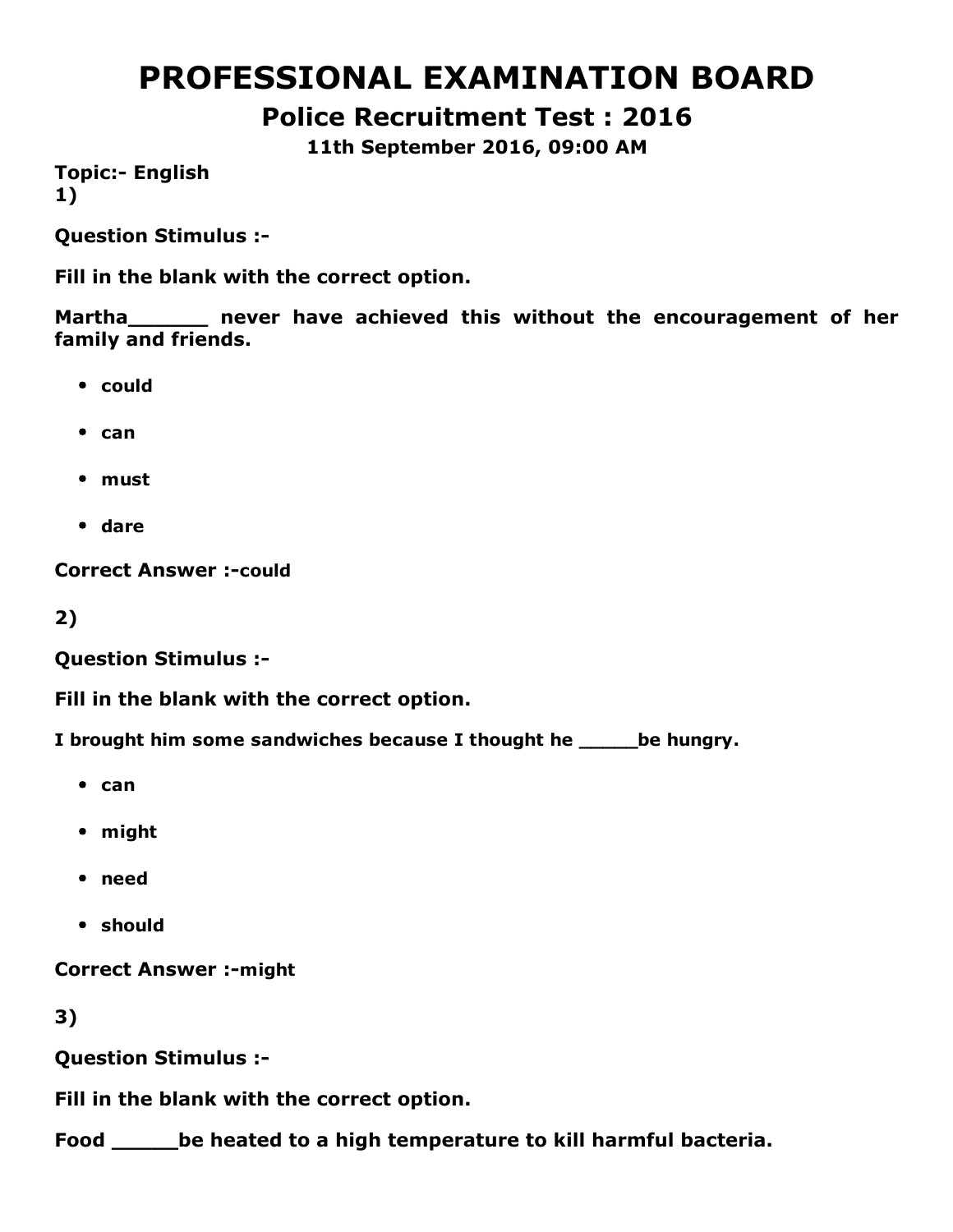# PROFESSIONAL EXAMINATION BOARD

## Police Recruitment Test : 2016

### 11th September 2016, 09:00 AM

**Topic:- English**

**1)**

**Question Stimulus :-**

**Fill in the blank with the correct option.**

**Martha_______ never have achieved this without the encouragement of her family and friends.**

- **could**
- **can**
- **must**
- **dare**

**Correct Answer :-could**

**2)**

**Question Stimulus :-**

**Fill in the blank with the correct option.**

**I brought him some sandwiches because I thought he _____be hungry.**

- **can**
- **might**
- **need**
- **should**

**Correct Answer :-might**

**3)**

**Question Stimulus :-**

**Fill in the blank with the correct option.**

**Food _____be heated to a high temperature to kill harmful bacteria.**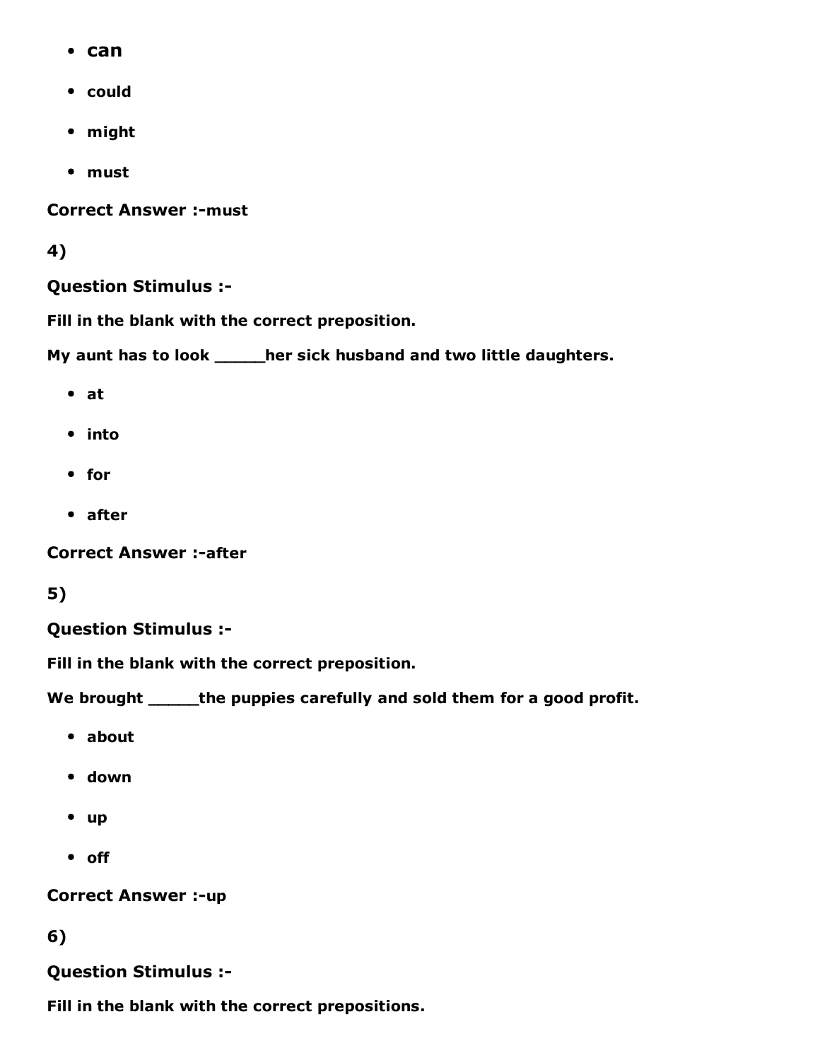- **can**
- **could**
- **might**
- **must**

**Correct Answer :-must**

**4)**

**Question Stimulus :-**

**Fill in the blank with the correct preposition.**

**My aunt has to look _____her sick husband and two little daughters.**

- **at**
- **into**
- **for**
- **after**

**Correct Answer :-after**

**5)**

**Question Stimulus :-**

**Fill in the blank with the correct preposition.**

**We brought _____the puppies carefully and sold them for a good profit.**

- **about**
- **down**
- **up**
- **off**

**Correct Answer :-up**

**6)**

**Question Stimulus :-**

**Fill in the blank with the correct prepositions.**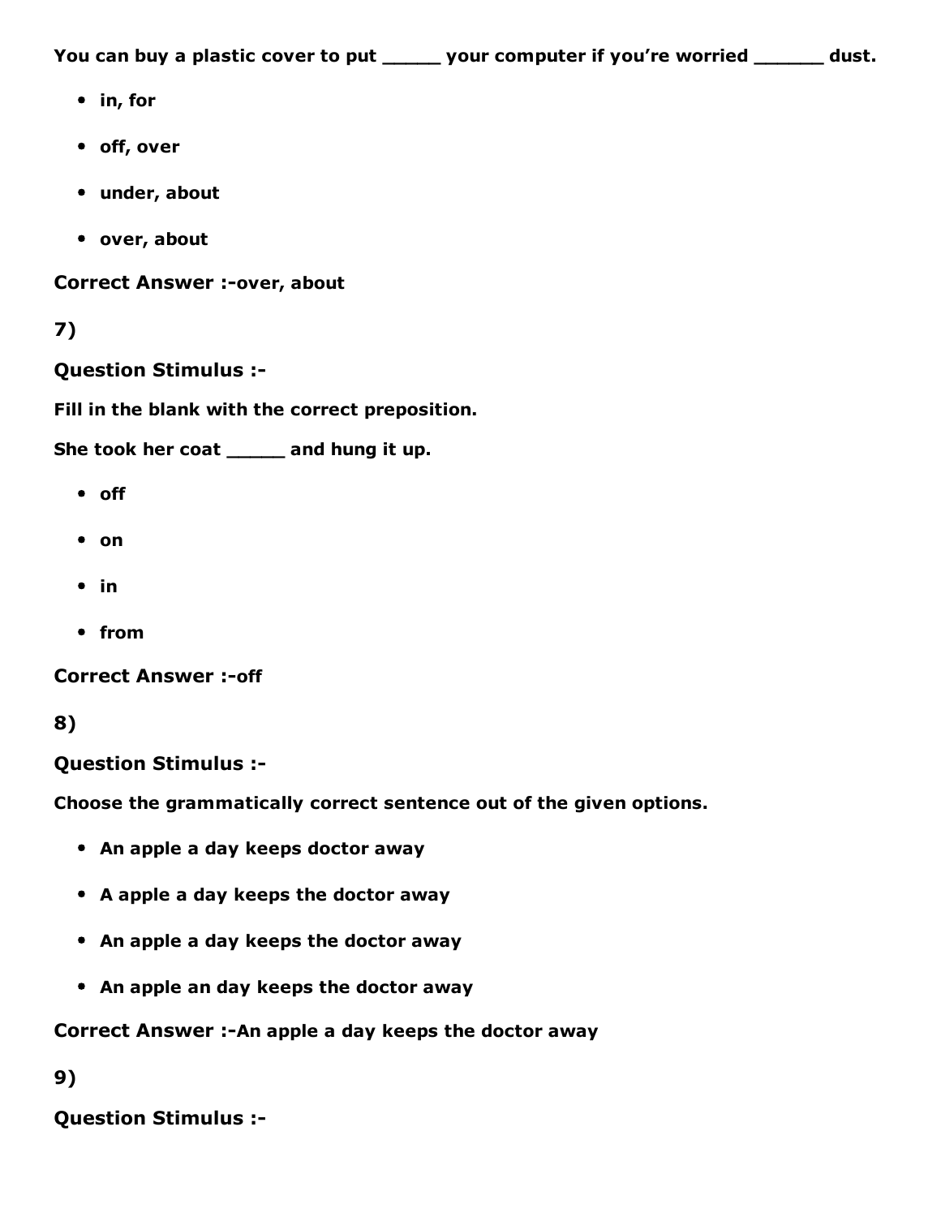**You can buy a plastic cover to put _____ your computer if you're worried ______ dust.**

- **in, for**
- **off, over**
- **under, about**
- **over, about**

**Correct Answer :-over, about**

**7)**

**Question Stimulus :-**

**Fill in the blank with the correct preposition.**

**She took her coat _____ and hung it up.**

- **off**
- **on**
- **in**
- **from**

**Correct Answer :-off**

**8)**

**Question Stimulus :-**

**Choose the grammatically correct sentence out of the given options.**

- **An apple a day keeps doctor away**
- **A apple a day keeps the doctor away**
- **An apple a day keeps the doctor away**
- **An apple an day keeps the doctor away**

**Correct Answer :-An apple a day keeps the doctor away**

**9)**

**Question Stimulus :-**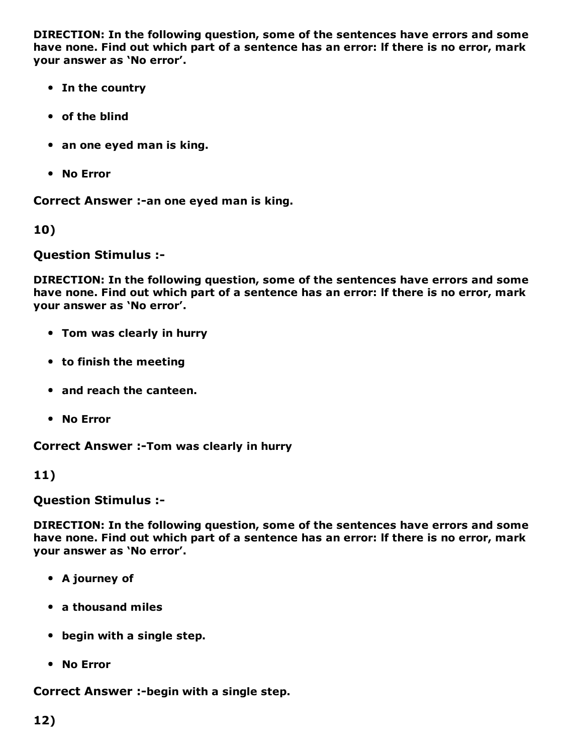**DIRECTION: In the following question, some of the sentences have errors and some have none. Find out which part of a sentence has an error: If there is no error, mark your answer as 'No error'.**

- **In the country**
- **of the blind**
- **an one eyed man is king.**
- **No Error**

**Correct Answer :-an one eyed man is king.**

**10)**

**Question Stimulus :-**

**DIRECTION: In the following question, some of the sentences have errors and some have none. Find out which part of a sentence has an error: If there is no error, mark your answer as 'No error'.**

- **Tom was clearly in hurry**
- **to finish the meeting**
- **and reach the canteen.**
- **No Error**

**Correct Answer :-Tom was clearly in hurry**

**11)**

**Question Stimulus :-**

**DIRECTION: In the following question, some of the sentences have errors and some have none. Find out which part of a sentence has an error: If there is no error, mark your answer as 'No error'.**

- **A journey of**
- **a thousand miles**
- **begin with a single step.**
- **No Error**

**Correct Answer :-begin with a single step.**

**12)**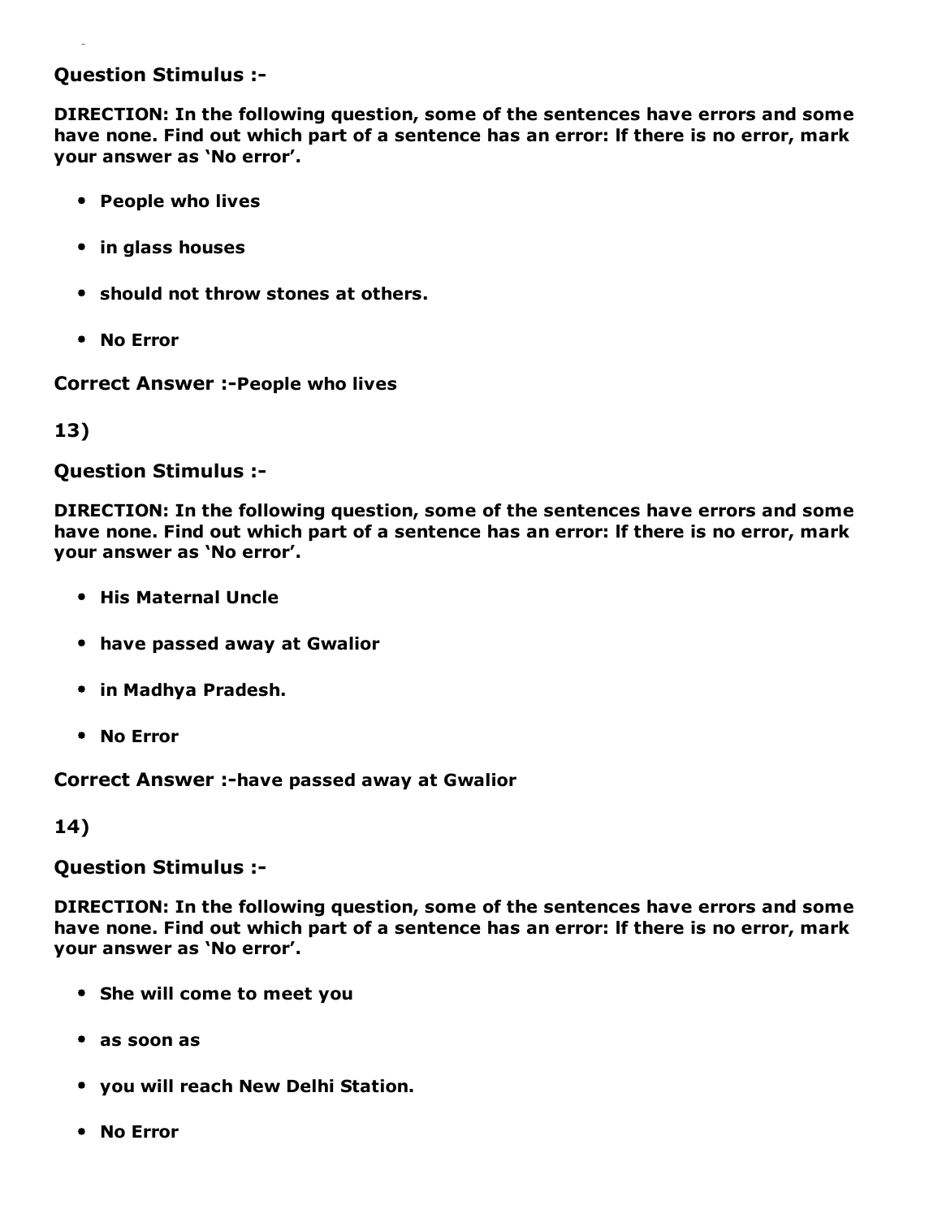**Question Stimulus :-**

**DIRECTION: In the following question, some of the sentences have errors and some have none. Find out which part of a sentence has an error: If there is no error, mark your answer as 'No error'.**

- **People who lives**
- **in glass houses**
- **should not throw stones at others.**
- **No Error**

**Correct Answer :-People who lives**

**13)**

**Question Stimulus :-**

**DIRECTION: In the following question, some of the sentences have errors and some have none. Find out which part of a sentence has an error: If there is no error, mark your answer as 'No error'.**

- **His Maternal Uncle**
- **have passed away at Gwalior**
- **in Madhya Pradesh.**
- **No Error**

**Correct Answer :-have passed away at Gwalior**

**14)**

**Question Stimulus :-**

**DIRECTION: In the following question, some of the sentences have errors and some have none. Find out which part of a sentence has an error: If there is no error, mark your answer as 'No error'.**

- **She will come to meet you**
- **as soon as**
- **you will reach New Delhi Station.**
- **No Error**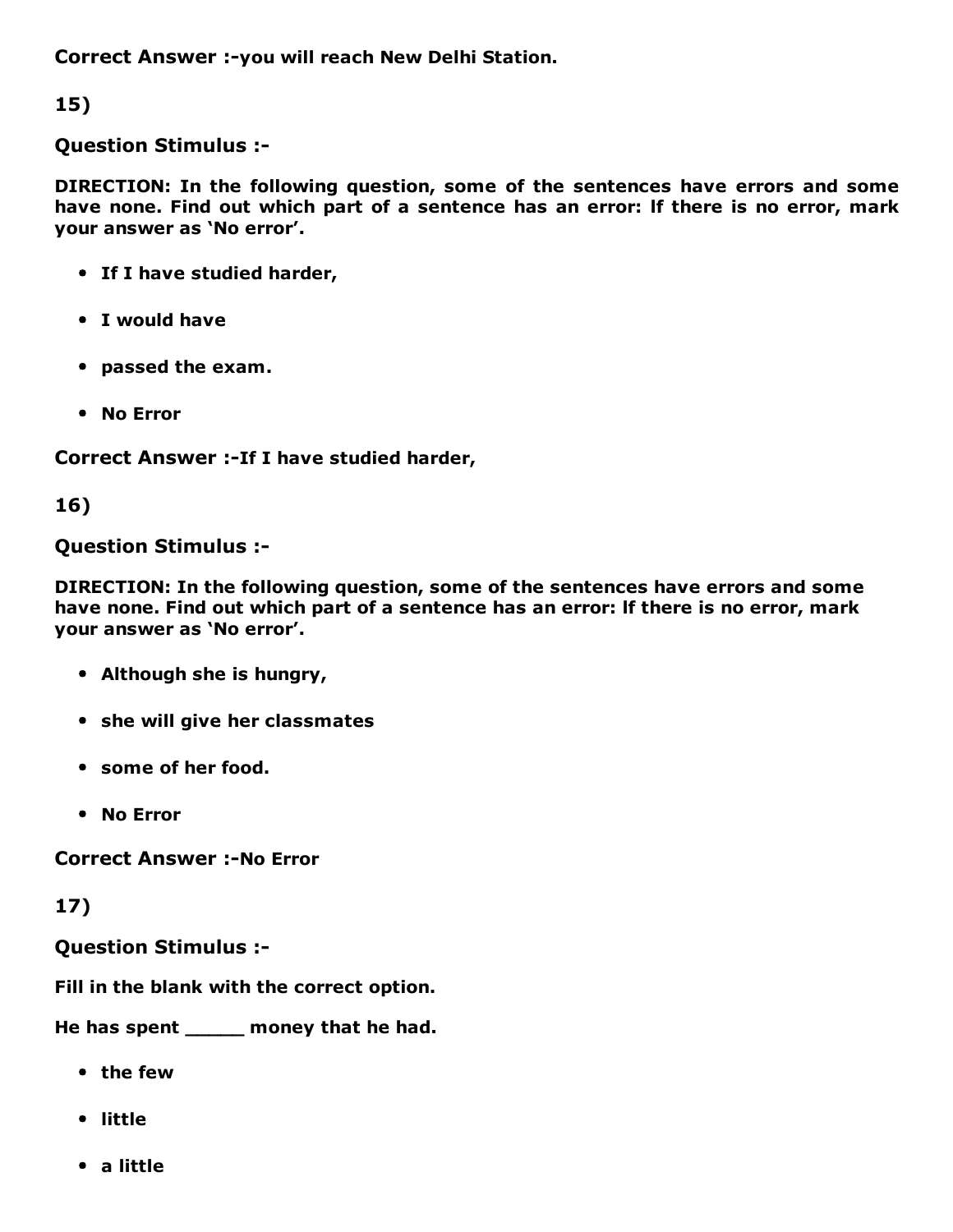**Correct Answer :-you will reach New Delhi Station.**

**15)**

**Question Stimulus :-**

**DIRECTION: In the following question, some of the sentences have errors and some have none. Find out which part of a sentence has an error: If there is no error, mark your answer as 'No error'.**

- **If I have studied harder,**
- **I would have**
- **passed the exam.**
- **No Error**

**Correct Answer :-If I have studied harder,**

**16)**

**Question Stimulus :-**

**DIRECTION: In the following question, some of the sentences have errors and some have none. Find out which part of a sentence has an error: If there is no error, mark your answer as 'No error'.**

- **Although she is hungry,**
- **she will give her classmates**
- **some of her food.**
- **No Error**

**Correct Answer :-No Error**

**17)**

**Question Stimulus :-**

**Fill in the blank with the correct option.**

**He has spent _____ money that he had.**

- **the few**
- **little**
- **a little**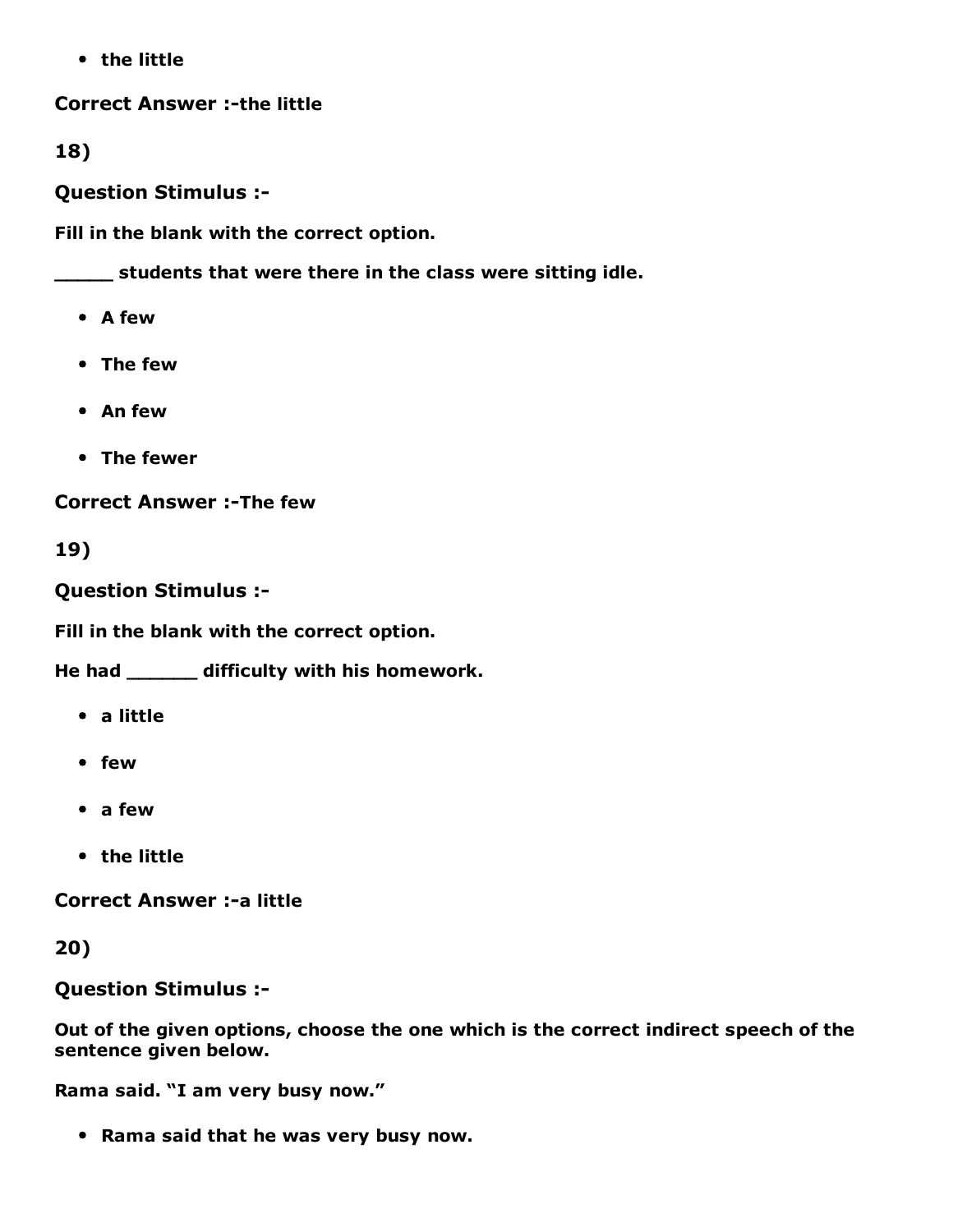- the little

**Correct Answer :-the little**

**18)**

**Question Stimulus :-**

**Fill in the blank with the correct option.**

**_____ students that were there in the class were sitting idle.**

- **A few**
- **The few**
- **An few**
- **The fewer**

**Correct Answer :-The few**

**19)**

**Question Stimulus :-**

**Fill in the blank with the correct option.**

**He had ______ difficulty with his homework.**

- **a little**
- **few**
- **a few**
- **the little**

**Correct Answer :-a little**

**20)**

**Question Stimulus :-**

**Out of the given options, choose the one which is the correct indirect speech of the sentence given below.**

**Rama said. "I am very busy now."**

- **Rama said that he was very busy now.**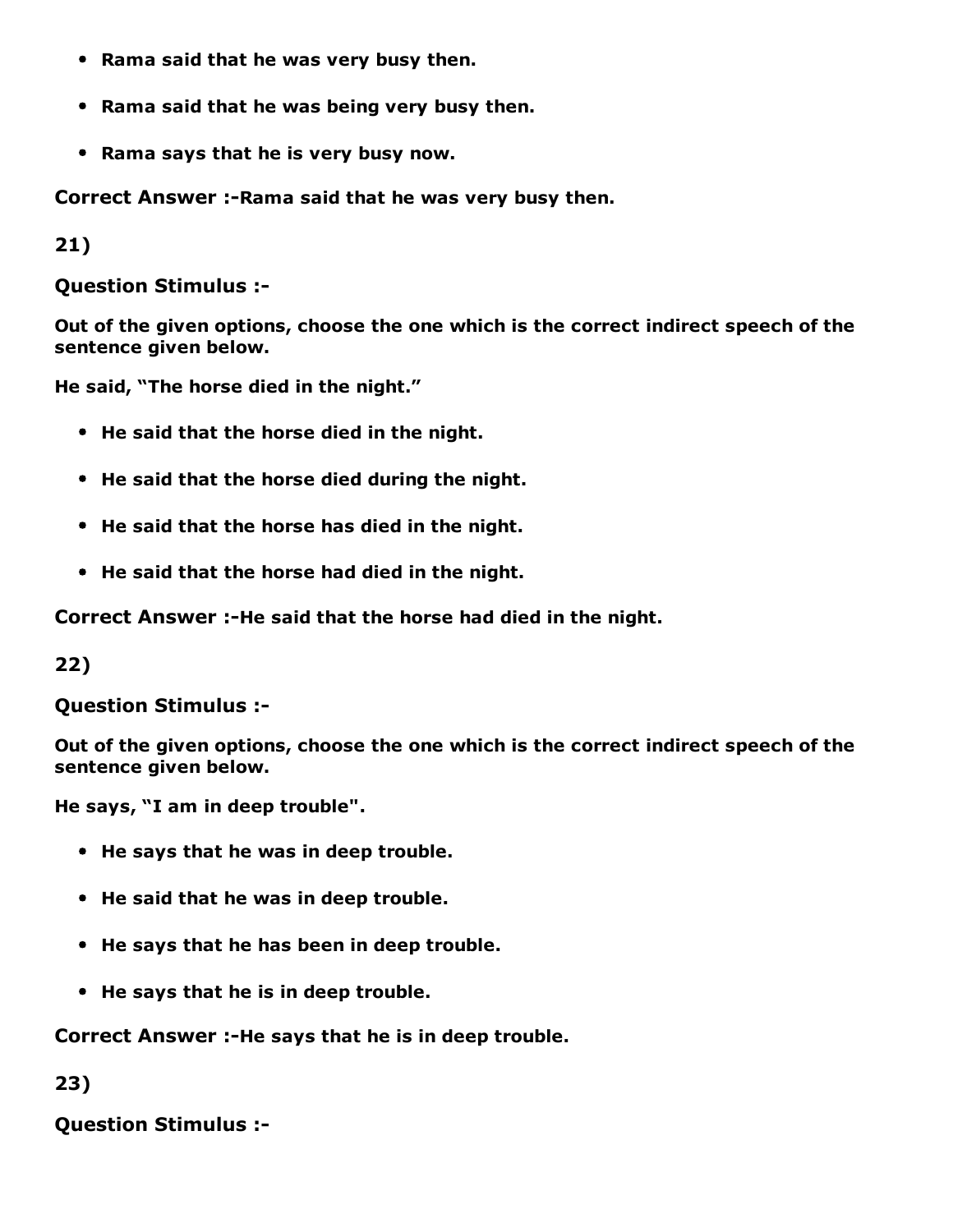- **Rama said that he was very busy then.**
- **Rama said that he was being very busy then.**
- **Rama says that he is very busy now.**

**Correct Answer :-Rama said that he was very busy then.**

**21)**

**Question Stimulus :-**

**Out of the given options, choose the one which is the correct indirect speech of the sentence given below.**

**He said, "The horse died in the night."**

- **He said that the horse died in the night.**
- **He said that the horse died during the night.**
- **He said that the horse has died in the night.**
- **He said that the horse had died in the night.**

**Correct Answer :-He said that the horse had died in the night.**

**22)**

**Question Stimulus :-**

**Out of the given options, choose the one which is the correct indirect speech of the sentence given below.**

**He says, "I am in deep trouble".**

- **He says that he was in deep trouble.**
- **He said that he was in deep trouble.**
- **He says that he has been in deep trouble.**
- **He says that he is in deep trouble.**

**Correct Answer :-He says that he is in deep trouble.**

**23)**

**Question Stimulus :-**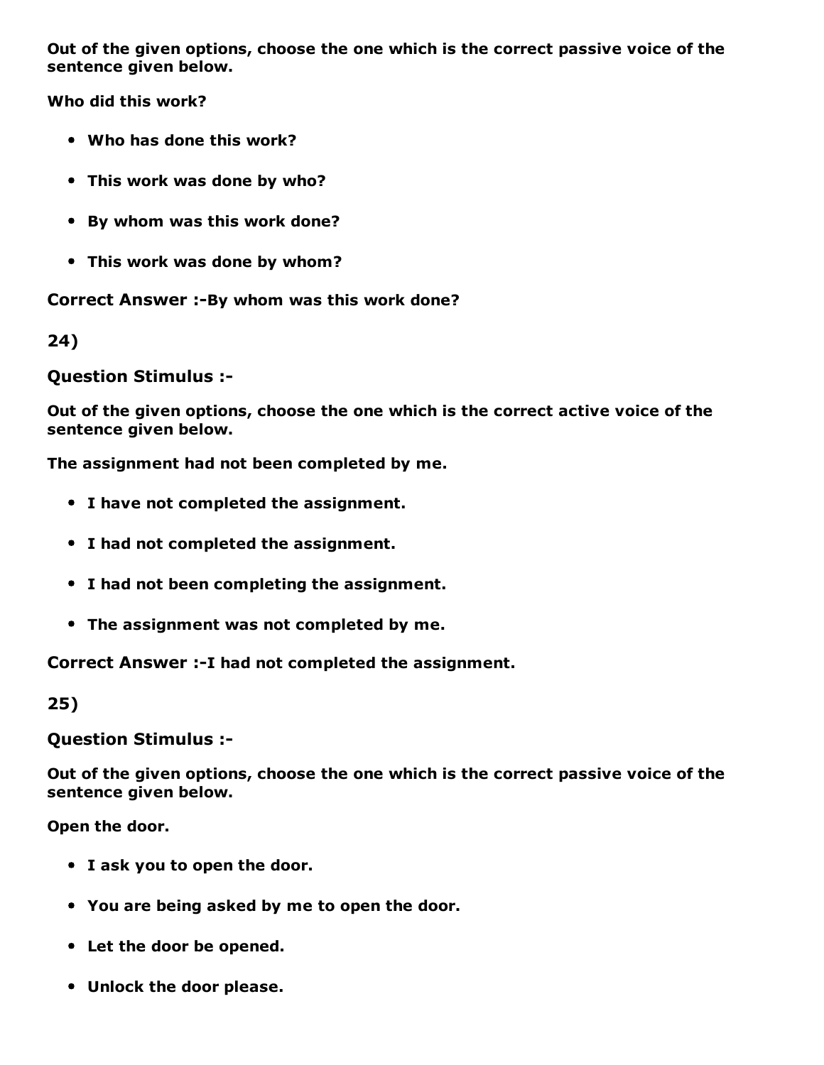**Out of the given options, choose the one which is the correct passive voice of the sentence given below.**

**Who did this work?**

- **Who has done this work?**
- **This work was done by who?**
- **By whom was this work done?**
- **This work was done by whom?**

**Correct Answer :-By whom was this work done?**

**24)**

**Question Stimulus :-**

**Out of the given options, choose the one which is the correct active voice of the sentence given below.**

**The assignment had not been completed by me.**

- **I have not completed the assignment.**
- **I had not completed the assignment.**
- **I had not been completing the assignment.**
- **The assignment was not completed by me.**

**Correct Answer :-I had not completed the assignment.**

**25)**

**Question Stimulus :-**

**Out of the given options, choose the one which is the correct passive voice of the sentence given below.**

**Open the door.**

- **I ask you to open the door.**
- **You are being asked by me to open the door.**
- **Let the door be opened.**
- **Unlock the door please.**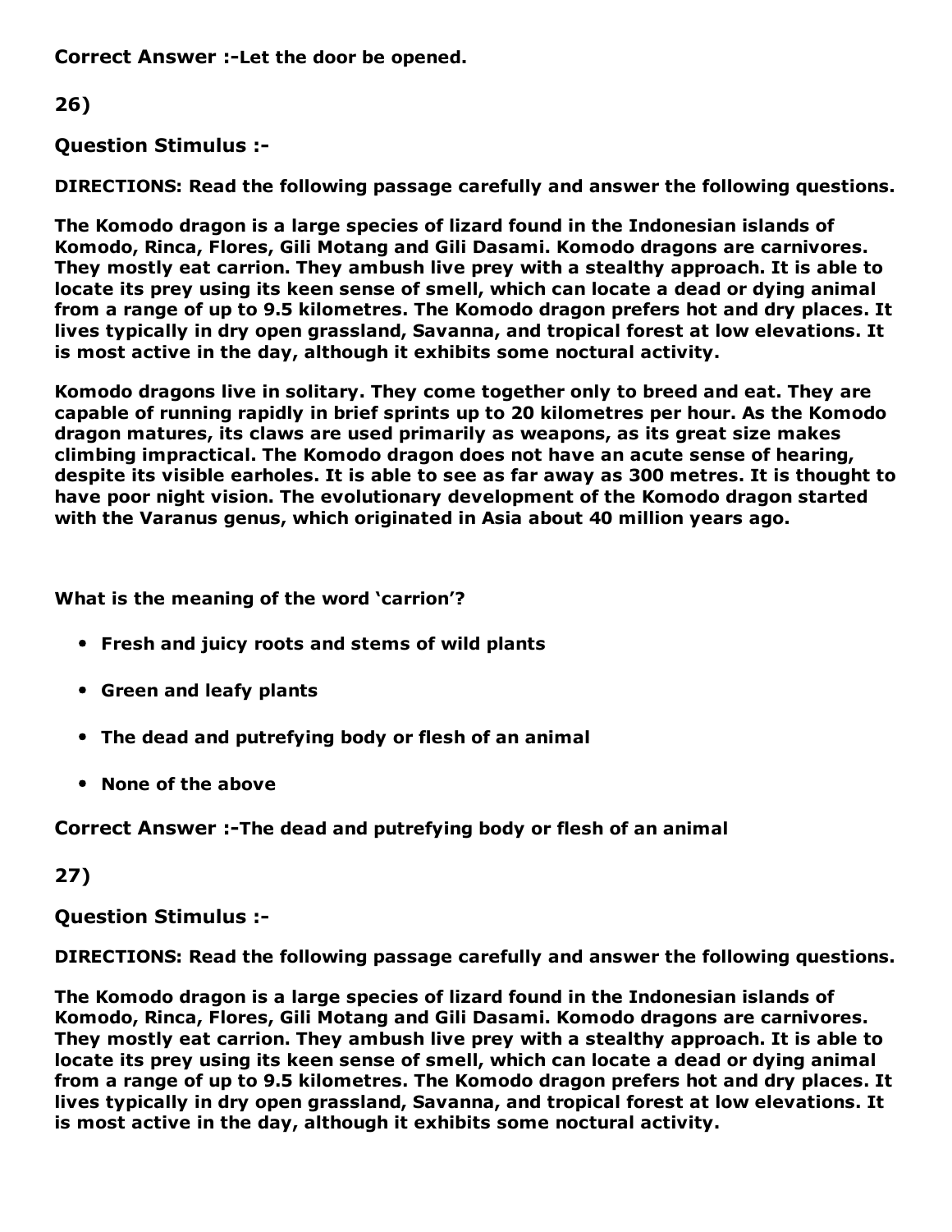**Correct Answer :-Let the door be opened.**

**26)**

**Question Stimulus :-**

**DIRECTIONS: Read the following passage carefully and answer the following questions.**

**The Komodo dragon is a large species of lizard found in the Indonesian islands of Komodo, Rinca, Flores, Gili Motang and Gili Dasami. Komodo dragons are carnivores. They mostly eat carrion. They ambush live prey with a stealthy approach. It is able to locate its prey using its keen sense of smell, which can locate a dead or dying animal from a range of up to 9.5 kilometres. The Komodo dragon prefers hot and dry places. It lives typically in dry open grassland, Savanna, and tropical forest at low elevations. It is most active in the day, although it exhibits some noctural activity.**

**Komodo dragons live in solitary. They come together only to breed and eat. They are capable of running rapidly in brief sprints up to 20 kilometres per hour. As the Komodo dragon matures, its claws are used primarily as weapons, as its great size makes climbing impractical. The Komodo dragon does not have an acute sense of hearing, despite its visible earholes. It is able to see as far away as 300 metres. It is thought to have poor night vision. The evolutionary development of the Komodo dragon started with the Varanus genus, which originated in Asia about 40 million years ago.**

**What is the meaning of the word 'carrion'?**

- **Fresh and juicy roots and stems of wild plants**
- **Green and leafy plants**
- **The dead and putrefying body or flesh of an animal**
- **None of the above**

**Correct Answer :-The dead and putrefying body or flesh of an animal**

**27)**

**Question Stimulus :-**

**DIRECTIONS: Read the following passage carefully and answer the following questions.**

**The Komodo dragon is a large species of lizard found in the Indonesian islands of Komodo, Rinca, Flores, Gili Motang and Gili Dasami. Komodo dragons are carnivores. They mostly eat carrion. They ambush live prey with a stealthy approach. It is able to locate its prey using its keen sense of smell, which can locate a dead or dying animal from a range of up to 9.5 kilometres. The Komodo dragon prefers hot and dry places. It lives typically in dry open grassland, Savanna, and tropical forest at low elevations. It is most active in the day, although it exhibits some noctural activity.**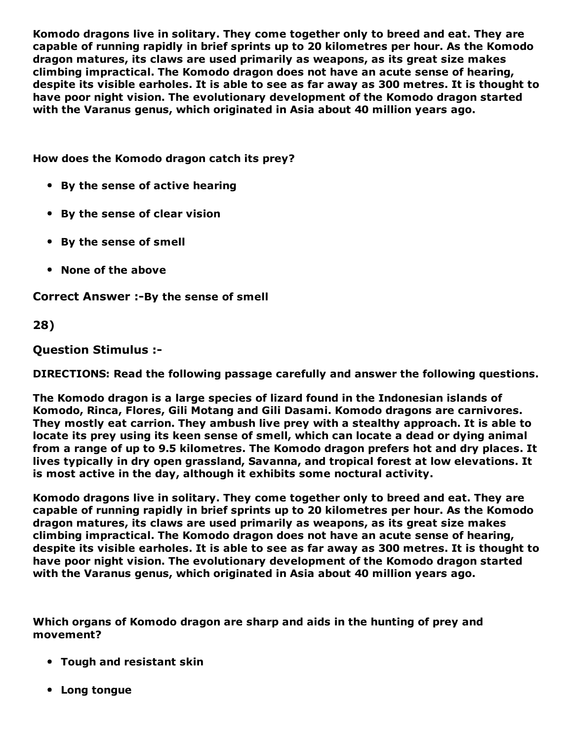**Komodo dragons live in solitary. They come together only to breed and eat. They are capable of running rapidly in brief sprints up to 20 kilometres per hour. As the Komodo dragon matures, its claws are used primarily as weapons, as its great size makes climbing impractical. The Komodo dragon does not have an acute sense of hearing, despite its visible earholes. It is able to see as far away as 300 metres. It is thought to have poor night vision. The evolutionary development of the Komodo dragon started with the Varanus genus, which originated in Asia about 40 million years ago.**

**How does the Komodo dragon catch its prey?**

- **By the sense of active hearing**
- **By the sense of clear vision**
- **By the sense of smell**
- **None of the above**

**Correct Answer :-By the sense of smell**

**28)**

**Question Stimulus :-**

**DIRECTIONS: Read the following passage carefully and answer the following questions.**

**The Komodo dragon is a large species of lizard found in the Indonesian islands of Komodo, Rinca, Flores, Gili Motang and Gili Dasami. Komodo dragons are carnivores. They mostly eat carrion. They ambush live prey with a stealthy approach. It is able to locate its prey using its keen sense of smell, which can locate a dead or dying animal from a range of up to 9.5 kilometres. The Komodo dragon prefers hot and dry places. It lives typically in dry open grassland, Savanna, and tropical forest at low elevations. It is most active in the day, although it exhibits some noctural activity.**

**Komodo dragons live in solitary. They come together only to breed and eat. They are capable of running rapidly in brief sprints up to 20 kilometres per hour. As the Komodo dragon matures, its claws are used primarily as weapons, as its great size makes climbing impractical. The Komodo dragon does not have an acute sense of hearing, despite its visible earholes. It is able to see as far away as 300 metres. It is thought to have poor night vision. The evolutionary development of the Komodo dragon started with the Varanus genus, which originated in Asia about 40 million years ago.**

**Which organs of Komodo dragon are sharp and aids in the hunting of prey and movement?**

- **Tough and resistant skin**
- **Long tongue**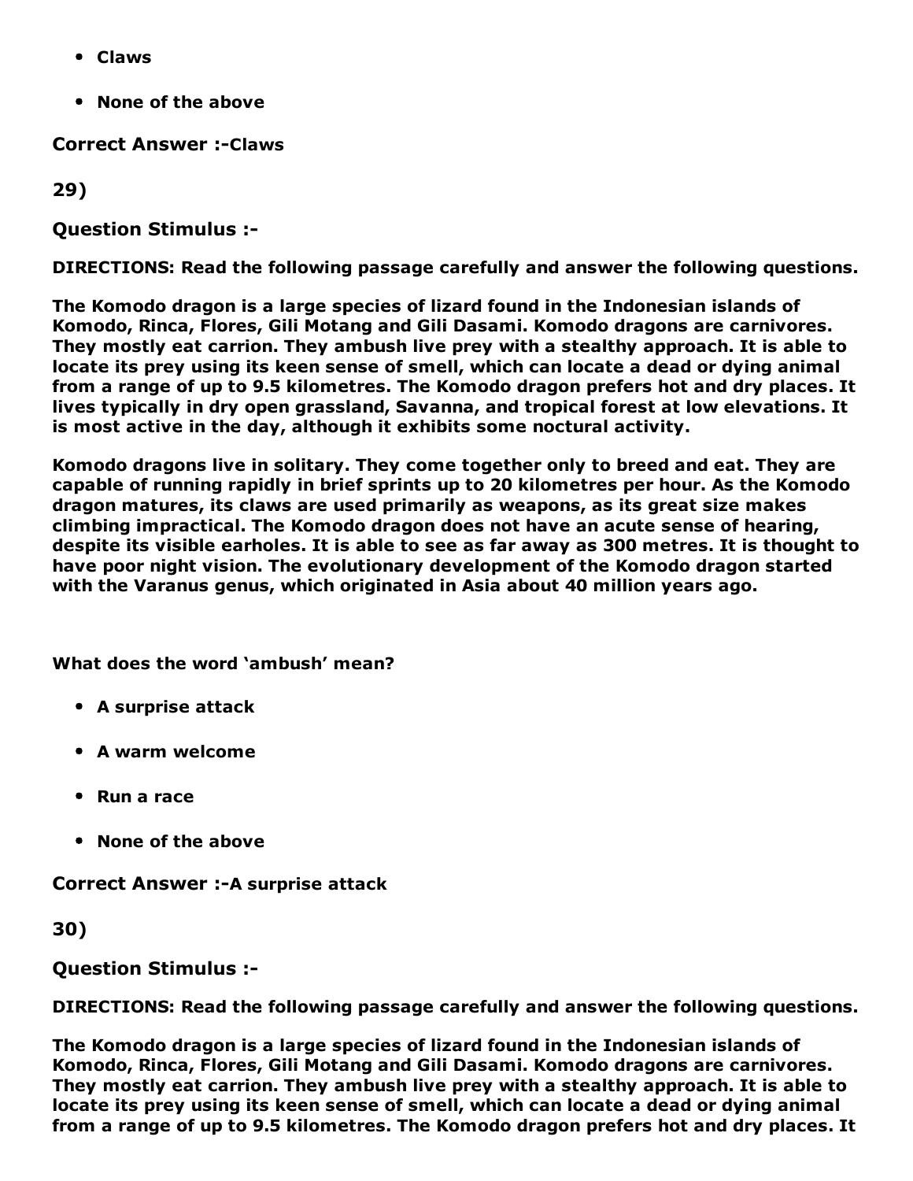- **Claws**
- **None of the above**

**Correct Answer :-Claws**

**29)**

**Question Stimulus :-**

**DIRECTIONS: Read the following passage carefully and answer the following questions.**

**The Komodo dragon is a large species of lizard found in the Indonesian islands of Komodo, Rinca, Flores, Gili Motang and Gili Dasami. Komodo dragons are carnivores. They mostly eat carrion. They ambush live prey with a stealthy approach. It is able to locate its prey using its keen sense of smell, which can locate a dead or dying animal from a range of up to 9.5 kilometres. The Komodo dragon prefers hot and dry places. It lives typically in dry open grassland, Savanna, and tropical forest at low elevations. It is most active in the day, although it exhibits some noctural activity.**

**Komodo dragons live in solitary. They come together only to breed and eat. They are capable of running rapidly in brief sprints up to 20 kilometres per hour. As the Komodo dragon matures, its claws are used primarily as weapons, as its great size makes climbing impractical. The Komodo dragon does not have an acute sense of hearing, despite its visible earholes. It is able to see as far away as 300 metres. It is thought to have poor night vision. The evolutionary development of the Komodo dragon started with the Varanus genus, which originated in Asia about 40 million years ago.**

**What does the word 'ambush' mean?**

- **A surprise attack**
- **A warm welcome**
- **Run a race**
- **None of the above**

**Correct Answer :-A surprise attack**

**30)**

**Question Stimulus :-**

**DIRECTIONS: Read the following passage carefully and answer the following questions.**

**The Komodo dragon is a large species of lizard found in the Indonesian islands of Komodo, Rinca, Flores, Gili Motang and Gili Dasami. Komodo dragons are carnivores. They mostly eat carrion. They ambush live prey with a stealthy approach. It is able to locate its prey using its keen sense of smell, which can locate a dead or dying animal from a range of up to 9.5 kilometres. The Komodo dragon prefers hot and dry places. It**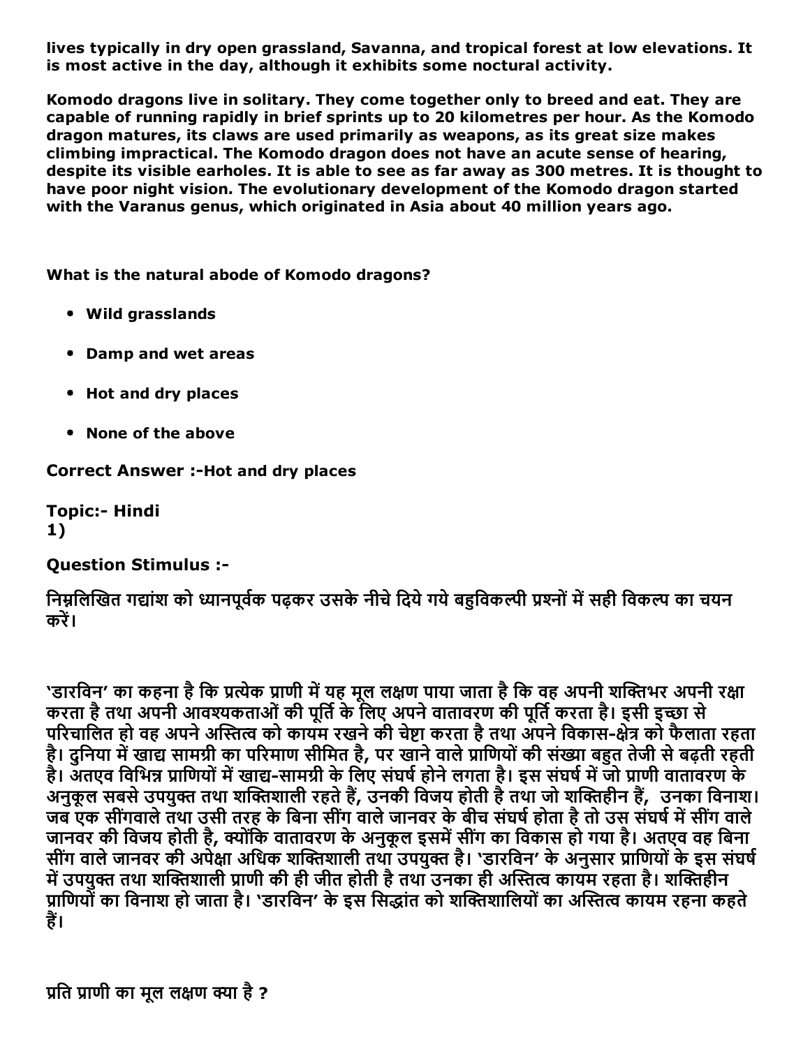**lives typically in dry open grassland, Savanna, and tropical forest at low elevations. It is most active in the day, although it exhibits some noctural activity.**

**Komodo dragons live in solitary. They come together only to breed and eat. They are capable of running rapidly in brief sprints up to 20 kilometres per hour. As the Komodo dragon matures, its claws are used primarily as weapons, as its great size makes climbing impractical. The Komodo dragon does not have an acute sense of hearing, despite its visible earholes. It is able to see as far away as 300 metres. It is thought to have poor night vision. The evolutionary development of the Komodo dragon started with the Varanus genus, which originated in Asia about 40 million years ago.**

**What is the natural abode of Komodo dragons?**

- **Wild grasslands**
- **Damp and wet areas**
- **Hot and dry places**
- **None of the above**

**Correct Answer :-Hot and dry places**

**Topic:- Hindi**
**1)**

**Question Stimulus :-**

**निम्नलिखित गद्यांश को ध्यानपूर्वक पढ़कर उसके नीचे दिये गये बहुविकल्पी प्रश्नों में सही विकल्प का चयन करें।**

**'डारविन' का कहना है कि प्रत्येक प्राणी में यह मूल लक्षण पाया जाता है कि वह अपनी शक्तिभर अपनी रक्षा करता है तथा अपनी आवश्यकताओं की पूर्ति के लिए अपने वातावरण की पूर्ति करता है। इसी इच्छा से परिचालित हो वह अपने अस्तित्व को कायम रखने की चेष्टा करता है तथा अपने विकास-क्षेत्र को फैलाता रहता है। दुनिया में खाद्य सामग्री का परिमाण सीमित है, पर खाने वाले प्राणियों की संख्या बहुत तेजी से बढ़ती रहती है। अतएव विभिन्न प्राणियों में खाद्य-सामग्री के लिए संघर्ष होने लगता है। इस संघर्ष में जो प्राणी वातावरण के अनुकूल सबसे उपयुक्त तथा शक्तिशाली रहते हैं, उनकी विजय होती है तथा जो शक्तिहीन हैं, उनका विनाश। जब एक सींगवाले तथा उसी तरह के बिना सींग वाले जानवर के बीच संघर्ष होता है तो उस संघर्ष में सींग वाले जानवर की विजय होती है, क्योंकि वातावरण के अनुकूल इसमें सींग का विकास हो गया है। अतएव वह बिना सींग वाले जानवर की अपेक्षा अधिक शक्तिशाली तथा उपयुक्त है। 'डारविन' के अनुसार प्राणियों के इस संघर्ष में उपयुक्त तथा शक्तिशाली प्राणी की ही जीत होती है तथा उनका ही अस्तित्व कायम रहता है। शक्तिहीन प्राणियों का विनाश हो जाता है। 'डारविन' के इस सिद्धांत को शक्तिशालियों का अस्तित्व कायम रहना कहते हैं।**

**प्रति प्राणी का मूल लक्षण क्या है ?**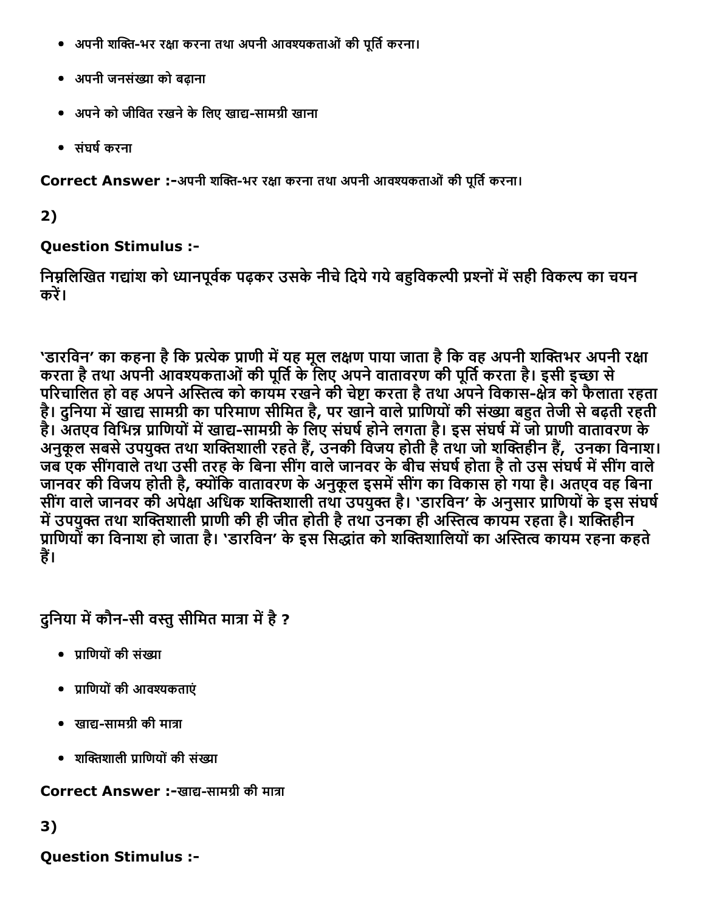- अपनी शक्ति-भर रक्षा करना तथा अपनी आवश्यकताओं की पूर्ति करना।
- अपनी जनसंख्या को बढ़ाना
- अपने को जीवित रखने के लिए खाद्य-सामग्री खाना
- संघर्ष करना

**Correct Answer :-**अपनी शक्ति-भर रक्षा करना तथा अपनी आवश्यकताओं की पूर्ति करना।

**2)**

**Question Stimulus :-**

**निम्नलिखित गद्यांश को ध्यानपूर्वक पढ़कर उसके नीचे दिये गये बहुविकल्पी प्रश्नों में सही विकल्प का चयन करें।**

**'डारविन' का कहना है कि प्रत्येक प्राणी में यह मूल लक्षण पाया जाता है कि वह अपनी शक्तिभर अपनी रक्षा करता है तथा अपनी आवश्यकताओं की पूर्ति के लिए अपने वातावरण की पूर्ति करता है। इसी इच्छा से परिचालित हो वह अपने अस्तित्व को कायम रखने की चेष्टा करता है तथा अपने विकास-क्षेत्र को फैलाता रहता है। दुनिया में खाद्य सामग्री का परिमाण सीमित है, पर खाने वाले प्राणियों की संख्या बहुत तेजी से बढ़ती रहती है। अतएव विभिन्न प्राणियों में खाद्य-सामग्री के लिए संघर्ष होने लगता है। इस संघर्ष में जो प्राणी वातावरण के अनुकूल सबसे उपयुक्त तथा शक्तिशाली रहते हैं, उनकी विजय होती है तथा जो शक्तिहीन हैं, उनका विनाश। जब एक सींगवाले तथा उसी तरह के बिना सींग वाले जानवर के बीच संघर्ष होता है तो उस संघर्ष में सींग वाले जानवर की विजय होती है, क्योंकि वातावरण के अनुकूल इसमें सींग का विकास हो गया है। अतएव वह बिना सींग वाले जानवर की अपेक्षा अधिक शक्तिशाली तथा उपयुक्त है। 'डारविन' के अनुसार प्राणियों के इस संघर्ष में उपयुक्त तथा शक्तिशाली प्राणी की ही जीत होती है तथा उनका ही अस्तित्व कायम रहता है। शक्तिहीन प्राणियों का विनाश हो जाता है। 'डारविन' के इस सिद्धांत को शक्तिशालियों का अस्तित्व कायम रहना कहते हैं।**

**दुनिया में कौन-सी वस्तु सीमित मात्रा में है ?**

- प्राणियों की संख्या
- प्राणियों की आवश्यकताएं
- खाद्य-सामग्री की मात्रा
- शक्तिशाली प्राणियों की संख्या

**Correct Answer :-**खाद्य-सामग्री की मात्रा

**3)**

**Question Stimulus :-**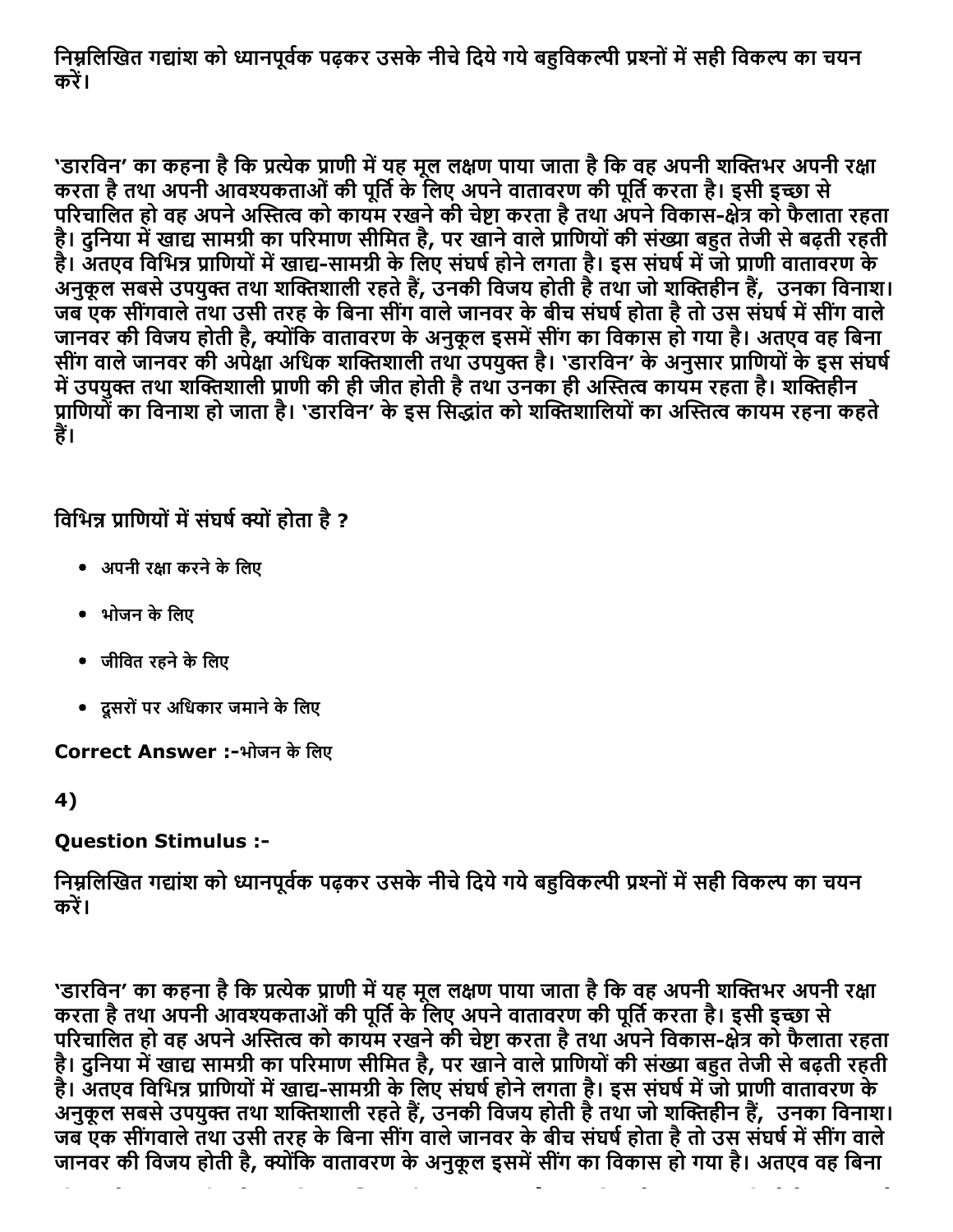निम्नलिखित गद्यांश को ध्यानपूर्वक पढ़कर उसके नीचे दिये गये बहुविकल्पी प्रश्नों में सही विकल्प का चयन करें।

'डारविन' का कहना है कि प्रत्येक प्राणी में यह मूल लक्षण पाया जाता है कि वह अपनी शक्तिभर अपनी रक्षा करता है तथा अपनी आवश्यकताओं की पूर्ति के लिए अपने वातावरण की पूर्ति करता है। इसी इच्छा से परिचालित हो वह अपने अस्तित्व को कायम रखने की चेष्टा करता है तथा अपने विकास-क्षेत्र को फैलाता रहता है। दुनिया में खाद्य सामग्री का परिमाण सीमित है, पर खाने वाले प्राणियों की संख्या बहुत तेजी से बढ़ती रहती है। अतएव विभिन्न प्राणियों में खाद्य-सामग्री के लिए संघर्ष होने लगता है। इस संघर्ष में जो प्राणी वातावरण के अनुकूल सबसे उपयुक्त तथा शक्तिशाली रहते हैं, उनकी विजय होती है तथा जो शक्तिहीन हैं, उनका विनाश। जब एक सींगवाले तथा उसी तरह के बिना सींग वाले जानवर के बीच संघर्ष होता है तो उस संघर्ष में सींग वाले जानवर की विजय होती है, क्योंकि वातावरण के अनुकूल इसमें सींग का विकास हो गया है। अतएव वह बिना सींग वाले जानवर की अपेक्षा अधिक शक्तिशाली तथा उपयुक्त है। 'डारविन' के अनुसार प्राणियों के इस संघर्ष में उपयुक्त तथा शक्तिशाली प्राणी की ही जीत होती है तथा उनका ही अस्तित्व कायम रहता है। शक्तिहीन प्राणियों का विनाश हो जाता है। 'डारविन' के इस सिद्धांत को शक्तिशालियों का अस्तित्व कायम रहना कहते हैं।

विभिन्न प्राणियों में संघर्ष क्यों होता है ?

- अपनी रक्षा करने के लिए
- भोजन के लिए
- जीवित रहने के लिए
- दूसरों पर अधिकार जमाने के लिए

**Correct Answer :-**भोजन के लिए

**4)**

**Question Stimulus :-**

निम्नलिखित गद्यांश को ध्यानपूर्वक पढ़कर उसके नीचे दिये गये बहुविकल्पी प्रश्नों में सही विकल्प का चयन करें।

'डारविन' का कहना है कि प्रत्येक प्राणी में यह मूल लक्षण पाया जाता है कि वह अपनी शक्तिभर अपनी रक्षा करता है तथा अपनी आवश्यकताओं की पूर्ति के लिए अपने वातावरण की पूर्ति करता है। इसी इच्छा से परिचालित हो वह अपने अस्तित्व को कायम रखने की चेष्टा करता है तथा अपने विकास-क्षेत्र को फैलाता रहता है। दुनिया में खाद्य सामग्री का परिमाण सीमित है, पर खाने वाले प्राणियों की संख्या बहुत तेजी से बढ़ती रहती है। अतएव विभिन्न प्राणियों में खाद्य-सामग्री के लिए संघर्ष होने लगता है। इस संघर्ष में जो प्राणी वातावरण के अनुकूल सबसे उपयुक्त तथा शक्तिशाली रहते हैं, उनकी विजय होती है तथा जो शक्तिहीन हैं, उनका विनाश। जब एक सींगवाले तथा उसी तरह के बिना सींग वाले जानवर के बीच संघर्ष होता है तो उस संघर्ष में सींग वाले जानवर की विजय होती है, क्योंकि वातावरण के अनुकूल इसमें सींग का विकास हो गया है। अतएव वह बिना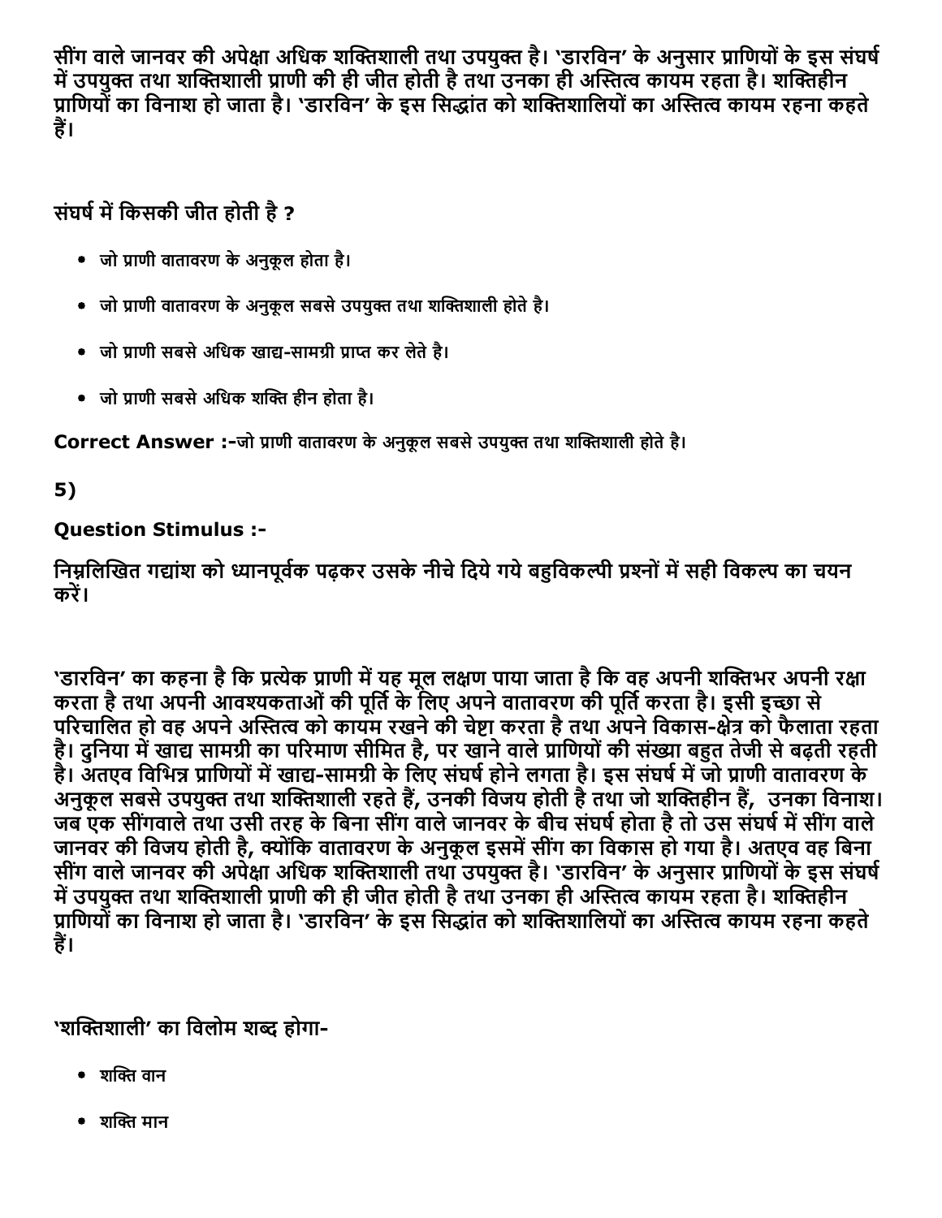सींग वाले जानवर की अपेक्षा अधिक शक्तिशाली तथा उपयुक्त है। 'डारविन' के अनुसार प्राणियों के इस संघर्ष में उपयुक्त तथा शक्तिशाली प्राणी की ही जीत होती है तथा उनका ही अस्तित्व कायम रहता है। शक्तिहीन प्राणियों का विनाश हो जाता है। 'डारविन' के इस सिद्धांत को शक्तिशालियों का अस्तित्व कायम रहना कहते हैं।

संघर्ष में किसकी जीत होती है ?

- जो प्राणी वातावरण के अनुकूल होता है।
- जो प्राणी वातावरण के अनुकूल सबसे उपयुक्त तथा शक्तिशाली होते है।
- जो प्राणी सबसे अधिक खाद्य-सामग्री प्राप्त कर लेते है।
- जो प्राणी सबसे अधिक शक्ति हीन होता है।

**Correct Answer :-**जो प्राणी वातावरण के अनुकूल सबसे उपयुक्त तथा शक्तिशाली होते है।

**5)**

**Question Stimulus :-**

निम्नलिखित गद्यांश को ध्यानपूर्वक पढ़कर उसके नीचे दिये गये बहुविकल्पी प्रश्नों में सही विकल्प का चयन करें।

'डारविन' का कहना है कि प्रत्येक प्राणी में यह मूल लक्षण पाया जाता है कि वह अपनी शक्तिभर अपनी रक्षा करता है तथा अपनी आवश्यकताओं की पूर्ति के लिए अपने वातावरण की पूर्ति करता है। इसी इच्छा से परिचालित हो वह अपने अस्तित्व को कायम रखने की चेष्टा करता है तथा अपने विकास-क्षेत्र को फैलाता रहता है। दुनिया में खाद्य सामग्री का परिमाण सीमित है, पर खाने वाले प्राणियों की संख्या बहुत तेजी से बढ़ती रहती है। अतएव विभिन्न प्राणियों में खाद्य-सामग्री के लिए संघर्ष होने लगता है। इस संघर्ष में जो प्राणी वातावरण के अनुकूल सबसे उपयुक्त तथा शक्तिशाली रहते हैं, उनकी विजय होती है तथा जो शक्तिहीन हैं, उनका विनाश। जब एक सींगवाले तथा उसी तरह के बिना सींग वाले जानवर के बीच संघर्ष होता है तो उस संघर्ष में सींग वाले जानवर की विजय होती है, क्योंकि वातावरण के अनुकूल इसमें सींग का विकास हो गया है। अतएव वह बिना सींग वाले जानवर की अपेक्षा अधिक शक्तिशाली तथा उपयुक्त है। 'डारविन' के अनुसार प्राणियों के इस संघर्ष में उपयुक्त तथा शक्तिशाली प्राणी की ही जीत होती है तथा उनका ही अस्तित्व कायम रहता है। शक्तिहीन प्राणियों का विनाश हो जाता है। 'डारविन' के इस सिद्धांत को शक्तिशालियों का अस्तित्व कायम रहना कहते हैं।

'शक्तिशाली' का विलोम शब्द होगा-

- शक्ति वान
- शक्ति मान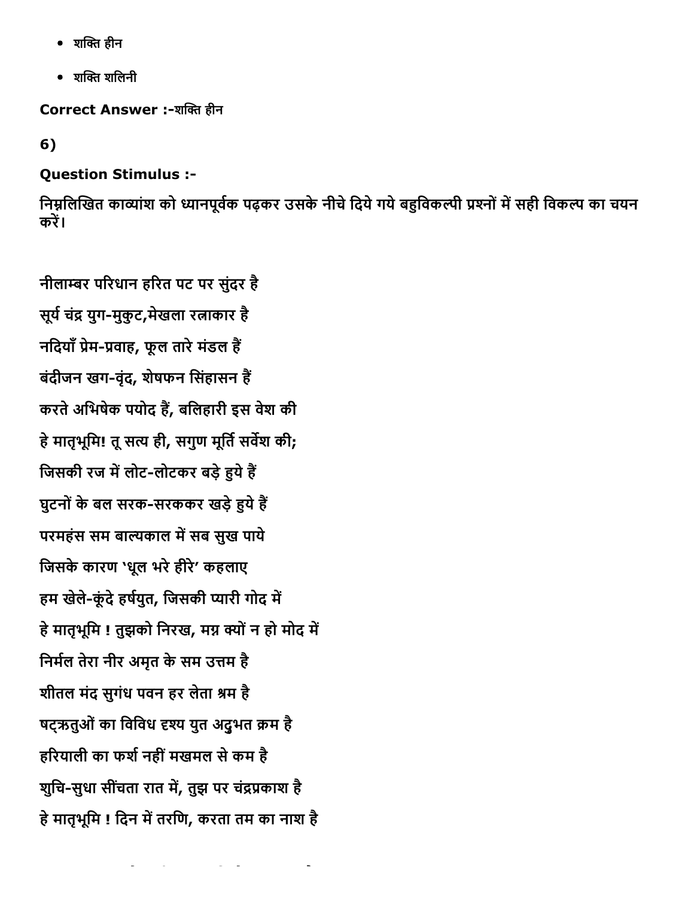- शक्ति हीन
- शक्ति शलिनी

**Correct Answer :-**शक्ति हीन

**6)**

**Question Stimulus :-**

निम्नलिखित काव्यांश को ध्यानपूर्वक पढ़कर उसके नीचे दिये गये बहुविकल्पी प्रश्नों में सही विकल्प का चयन करें।

नीलाम्बर परिधान हरित पट पर सुंदर है

सूर्य चंद्र युग-मुकुट,मेखला रत्नाकार है

नदियाँ प्रेम-प्रवाह, फूल तारे मंडल हैं

बंदीजन खग-वृंद, शेषफन सिंहासन हैं

करते अभिषेक पयोद हैं, बलिहारी इस वेश की

हे मातृभूमि! तू सत्य ही, सगुण मूर्ति सर्वेश की;

जिसकी रज में लोट-लोटकर बड़े हुये हैं

घुटनों के बल सरक-सरककर खड़े हुये हैं

परमहंस सम बाल्यकाल में सब सुख पाये

जिसके कारण 'धूल भरे हीरे' कहलाए

हम खेले-कूंदे हर्षयुत, जिसकी प्यारी गोद में

हे मातृभूमि ! तुझको निरख, मग्न क्यों न हो मोद में

निर्मल तेरा नीर अमृत के सम उत्तम है

शीतल मंद सुगंध पवन हर लेता श्रम है

षट्ऋतुओं का विविध दृश्य युत अद्भुत क्रम है

हरियाली का फर्श नहीं मखमल से कम है

शुचि-सुधा सींचता रात में, तुझ पर चंद्रप्रकाश है

हे मातृभूमि ! दिन में तरणि, करता तम का नाश है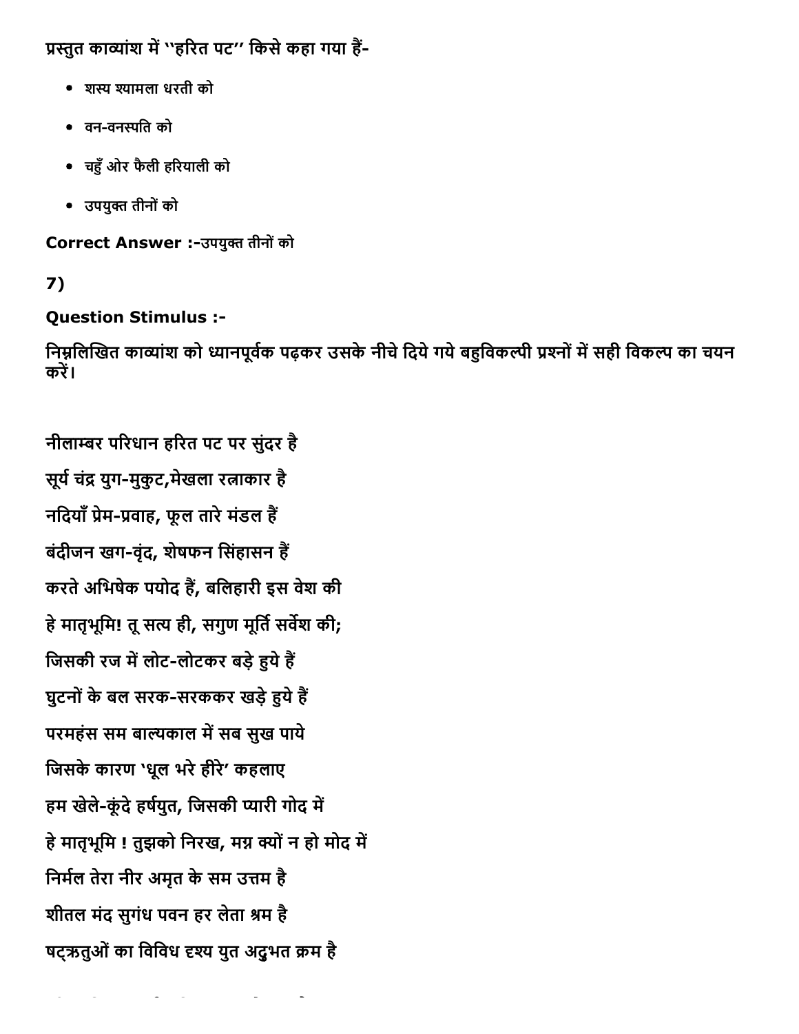प्रस्तुत काव्यांश में ''हरित पट'' किसे कहा गया हैं-

- शस्य श्यामला धरती को
- वन-वनस्पति को
- चहुँ ओर फैली हरियाली को
- उपयुक्त तीनों को

**Correct Answer :-**उपयुक्त तीनों को

**7)**

**Question Stimulus :-**

**निम्नलिखित काव्यांश को ध्यानपूर्वक पढ़कर उसके नीचे दिये गये बहुविकल्पी प्रश्नों में सही विकल्प का चयन करें।**

**नीलाम्बर परिधान हरित पट पर सुंदर है**

**सूर्य चंद्र युग-मुकुट,मेखला रत्नाकार है**

**नदियाँ प्रेम-प्रवाह, फूल तारे मंडल हैं**

**बंदीजन खग-वृंद, शेषफन सिंहासन हैं**

**करते अभिषेक पयोद हैं, बलिहारी इस वेश की**

**हे मातृभूमि! तू सत्य ही, सगुण मूर्ति सर्वेश की;**

**जिसकी रज में लोट-लोटकर बड़े हुये हैं**

**घुटनों के बल सरक-सरककर खड़े हुये हैं**

**परमहंस सम बाल्यकाल में सब सुख पाये**

**जिसके कारण 'धूल भरे हीरे' कहलाए**

**हम खेले-कूंदे हर्षयुत, जिसकी प्यारी गोद में**

**हे मातृभूमि ! तुझको निरख, मग्न क्यों न हो मोद में**

**निर्मल तेरा नीर अमृत के सम उत्तम है**

**शीतल मंद सुगंध पवन हर लेता श्रम है**

**षट्ऋतुओं का विविध दृश्य युत अद्भुत क्रम है**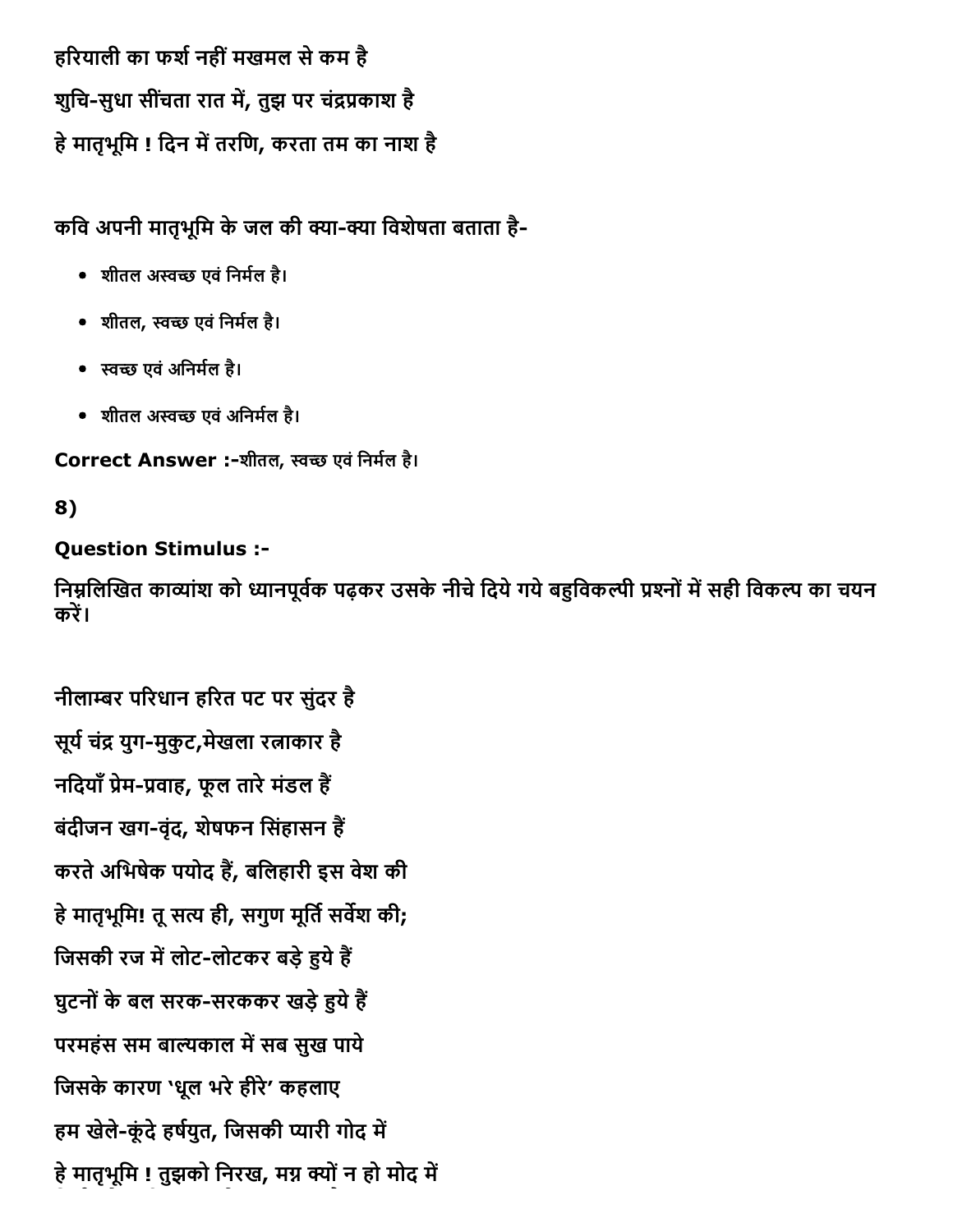हरियाली का फर्श नहीं मखमल से कम है

शुचि-सुधा सींचता रात में, तुझ पर चंद्रप्रकाश है

हे मातृभूमि ! दिन में तरणि, करता तम का नाश है

कवि अपनी मातृभूमि के जल की क्या-क्या विशेषता बताता है-

- शीतल अस्वच्छ एवं निर्मल है।
- शीतल, स्वच्छ एवं निर्मल है।
- स्वच्छ एवं अनिर्मल है।
- शीतल अस्वच्छ एवं अनिर्मल है।

**Correct Answer :-**शीतल, स्वच्छ एवं निर्मल है।

**8)**

**Question Stimulus :-**

निम्नलिखित काव्यांश को ध्यानपूर्वक पढ़कर उसके नीचे दिये गये बहुविकल्पी प्रश्नों में सही विकल्प का चयन करें।

नीलाम्बर परिधान हरित पट पर सुंदर है

सूर्य चंद्र युग-मुकुट,मेखला रत्नाकार है

नदियाँ प्रेम-प्रवाह, फूल तारे मंडल हैं

बंदीजन खग-वृंद, शेषफन सिंहासन हैं

करते अभिषेक पयोद हैं, बलिहारी इस वेश की

हे मातृभूमि! तू सत्य ही, सगुण मूर्ति सर्वेश की;

जिसकी रज में लोट-लोटकर बड़े हुये हैं

घुटनों के बल सरक-सरककर खड़े हुये हैं

परमहंस सम बाल्यकाल में सब सुख पाये

जिसके कारण 'धूल भरे हीरे' कहलाए

हम खेले-कूंदे हर्षयुत, जिसकी प्यारी गोद में

हे मातृभूमि ! तुझको निरख, मग्न क्यों न हो मोद में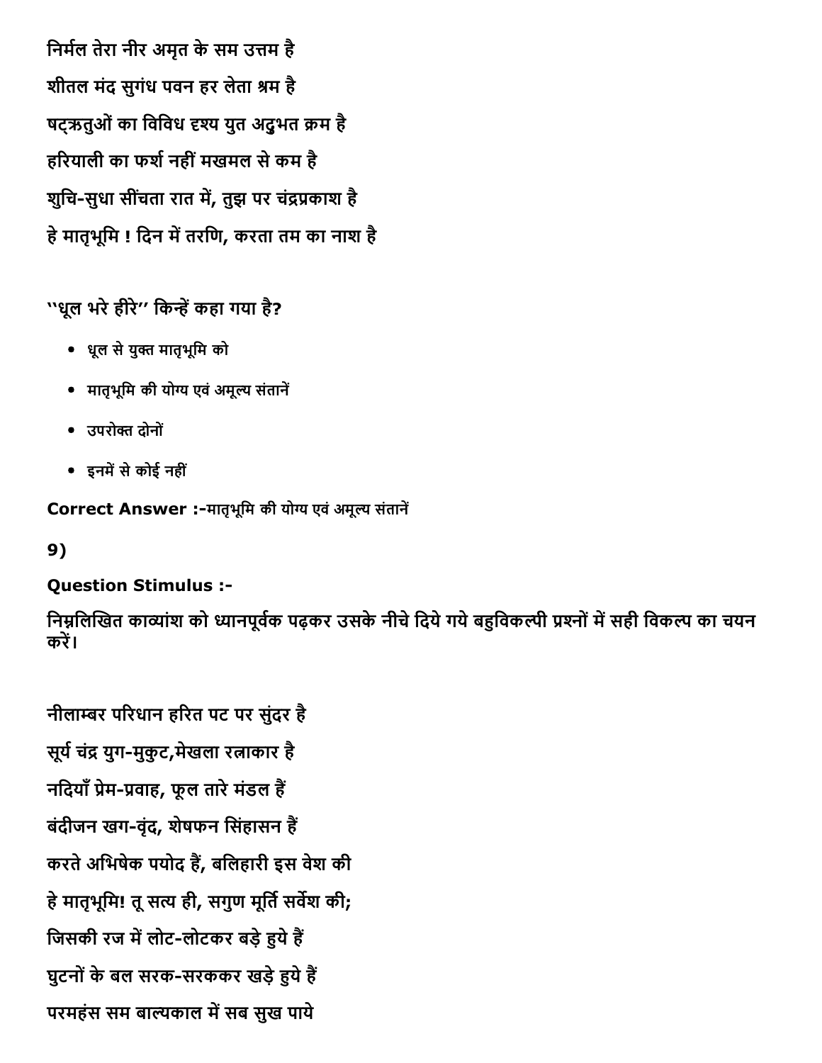निर्मल तेरा नीर अमृत के सम उत्तम है

शीतल मंद सुगंध पवन हर लेता श्रम है

षट्ऋतुओं का विविध दृश्य युत अद्भुत क्रम है

हरियाली का फर्श नहीं मखमल से कम है

शुचि-सुधा सींचता रात में, तुझ पर चंद्रप्रकाश है

हे मातृभूमि ! दिन में तरणि, करता तम का नाश है

''धूल भरे हीरे'' किन्हें कहा गया है?

- धूल से युक्त मातृभूमि को
- मातृभूमि की योग्य एवं अमूल्य संतानें
- उपरोक्त दोनों
- इनमें से कोई नहीं

**Correct Answer :-**मातृभूमि की योग्य एवं अमूल्य संतानें

**9)**

**Question Stimulus :-**

**निम्नलिखित काव्यांश को ध्यानपूर्वक पढ़कर उसके नीचे दिये गये बहुविकल्पी प्रश्नों में सही विकल्प का चयन करें।**

नीलाम्बर परिधान हरित पट पर सुंदर है

सूर्य चंद्र युग-मुकुट,मेखला रत्नाकार है

नदियाँ प्रेम-प्रवाह, फूल तारे मंडल हैं

बंदीजन खग-वृंद, शेषफन सिंहासन हैं

करते अभिषेक पयोद हैं, बलिहारी इस वेश की

हे मातृभूमि! तू सत्य ही, सगुण मूर्ति सर्वेश की;

जिसकी रज में लोट-लोटकर बड़े हुये हैं

घुटनों के बल सरक-सरककर खड़े हुये हैं

परमहंस सम बाल्यकाल में सब सुख पाये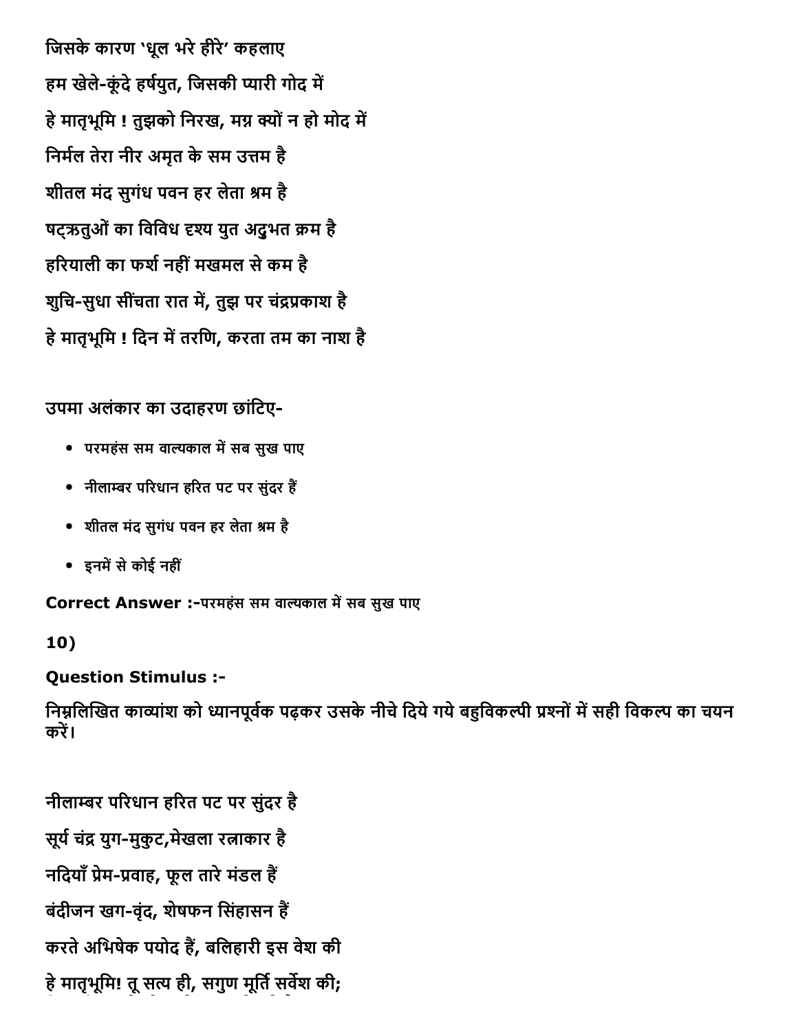जिसके कारण 'धूल भरे हीरे' कहलाए

हम खेले-कूंदे हर्षयुत, जिसकी प्यारी गोद में

हे मातृभूमि ! तुझको निरख, मग्न क्यों न हो मोद में

निर्मल तेरा नीर अमृत के सम उत्तम है

शीतल मंद सुगंध पवन हर लेता श्रम है

षट्ऋतुओं का विविध दृश्य युत अद्भुत क्रम है

हरियाली का फर्श नहीं मखमल से कम है

शुचि-सुधा सींचता रात में, तुझ पर चंद्रप्रकाश है

हे मातृभूमि ! दिन में तरणि, करता तम का नाश है

उपमा अलंकार का उदाहरण छांटिए-

- परमहंस सम वाल्यकाल में सब सुख पाए
- नीलाम्बर परिधान हरित पट पर सुंदर हैं
- शीतल मंद सुगंध पवन हर लेता श्रम है
- इनमें से कोई नहीं

**Correct Answer :-**परमहंस सम वाल्यकाल में सब सुख पाए

**10)**

**Question Stimulus :-**

निम्नलिखित काव्यांश को ध्यानपूर्वक पढ़कर उसके नीचे दिये गये बहुविकल्पी प्रश्नों में सही विकल्प का चयन करें।

नीलाम्बर परिधान हरित पट पर सुंदर है

सूर्य चंद्र युग-मुकुट,मेखला रत्नाकार है

नदियाँ प्रेम-प्रवाह, फूल तारे मंडल हैं

बंदीजन खग-वृंद, शेषफन सिंहासन हैं

करते अभिषेक पयोद हैं, बलिहारी इस वेश की

हे मातृभूमि! तू सत्य ही, सगुण मूर्ति सर्वेश की;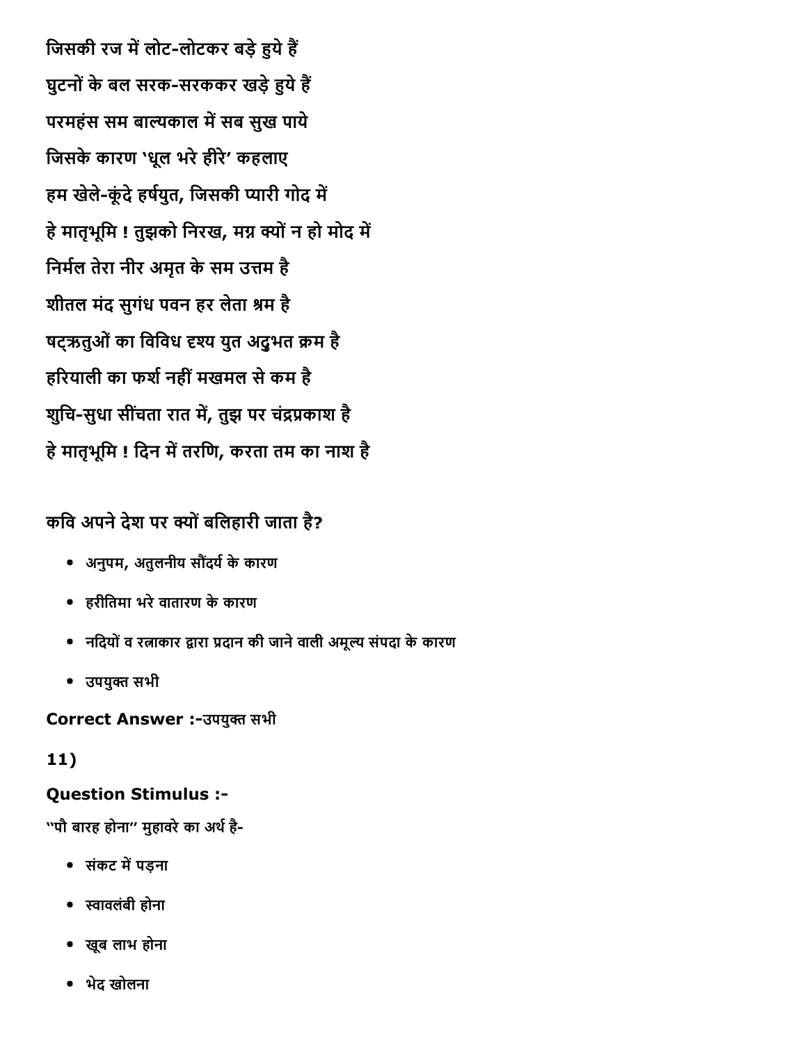जिसकी रज में लोट-लोटकर बड़े हुये हैं

घुटनों के बल सरक-सरककर खड़े हुये हैं

परमहंस सम बाल्यकाल में सब सुख पाये

जिसके कारण 'धूल भरे हीरे' कहलाए

हम खेले-कूंदे हर्षयुत, जिसकी प्यारी गोद में

हे मातृभूमि ! तुझको निरख, मग्न क्यों न हो मोद में

निर्मल तेरा नीर अमृत के सम उत्तम है

शीतल मंद सुगंध पवन हर लेता श्रम है

षट्ऋतुओं का विविध दृश्य युत अद्भुत क्रम है

हरियाली का फर्श नहीं मखमल से कम है

शुचि-सुधा सींचता रात में, तुझ पर चंद्रप्रकाश है

हे मातृभूमि ! दिन में तरणि, करता तम का नाश है

कवि अपने देश पर क्यों बलिहारी जाता है?

- अनुपम, अतुलनीय सौंदर्य के कारण
- हरीतिमा भरे वातारण के कारण
- नदियों व रत्नाकार द्वारा प्रदान की जाने वाली अमूल्य संपदा के कारण
- उपयुक्त सभी

**Correct Answer :-**उपयुक्त सभी

**11)**

**Question Stimulus :-**

"पौ बारह होना" मुहावरे का अर्थ है-

- संकट में पड़ना
- स्वावलंबी होना
- खूब लाभ होना
- भेद खोलना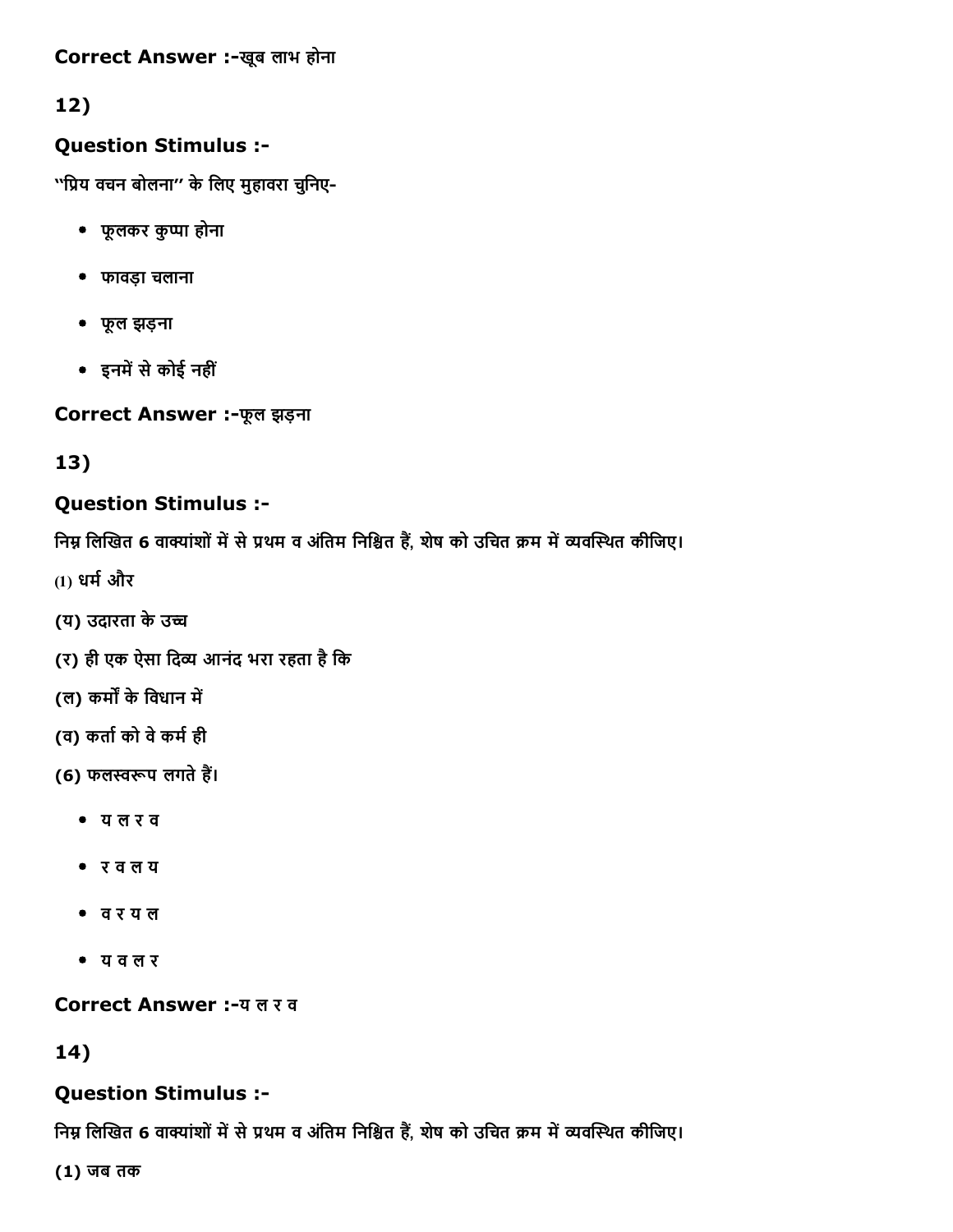**Correct Answer :-**खूब लाभ होना

## 12)

### Question Stimulus :-

''प्रिय वचन बोलना'' के लिए मुहावरा चुनिए-

- फूलकर कुप्पा होना
- फावड़ा चलाना
- फूल झड़ना
- इनमें से कोई नहीं

**Correct Answer :-**फूल झड़ना

## 13)

### Question Stimulus :-

निम्न लिखित 6 वाक्यांशों में से प्रथम व अंतिम निश्चित हैं, शेष को उचित क्रम में व्यवस्थित कीजिए।

(1) धर्म और

(य) उदारता के उच्च

(र) ही एक ऐसा दिव्य आनंद भरा रहता है कि

(ल) कर्मों के विधान में

(व) कर्ता को वे कर्म ही

(6) फलस्वरूप लगते हैं।

- य ल र व
- र व ल य
- व र य ल
- य व ल र

**Correct Answer :-**य ल र व

## 14)

### Question Stimulus :-

निम्न लिखित 6 वाक्यांशों में से प्रथम व अंतिम निश्चित हैं, शेष को उचित क्रम में व्यवस्थित कीजिए।

(1) जब तक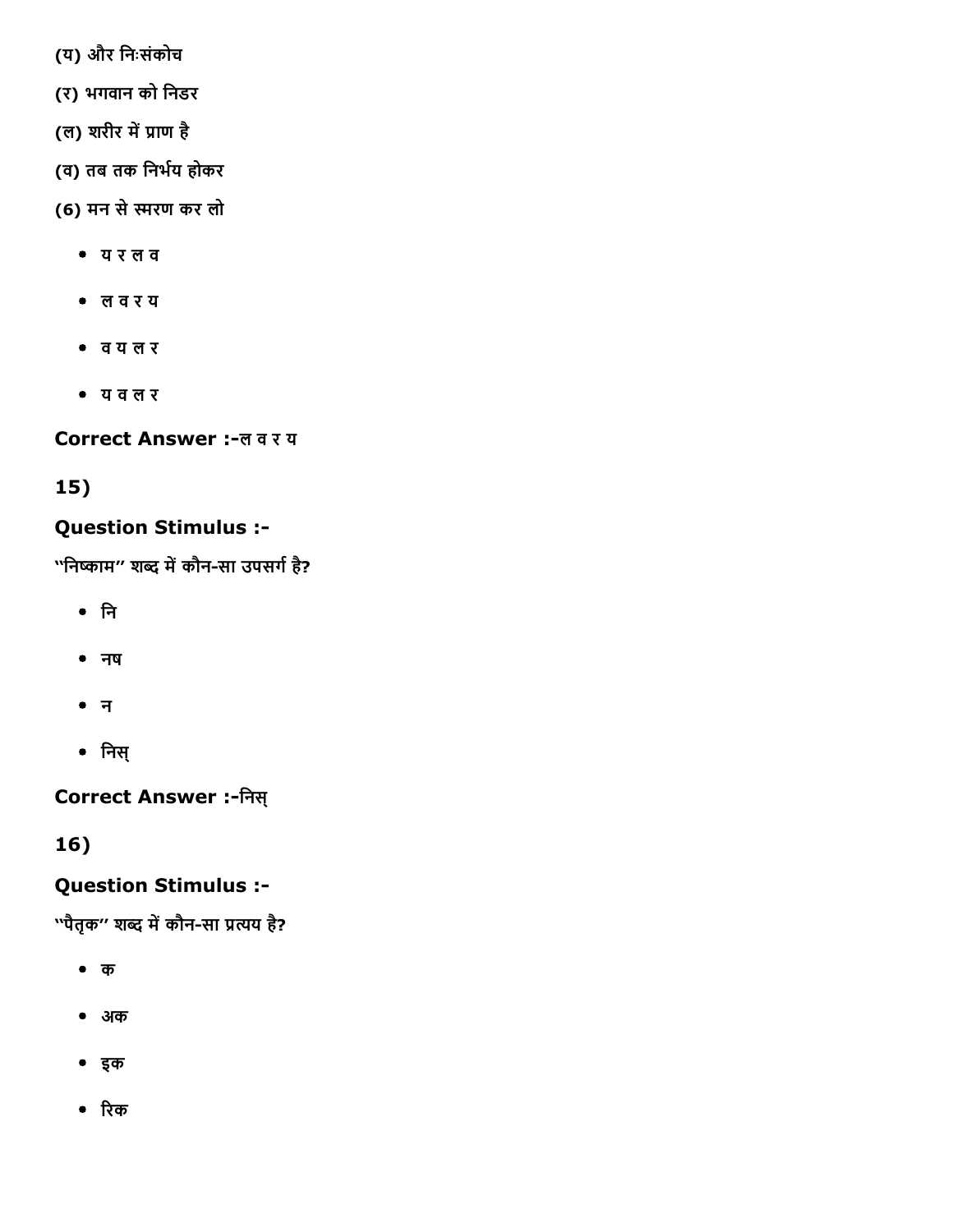(य) और निःसंकोच

(र) भगवान को निडर

(ल) शरीर में प्राण है

(व) तब तक निर्भय होकर

(6) मन से स्मरण कर लो

- य र ल व
- ल व र य
- व य ल र
- य व ल र

**Correct Answer :-**ल व र य

**15)**

**Question Stimulus :-**

"निष्काम" शब्द में कौन-सा उपसर्ग है?

- नि
- नष
- न
- निस्

**Correct Answer :-**निस्

**16)**

**Question Stimulus :-**

"पैतृक" शब्द में कौन-सा प्रत्यय है?

- क
- अक
- इक
- रिक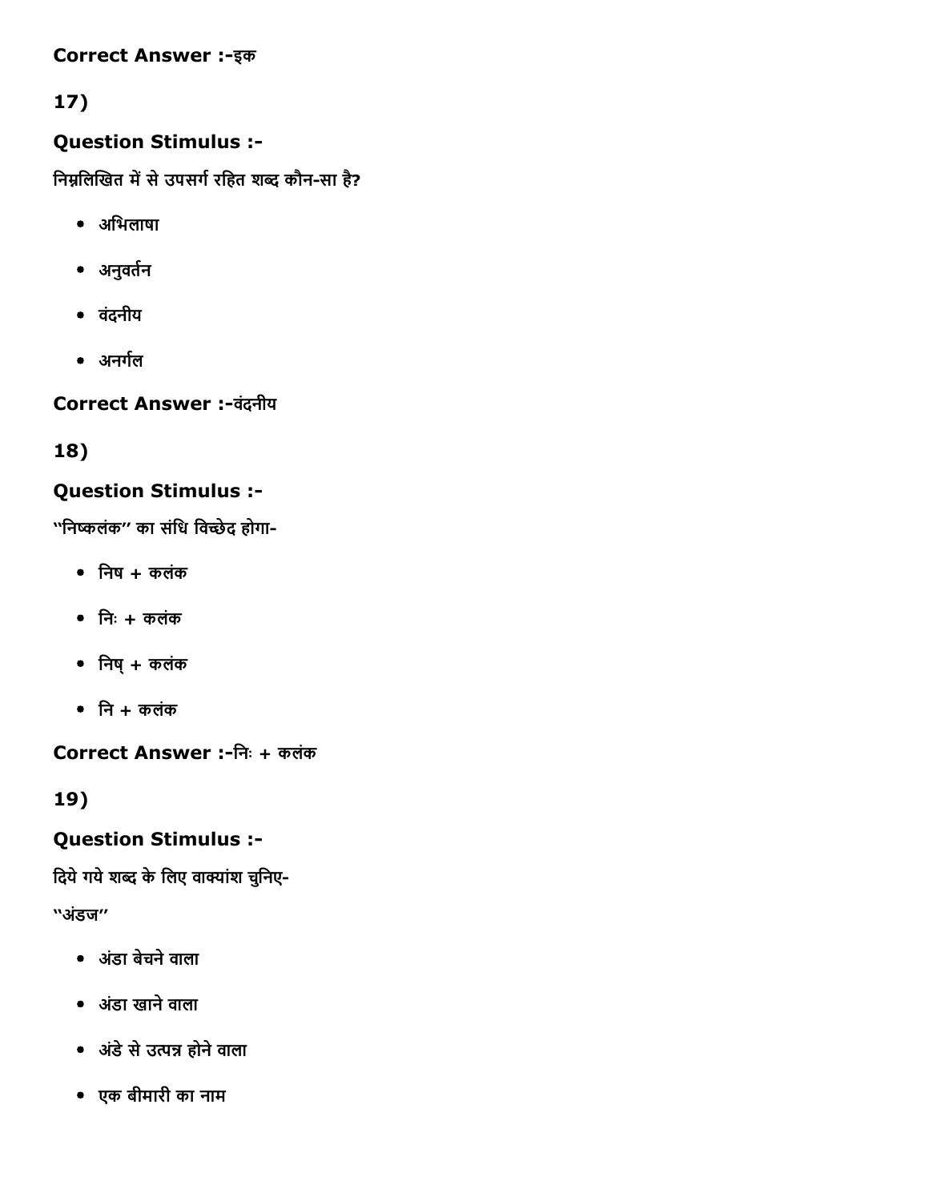**Correct Answer :-**इक

17)

**Question Stimulus :-**

निम्नलिखित में से उपसर्ग रहित शब्द कौन-सा है?

- अभिलाषा
- अनुवर्तन
- वंदनीय
- अनर्गल

**Correct Answer :-**वंदनीय

18)

**Question Stimulus :-**

''निष्कलंक'' का संधि विच्छेद होगा-

- निष + कलंक
- निः + कलंक
- निष् + कलंक
- नि + कलंक

**Correct Answer :-**निः + कलंक

19)

**Question Stimulus :-**

दिये गये शब्द के लिए वाक्यांश चुनिए-

''अंडज''

- अंडा बेचने वाला
- अंडा खाने वाला
- अंडे से उत्पन्न होने वाला
- एक बीमारी का नाम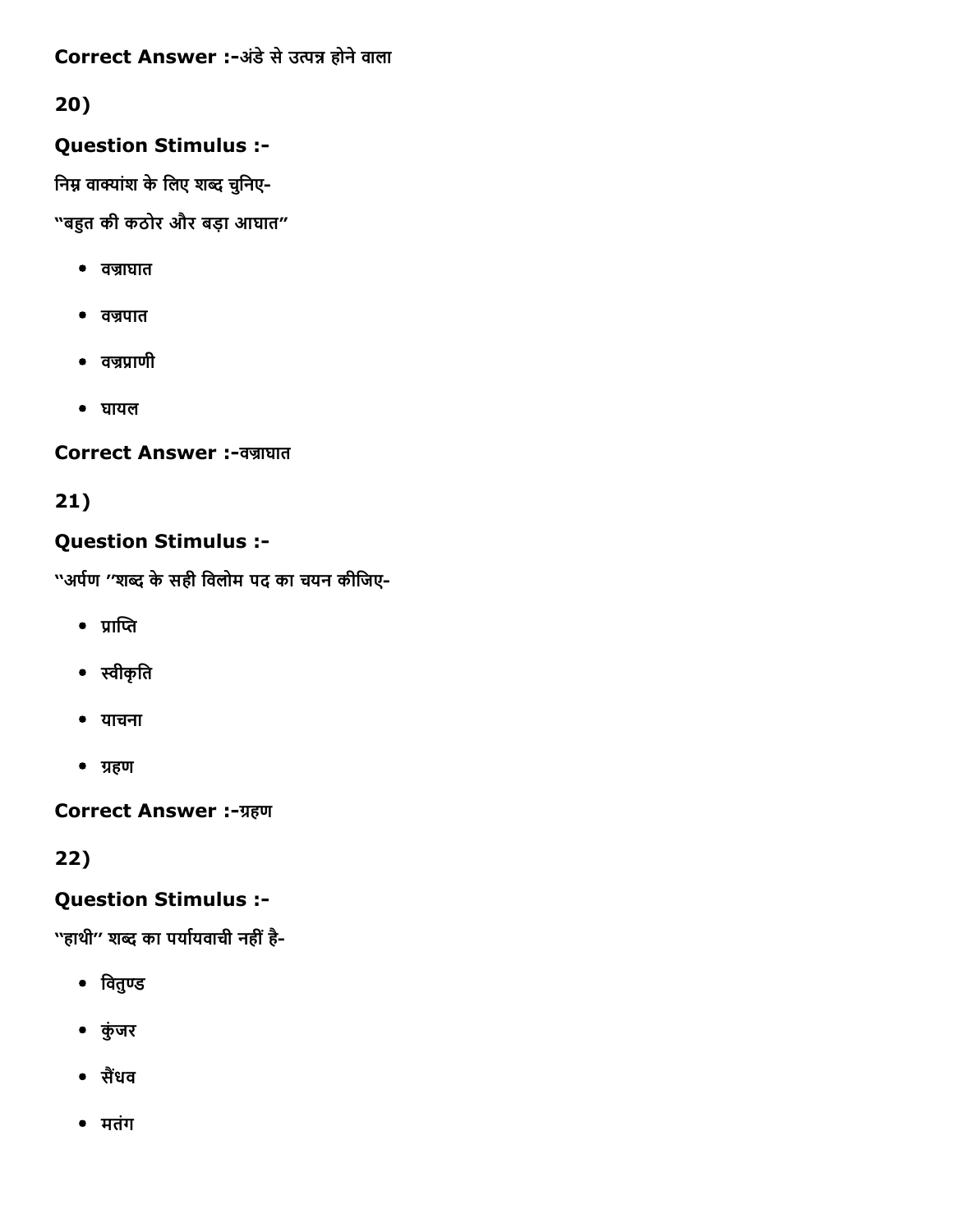Correct Answer :-अंडे से उत्पन्न होने वाला

20)

**Question Stimulus :-**

निम्न वाक्यांश के लिए शब्द चुनिए-

"बहुत की कठोर और बड़ा आघात"

- वज्राघात
- वज्रपात
- वज्रप्राणी
- घायल

**Correct Answer :-**वज्राघात

21)

**Question Stimulus :-**

"अर्पण "शब्द के सही विलोम पद का चयन कीजिए-

- प्राप्ति
- स्वीकृति
- याचना
- ग्रहण

**Correct Answer :-**ग्रहण

22)

**Question Stimulus :-**

"हाथी" शब्द का पर्यायवाची नहीं है-

- वितुण्ड
- कुंजर
- सैंधव
- मतंग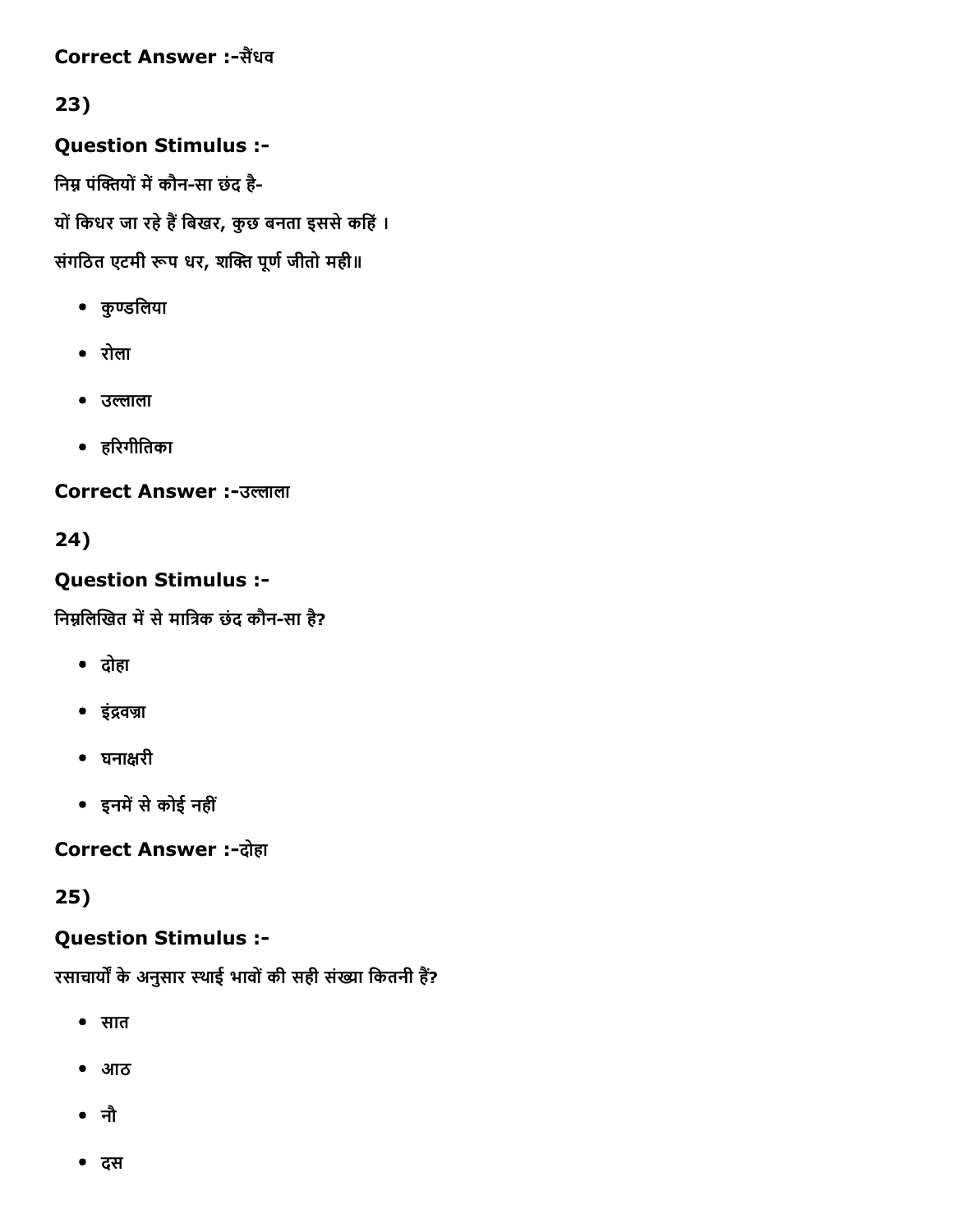**Correct Answer :-**सैंधव

**23)**

**Question Stimulus :-**

निम्न पंक्तियों में कौन-सा छंद है-

यों किधर जा रहे हैं बिखर, कुछ बनता इससे कहिं ।

संगठित एटमी रूप धर, शक्ति पूर्ण जीतो मही॥

- कुण्डलिया
- रोला
- उल्लाला
- हरिगीतिका

**Correct Answer :-**उल्लाला

**24)**

**Question Stimulus :-**

निम्नलिखित में से मात्रिक छंद कौन-सा है?

- दोहा
- इंद्रवज्रा
- घनाक्षरी
- इनमें से कोई नहीं

**Correct Answer :-**दोहा

**25)**

**Question Stimulus :-**

रसाचार्यों के अनुसार स्थाई भावों की सही संख्या कितनी हैं?

- सात
- आठ
- नौ
- दस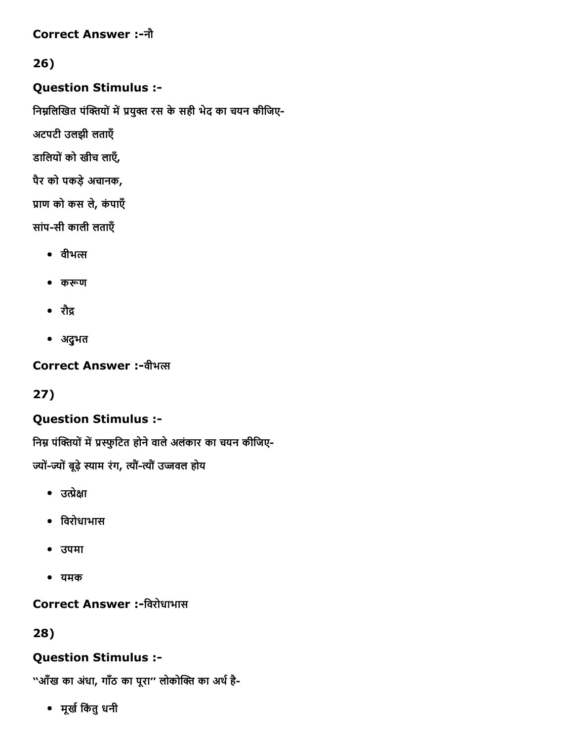**Correct Answer :-**नौ

**26)**

**Question Stimulus :-**

निम्नलिखित पंक्तियों में प्रयुक्त रस के सही भेद का चयन कीजिए-

अटपटी उलझी लताएँ

डालियों को खीच लाएँ,

पैर को पकड़े अचानक,

प्राण को कस ले, कंपाएँ

सांप-सी काली लताएँ

- वीभत्स
- करूण
- रौद्र
- अदुभत

**Correct Answer :-**वीभत्स

**27)**

**Question Stimulus :-**

निम्न पंक्तियों में प्रस्फुटित होने वाले अलंकार का चयन कीजिए-

ज्यों-ज्यों बूढ़े स्याम रंग, त्यौं-त्यौं उज्जवल होय

- उत्प्रेक्षा
- विरोधाभास
- उपमा
- यमक

**Correct Answer :-**विरोधाभास

**28)**

**Question Stimulus :-**

"आँख का अंधा, गाँठ का पूरा" लोकोक्ति का अर्थ है-

- मूर्ख किंतु धनी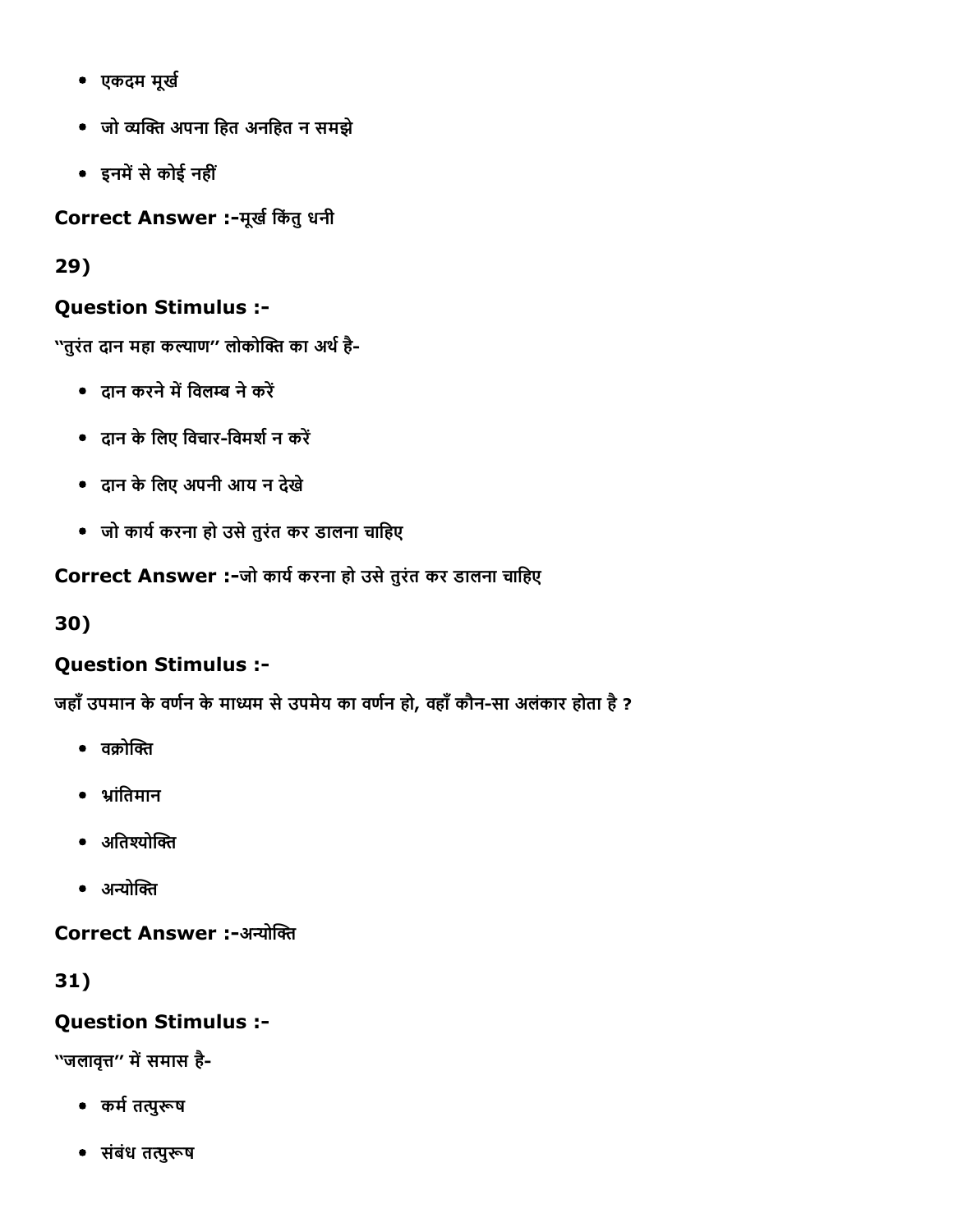- एकदम मूर्ख
- जो व्यक्ति अपना हित अनहित न समझे
- इनमें से कोई नहीं

**Correct Answer :-**मूर्ख किंतु धनी

**29)**

**Question Stimulus :-**

''तुरंत दान महा कल्याण'' लोकोक्ति का अर्थ है-

- दान करने में विलम्ब ने करें
- दान के लिए विचार-विमर्श न करें
- दान के लिए अपनी आय न देखे
- जो कार्य करना हो उसे तुरंत कर डालना चाहिए

**Correct Answer :-**जो कार्य करना हो उसे तुरंत कर डालना चाहिए

**30)**

**Question Stimulus :-**

जहाँ उपमान के वर्णन के माध्यम से उपमेय का वर्णन हो, वहाँ कौन-सा अलंकार होता है ?

- वक्रोक्ति
- भ्रांतिमान
- अतिश्योक्ति
- अन्योक्ति

**Correct Answer :-**अन्योक्ति

**31)**

**Question Stimulus :-**

''जलावृत्त'' में समास है-

- कर्म तत्पुरूष
- संबंध तत्पुरूष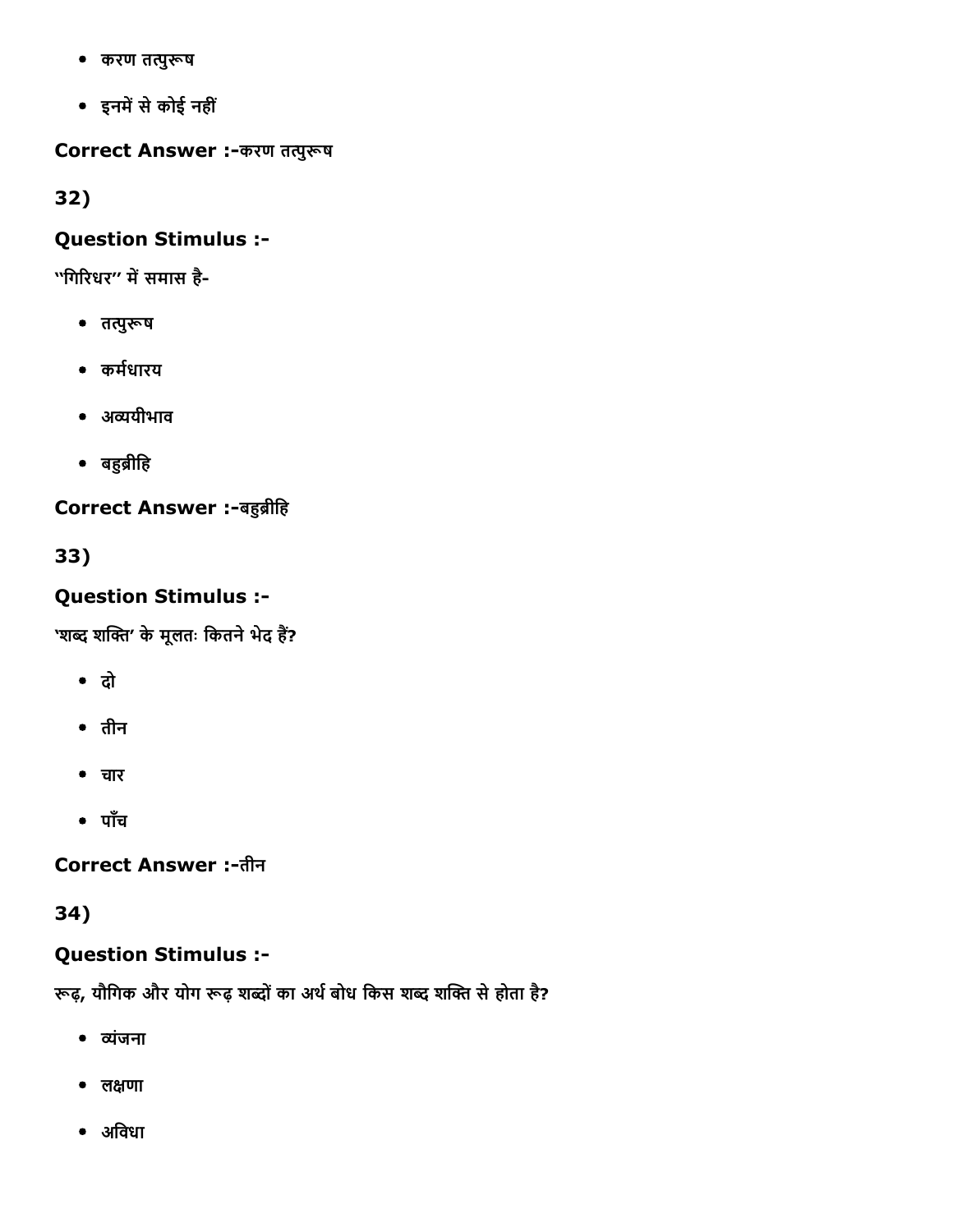- करण तत्पुरूष
- इनमें से कोई नहीं

**Correct Answer :-**करण तत्पुरूष

**32)**

**Question Stimulus :-**

"गिरिधर" में समास है-

- तत्पुरूष
- कर्मधारय
- अव्ययीभाव
- बहुव्रीहि

**Correct Answer :-**बहुव्रीहि

**33)**

**Question Stimulus :-**

'शब्द शक्ति' के मूलतः कितने भेद हैं?

- दो
- तीन
- चार
- पाँच

**Correct Answer :-**तीन

**34)**

**Question Stimulus :-**

रूढ़, यौगिक और योग रूढ़ शब्दों का अर्थ बोध किस शब्द शक्ति से होता है?

- व्यंजना
- लक्षणा
- अविधा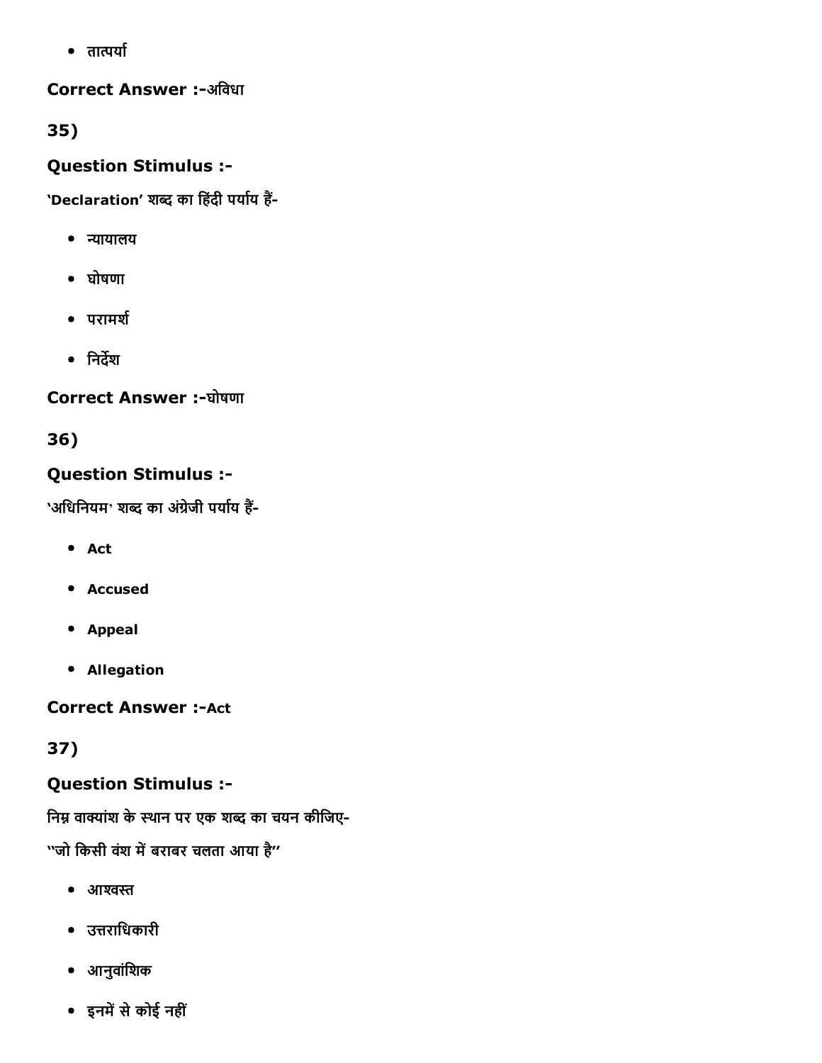- तात्पर्या

**Correct Answer :-**अविधा

**35)**

### Question Stimulus :-

'Declaration' शब्द का हिंदी पर्याय हैं-

- न्यायालय
- घोषणा
- परामर्श
- निर्देश

**Correct Answer :-**घोषणा

**36)**

### Question Stimulus :-

'अधिनियम' शब्द का अंग्रेजी पर्याय हैं-

- **Act**
- **Accused**
- **Appeal**
- **Allegation**

**Correct Answer :-Act**

**37)**

### Question Stimulus :-

निम्न वाक्यांश के स्थान पर एक शब्द का चयन कीजिए-

''जो किसी वंश में बराबर चलता आया है''

- आश्वस्त
- उत्तराधिकारी
- आनुवांशिक
- इनमें से कोई नहीं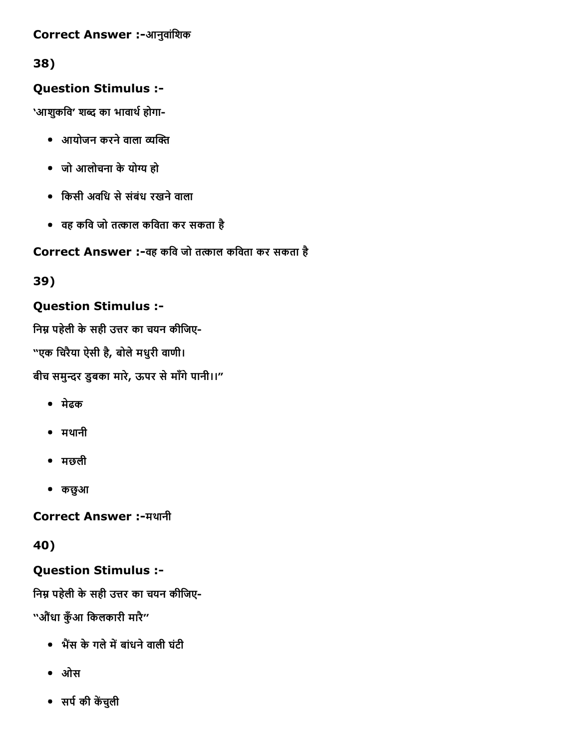**Correct Answer :-**आनुवांशिक

38)

**Question Stimulus :-**

'आशुकवि' शब्द का भावार्थ होगा-

- आयोजन करने वाला व्यक्ति
- जो आलोचना के योग्य हो
- किसी अवधि से संबंध रखने वाला
- वह कवि जो तत्काल कविता कर सकता है

**Correct Answer :-**वह कवि जो तत्काल कविता कर सकता है

39)

**Question Stimulus :-**

निम्न पहेली के सही उत्तर का चयन कीजिए-

"एक चिरैया ऐसी है, बोले मधुरी वाणी।

बीच समुन्दर डुबका मारे, ऊपर से माँगे पानी।।"

- मेढक
- मथानी
- मछली
- कछुआ

**Correct Answer :-**मथानी

40)

**Question Stimulus :-**

निम्न पहेली के सही उत्तर का चयन कीजिए-

"औंधा कुँआ किलकारी मारै"

- भैंस के गले में बांधने वाली घंटी
- ओस
- सर्प की केंचुली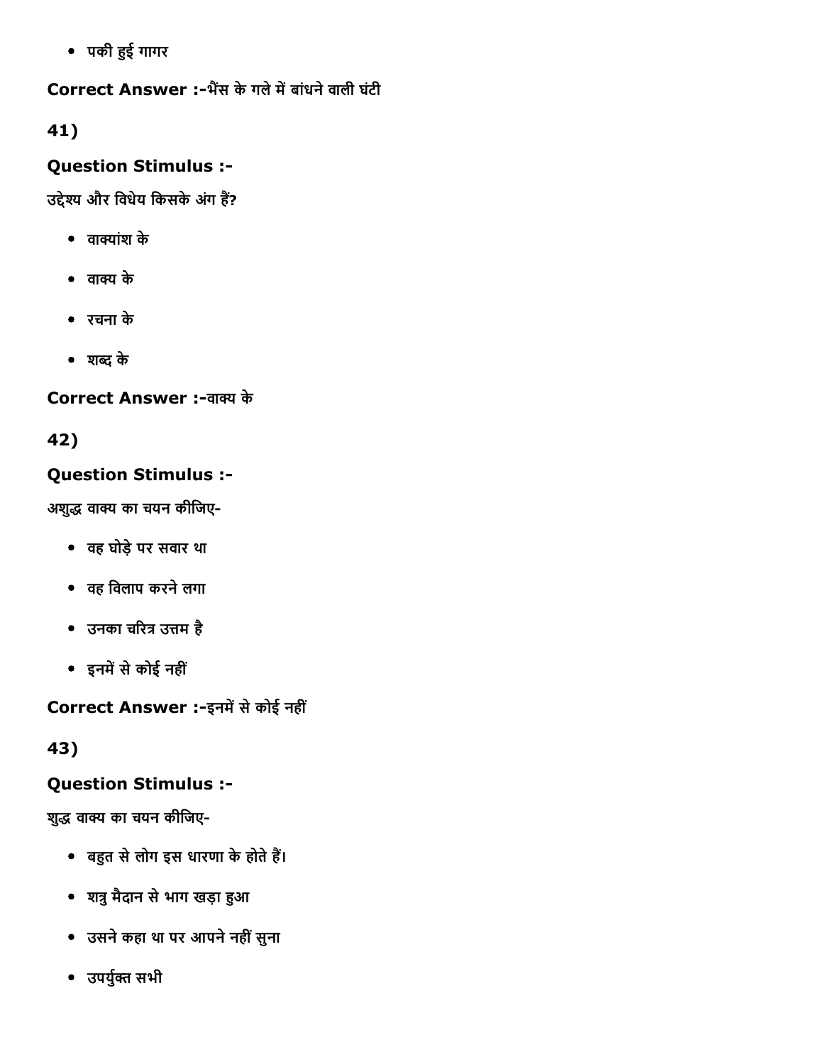- पकी हुई गागर

**Correct Answer :-**भैंस के गले में बांधने वाली घंटी

**41)**

**Question Stimulus :-**

उद्देश्य और विधेय किसके अंग हैं?

- वाक्यांश के
- वाक्य के
- रचना के
- शब्द के

**Correct Answer :-**वाक्य के

**42)**

**Question Stimulus :-**

अशुद्ध वाक्य का चयन कीजिए-

- वह घोड़े पर सवार था
- वह विलाप करने लगा
- उनका चरित्र उत्तम है
- इनमें से कोई नहीं

**Correct Answer :-**इनमें से कोई नहीं

**43)**

**Question Stimulus :-**

शुद्ध वाक्य का चयन कीजिए-

- बहुत से लोग इस धारणा के होते हैं।
- शत्रु मैदान से भाग खड़ा हुआ
- उसने कहा था पर आपने नहीं सुना
- उपर्युक्त सभी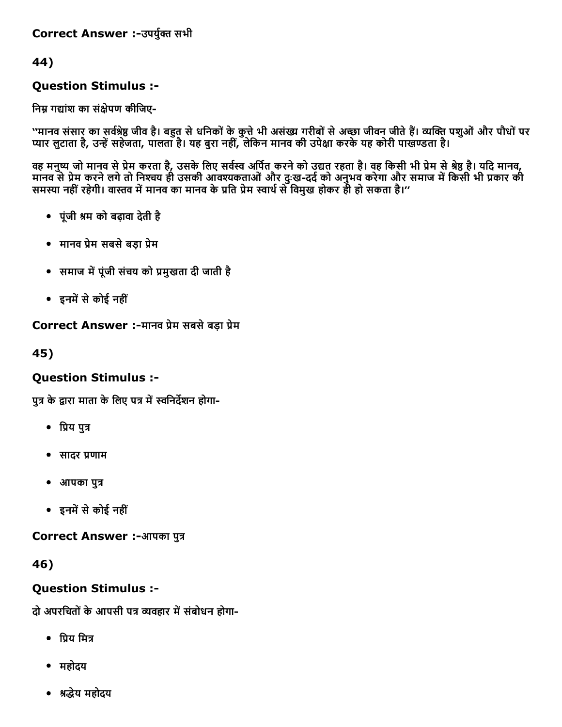**Correct Answer :-**उपर्युक्त सभी

## 44)

### Question Stimulus :-

निम्न गद्यांश का संक्षेपण कीजिए-

"मानव संसार का सर्वश्रेष्ठ जीव है। बहुत से धनिकों के कुत्ते भी असंख्य गरीबों से अच्छा जीवन जीते हैं। व्यक्ति पशुओं और पौधों पर प्यार लुटाता है, उन्हें सहेजता, पालता है। यह बुरा नहीं, लेकिन मानव की उपेक्षा करके यह कोरी पाखण्डता है।

वह मनुष्य जो मानव से प्रेम करता है, उसके लिए सर्वस्व अर्पित करने को उद्यत रहता है। वह किसी भी प्रेम से श्रेष्ठ है। यदि मानव, मानव से प्रेम करने लगे तो निश्चय ही उसकी आवश्यकताओं और दुःख-दर्द को अनुभव करेगा और समाज में किसी भी प्रकार की समस्या नहीं रहेगी। वास्तव में मानव का मानव के प्रति प्रेम स्वार्थ से विमुख होकर ही हो सकता है।"

- पूंजी श्रम को बढ़ावा देती है
- मानव प्रेम सबसे बड़ा प्रेम
- समाज में पूंजी संचय को प्रमुखता दी जाती है
- इनमें से कोई नहीं

**Correct Answer :-**मानव प्रेम सबसे बड़ा प्रेम

## 45)

### Question Stimulus :-

पुत्र के द्वारा माता के लिए पत्र में स्वनिर्देशन होगा-

- प्रिय पुत्र
- सादर प्रणाम
- आपका पुत्र
- इनमें से कोई नहीं

**Correct Answer :-**आपका पुत्र

## 46)

### Question Stimulus :-

दो अपरचितों के आपसी पत्र व्यवहार में संबोधन होगा-

- प्रिय मित्र
- महोदय
- श्रद्धेय महोदय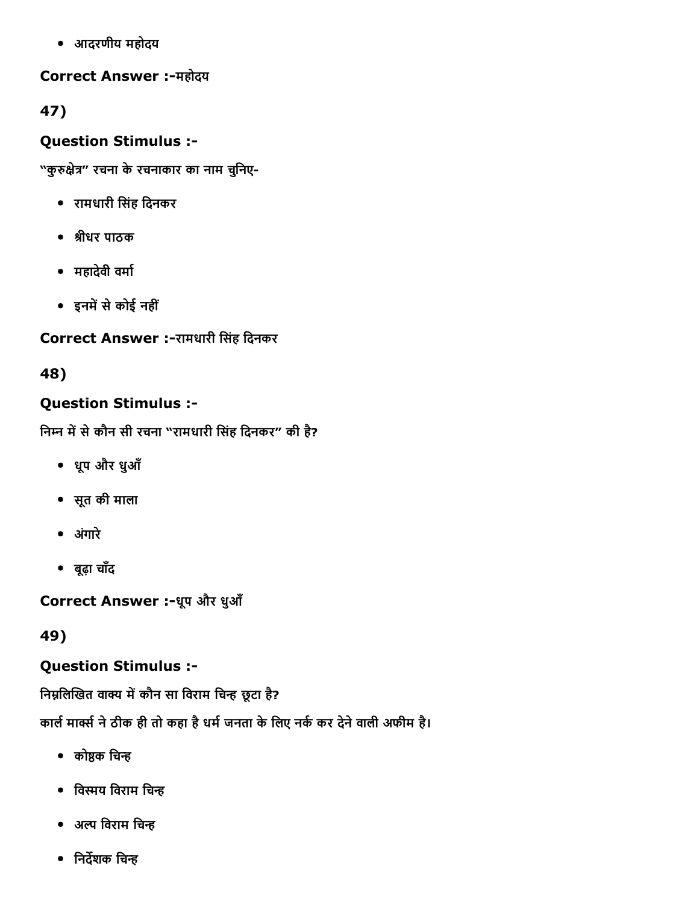- आदरणीय महोदय

**Correct Answer :-**महोदय

**47)**

**Question Stimulus :-**

"कुरुक्षेत्र" रचना के रचनाकार का नाम चुनिए-

- रामधारी सिंह दिनकर
- श्रीधर पाठक
- महादेवी वर्मा
- इनमें से कोई नहीं

**Correct Answer :-**रामधारी सिंह दिनकर

**48)**

**Question Stimulus :-**

निम्न में से कौन सी रचना "रामधारी सिंह दिनकर" की है?

- धूप और धुआँ
- सूत की माला
- अंगारे
- बूढ़ा चाँद

**Correct Answer :-**धूप और धुआँ

**49)**

**Question Stimulus :-**

निम्नलिखित वाक्य में कौन सा विराम चिन्ह छूटा है?

कार्ल मार्क्स ने ठीक ही तो कहा है धर्म जनता के लिए नर्क कर देने वाली अफीम है।

- कोष्ठक चिन्ह
- विस्मय विराम चिन्ह
- अल्प विराम चिन्ह
- निर्देशक चिन्ह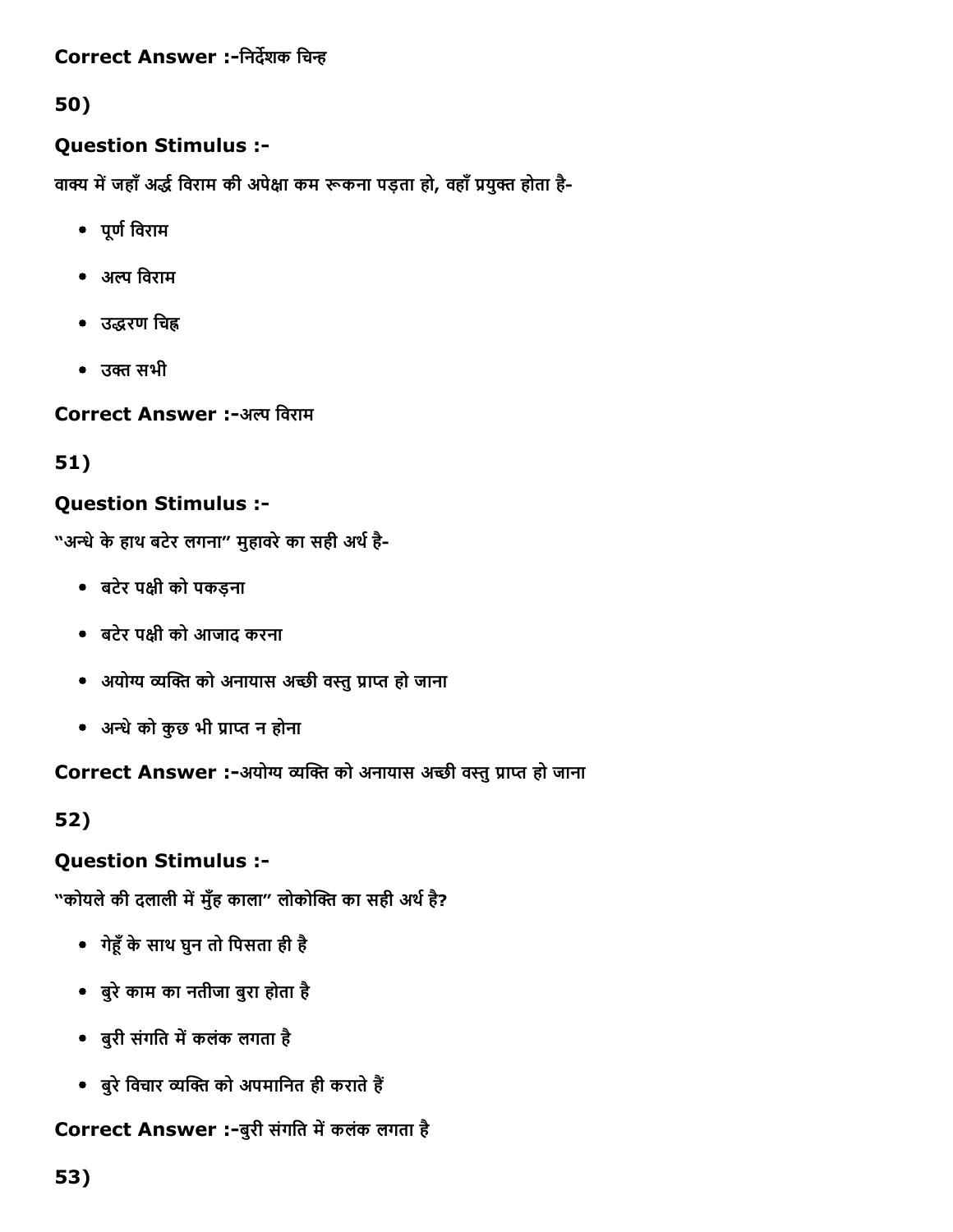**Correct Answer :-**निर्देशक चिन्ह

**50)**

### Question Stimulus :-

वाक्य में जहाँ अर्द्ध विराम की अपेक्षा कम रूकना पड़ता हो, वहाँ प्रयुक्त होता है-

- पूर्ण विराम
- अल्प विराम
- उद्धरण चिह्न
- उक्त सभी

**Correct Answer :-**अल्प विराम

**51)**

### Question Stimulus :-

"अन्धे के हाथ बटेर लगना" मुहावरे का सही अर्थ है-

- बटेर पक्षी को पकड़ना
- बटेर पक्षी को आजाद करना
- अयोग्य व्यक्ति को अनायास अच्छी वस्तु प्राप्त हो जाना
- अन्धे को कुछ भी प्राप्त न होना

**Correct Answer :-**अयोग्य व्यक्ति को अनायास अच्छी वस्तु प्राप्त हो जाना

**52)**

### Question Stimulus :-

"कोयले की दलाली में मुँह काला" लोकोक्ति का सही अर्थ है?

- गेहूँ के साथ घुन तो पिसता ही है
- बुरे काम का नतीजा बुरा होता है
- बुरी संगति में कलंक लगता है
- बुरे विचार व्यक्ति को अपमानित ही कराते हैं

**Correct Answer :-**बुरी संगति में कलंक लगता है

**53)**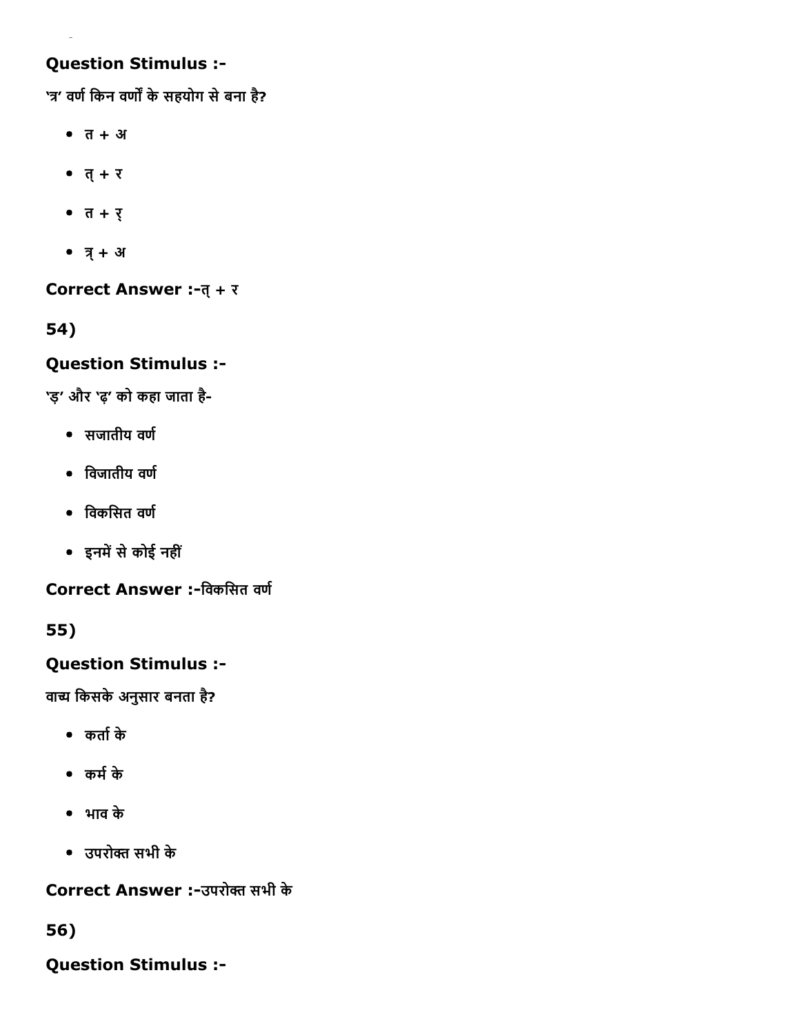**Question Stimulus :-**

'त्र' वर्ण किन वर्णों के सहयोग से बना है?

- त + अ
- त् + र
- त + र्
- त्र् + अ

**Correct Answer :-**त् + र

**54)**

**Question Stimulus :-**

'ड़' और 'ढ़' को कहा जाता है-

- सजातीय वर्ण
- विजातीय वर्ण
- विकसित वर्ण
- इनमें से कोई नहीं

**Correct Answer :-**विकसित वर्ण

**55)**

**Question Stimulus :-**

वाच्य किसके अनुसार बनता है?

- कर्ता के
- कर्म के
- भाव के
- उपरोक्त सभी के

**Correct Answer :-**उपरोक्त सभी के

**56)**

**Question Stimulus :-**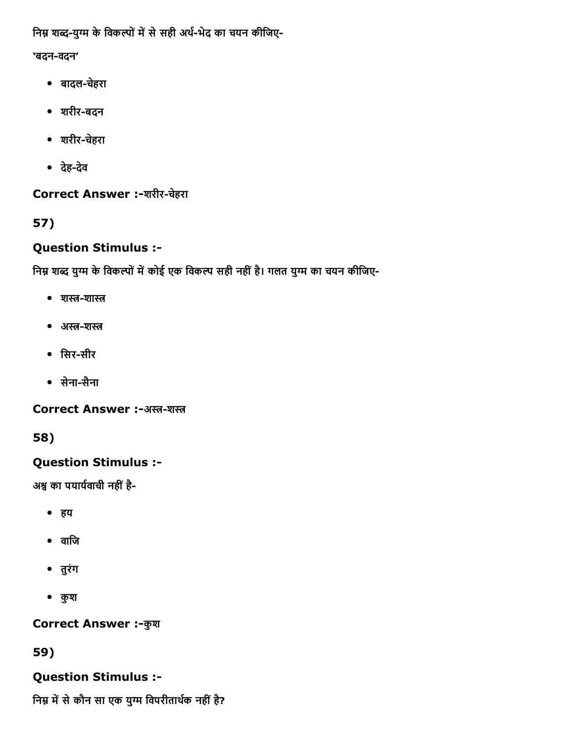निम्न शब्द-युग्म के विकल्पों में से सही अर्थ-भेद का चयन कीजिए-

'बदन-वदन'

- बादल-चेहरा
- शरीर-बदन
- शरीर-चेहरा
- देह-देव

**Correct Answer :-**शरीर-चेहरा

**57)**

**Question Stimulus :-**

निम्न शब्द युग्म के विकल्पों में कोई एक विकल्प सही नहीं है। गलत युग्म का चयन कीजिए-

- शस्त्र-शास्त्र
- अस्त्र-शस्त्र
- सिर-सीर
- सेना-सैना

**Correct Answer :-**अस्त्र-शस्त्र

**58)**

**Question Stimulus :-**

अश्व का पयार्यवाची नहीं है-

- हय
- वाजि
- तुरंग
- कुश

**Correct Answer :-**कुश

**59)**

**Question Stimulus :-**

निम्न में से कौन सा एक युग्म विपरीतार्थक नहीं है?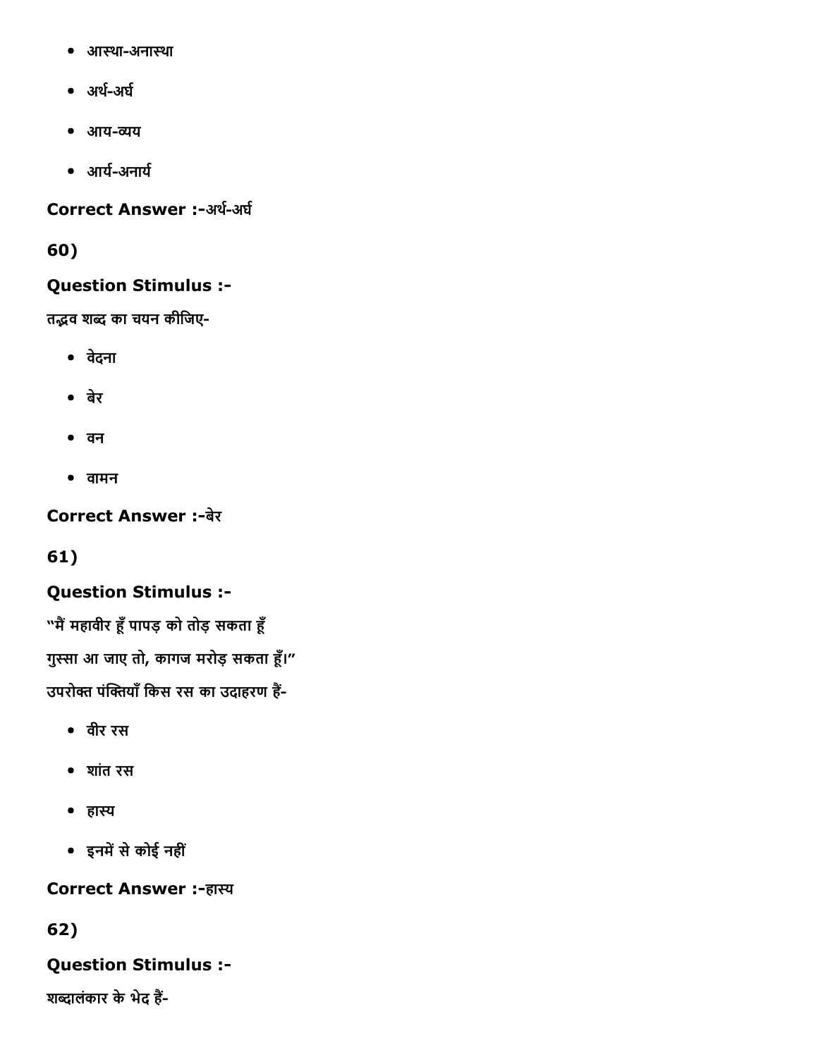- आस्था-अनास्था
- अर्थ-अर्घ
- आय-व्यय
- आर्य-अनार्य

**Correct Answer :-**अर्थ-अर्घ

**60)**

**Question Stimulus :-**

तद्भव शब्द का चयन कीजिए-

- वेदना
- बेर
- वन
- वामन

**Correct Answer :-**बेर

**61)**

**Question Stimulus :-**

"मैं महावीर हूँ पापड़ को तोड़ सकता हूँ
गुस्सा आ जाए तो, कागज मरोड़ सकता हूँ।"
उपरोक्त पंक्तियाँ किस रस का उदाहरण हैं-

- वीर रस
- शांत रस
- हास्य
- इनमें से कोई नहीं

**Correct Answer :-**हास्य

**62)**

**Question Stimulus :-**

शब्दालंकार के भेद हैं-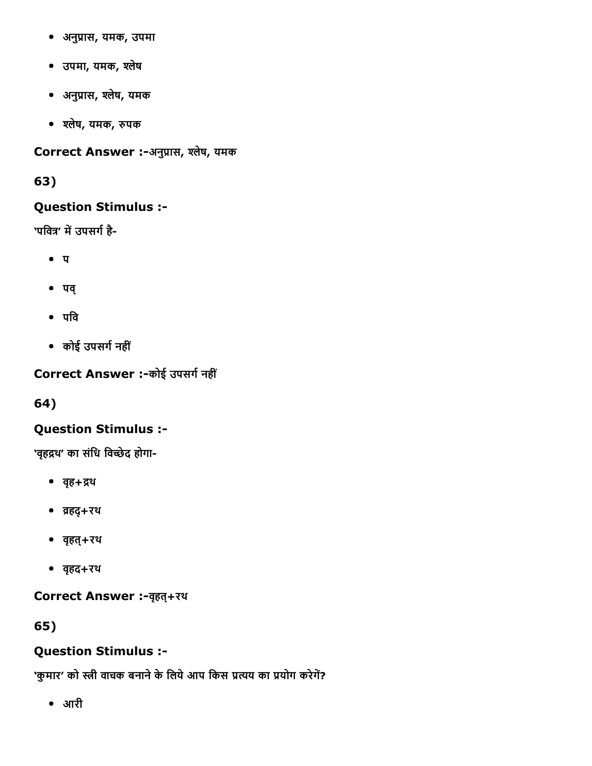- अनुप्रास, यमक, उपमा
- उपमा, यमक, श्लेष
- अनुप्रास, श्लेष, यमक
- श्लेष, यमक, रुपक

**Correct Answer :-**अनुप्रास, श्लेष, यमक

**63)**

**Question Stimulus :-**

'पवित्र' में उपसर्ग है-

- प
- पव्
- पवि
- कोई उपसर्ग नहीं

**Correct Answer :-**कोई उपसर्ग नहीं

**64)**

**Question Stimulus :-**

'वृहद्रथ' का संधि विच्छेद होगा-

- वृह+द्रथ
- व्रहद्+रथ
- वृहत्+रथ
- वृहद+रथ

**Correct Answer :-**वृहत्+रथ

**65)**

**Question Stimulus :-**

'कुमार' को स्त्री वाचक बनाने के लिये आप किस प्रत्यय का प्रयोग करेगें?

- आरी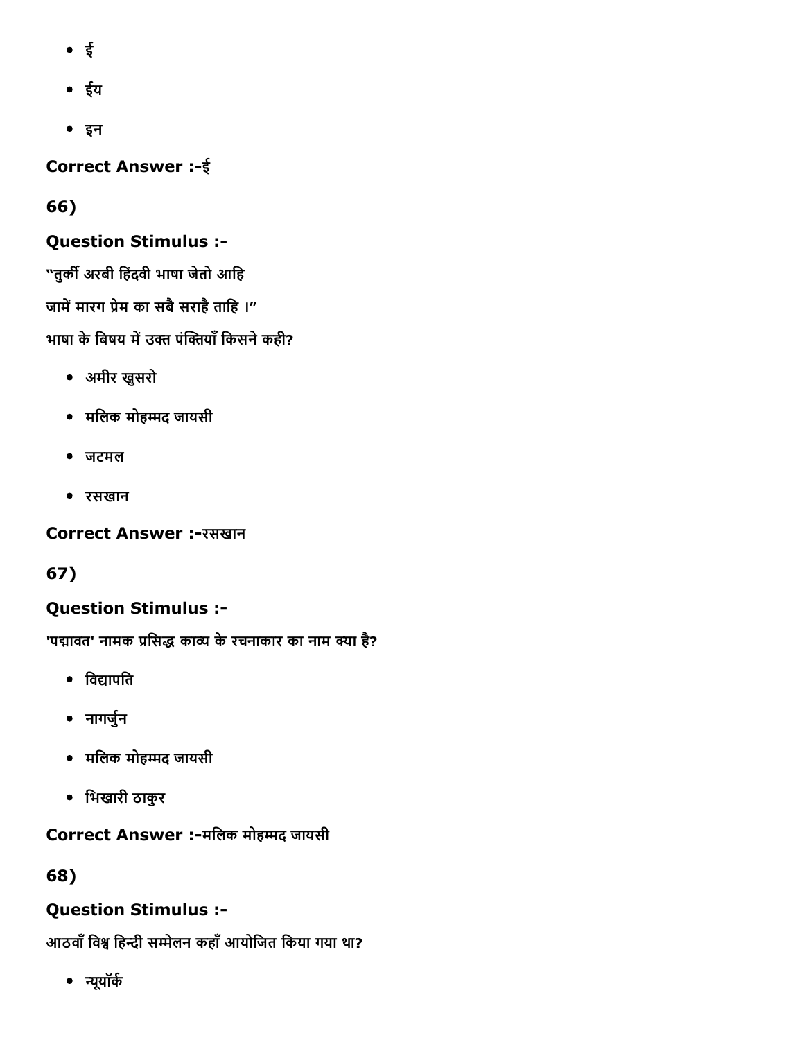- ई
- ईय
- इन

**Correct Answer :-ई**

**66)**

**Question Stimulus :-**

"तुर्की अरबी हिंदवी भाषा जेतो आहि

जामें मारग प्रेम का सबै सराहै ताहि ।"

भाषा के बिषय में उक्त पंक्तियाँ किसने कही?

- अमीर खुसरो
- मलिक मोहम्मद जायसी
- जटमल
- रसखान

**Correct Answer :-रसखान**

**67)**

**Question Stimulus :-**

'पद्मावत' नामक प्रसिद्ध काव्य के रचनाकार का नाम क्या है?

- विद्यापति
- नागर्जुन
- मलिक मोहम्मद जायसी
- भिखारी ठाकुर

**Correct Answer :-मलिक मोहम्मद जायसी**

**68)**

**Question Stimulus :-**

आठवाँ विश्व हिन्दी सम्मेलन कहाँ आयोजित किया गया था?

- न्यूयॉर्क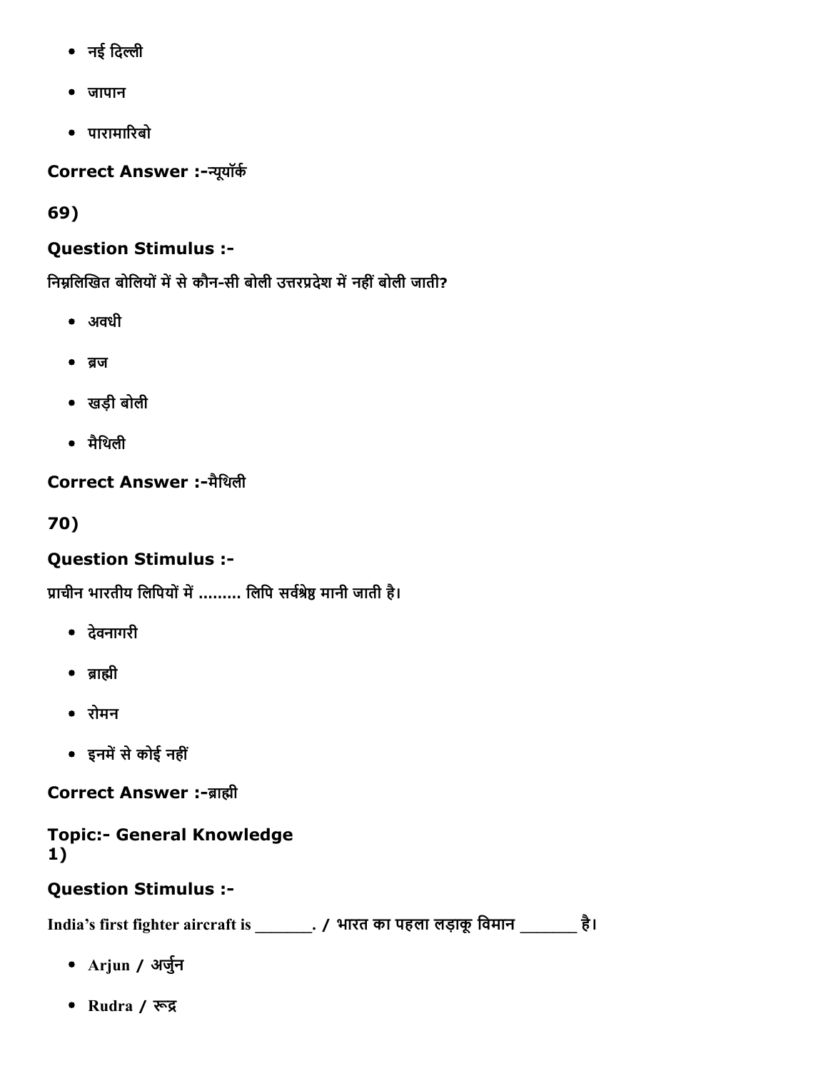- नई दिल्ली
- जापान
- पारामारिबो

**Correct Answer :-**न्यूयॉर्क

**69)**

**Question Stimulus :-**

निम्नलिखित बोलियों में से कौन-सी बोली उत्तरप्रदेश में नहीं बोली जाती?

- अवधी
- ब्रज
- खड़ी बोली
- मैथिली

**Correct Answer :-**मैथिली

**70)**

**Question Stimulus :-**

प्राचीन भारतीय लिपियों में ......... लिपि सर्वश्रेष्ठ मानी जाती है।

- देवनागरी
- ब्राह्मी
- रोमन
- इनमें से कोई नहीं

**Correct Answer :-**ब्राह्मी

**Topic:- General Knowledge**
**1)**

**Question Stimulus :-**

India's first fighter aircraft is _______. / भारत का पहला लड़ाकू विमान _______ है।

- Arjun / अर्जुन
- Rudra / रूद्र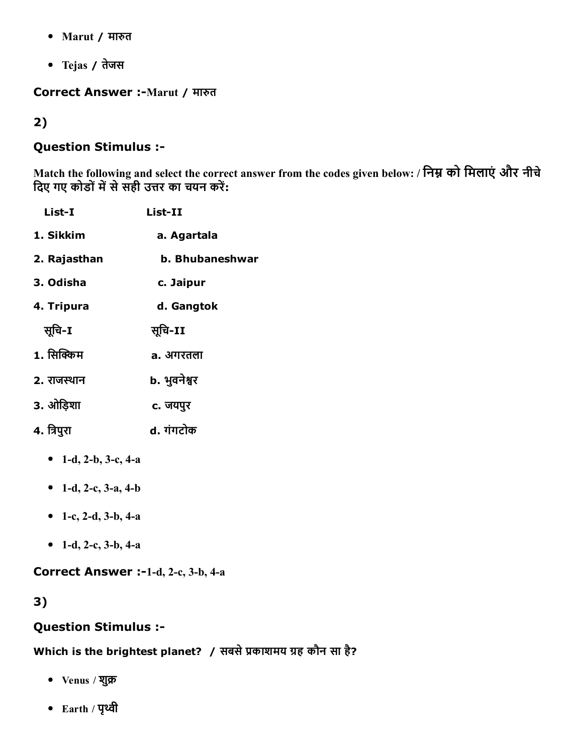- Marut / मारुत
- Tejas / तेजस

**Correct Answer :-**Marut / मारुत

**2)**

### Question Stimulus :-

Match the following and select the correct answer from the codes given below: / निम्न को मिलाएं और नीचे दिए गए कोडों में से सही उत्तर का चयन करें:

| List-I | List-II |
|---|---|
| 1. Sikkim | a. Agartala |
| 2. Rajasthan | b. Bhubaneshwar |
| 3. Odisha | c. Jaipur |
| 4. Tripura | d. Gangtok |

| सूचि-I | सूचि-II |
|---|---|
| 1. सिक्किम | a. अगरतला |
| 2. राजस्थान | b. भुवनेश्वर |
| 3. ओड़िशा | c. जयपुर |
| 4. त्रिपुरा | d. गंगटोक |

- 1-d, 2-b, 3-c, 4-a
- 1-d, 2-c, 3-a, 4-b
- 1-c, 2-d, 3-b, 4-a
- 1-d, 2-c, 3-b, 4-a

**Correct Answer :-**1-d, 2-c, 3-b, 4-a

**3)**

### Question Stimulus :-

**Which is the brightest planet? / सबसे प्रकाशमय ग्रह कौन सा है?**

- Venus / शुक्र
- Earth / पृथ्वी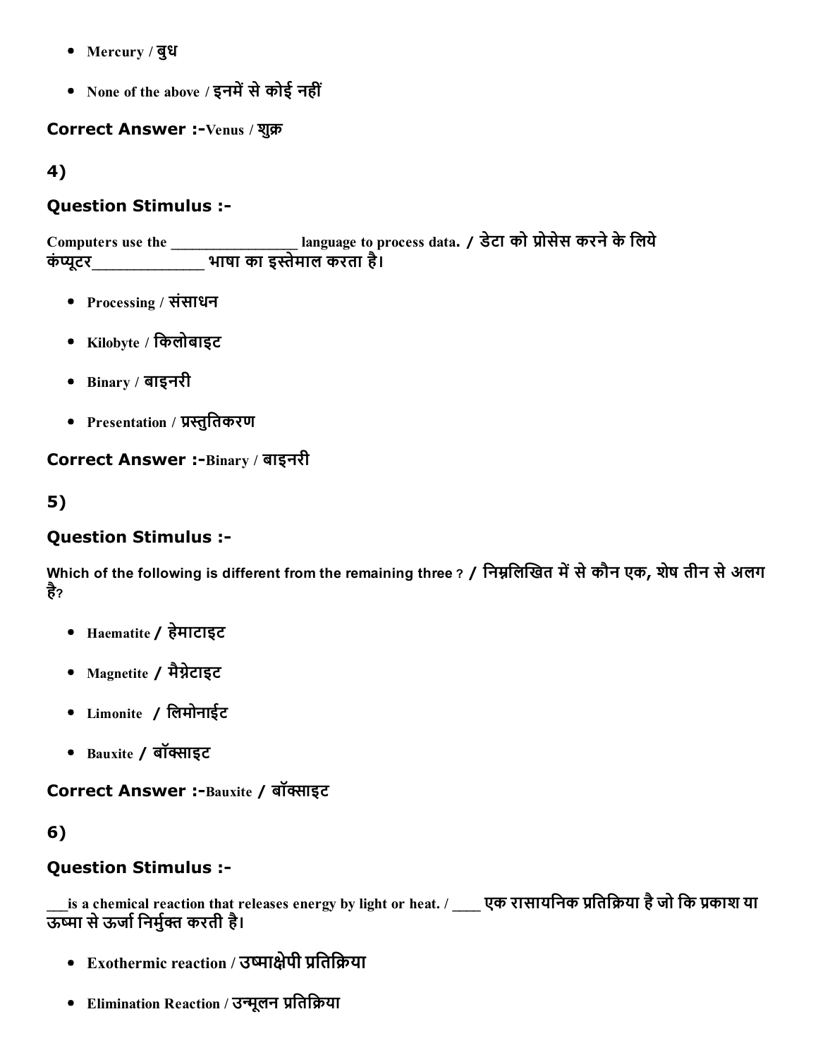- Mercury / बुध
- None of the above / इनमें से कोई नहीं

**Correct Answer :-**Venus / शुक्र

**4)**

**Question Stimulus :-**

Computers use the _________________ language to process data. / डेटा को प्रोसेस करने के लिये कंप्यूटर______________ भाषा का इस्तेमाल करता है।

- Processing / संसाधन
- Kilobyte / किलोबाइट
- Binary / बाइनरी
- Presentation / प्रस्तुतिकरण

**Correct Answer :-**Binary / बाइनरी

**5)**

**Question Stimulus :-**

Which of the following is different from the remaining three ? / निम्नलिखित में से कौन एक, शेष तीन से अलग है?

- Haematite / हेमाटाइट
- Magnetite / मैग्नेटाइट
- Limonite / लिमोनाईट
- Bauxite / बॉक्साइट

**Correct Answer :-**Bauxite / बॉक्साइट

**6)**

**Question Stimulus :-**

___is a chemical reaction that releases energy by light or heat. / ____ एक रासायनिक प्रतिक्रिया है जो कि प्रकाश या ऊष्मा से ऊर्जा निर्मुक्त करती है।

- Exothermic reaction / उष्माक्षेपी प्रतिक्रिया
- Elimination Reaction / उन्मूलन प्रतिक्रिया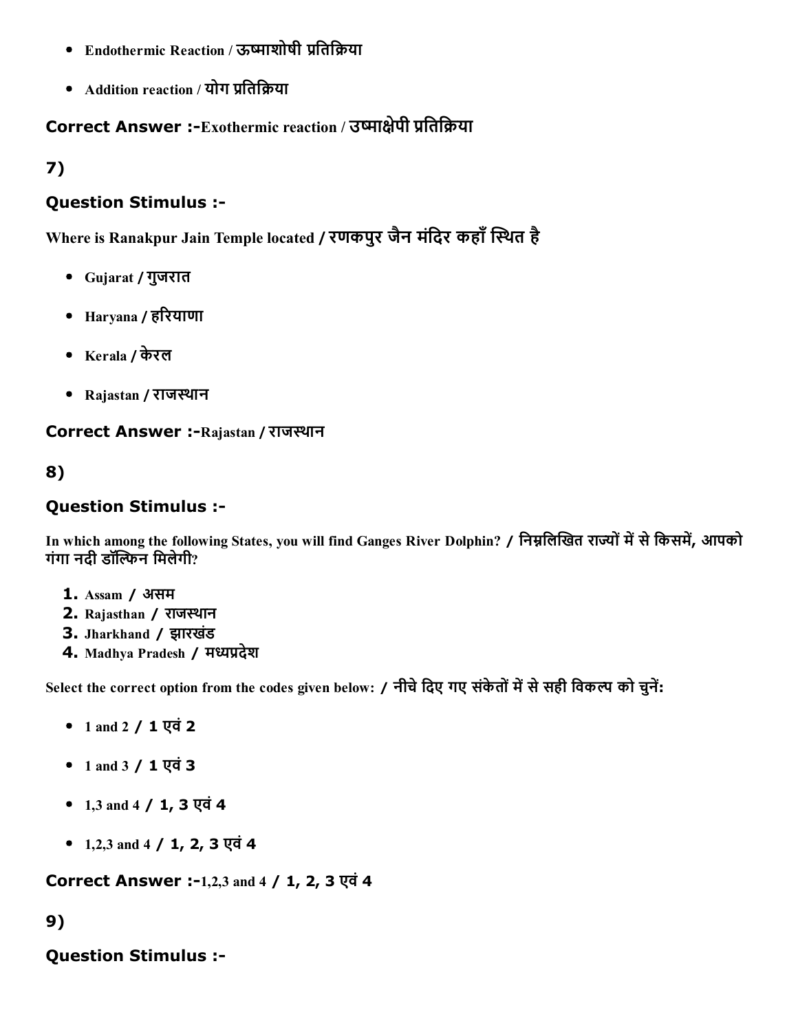- Endothermic Reaction / ऊष्माशोषी प्रतिक्रिया
- Addition reaction / योग प्रतिक्रिया

**Correct Answer :-**Exothermic reaction / उष्माक्षेपी प्रतिक्रिया

## 7)

### Question Stimulus :-

Where is Ranakpur Jain Temple located / रणकपुर जैन मंदिर कहाँ स्थित है

- Gujarat / गुजरात
- Haryana / हरियाणा
- Kerala / केरल
- Rajastan / राजस्थान

**Correct Answer :-**Rajastan / राजस्थान

## 8)

### Question Stimulus :-

In which among the following States, you will find Ganges River Dolphin? / निम्नलिखित राज्यों में से किसमें, आपको गंगा नदी डॉल्फिन मिलेगी?

1. Assam / असम
2. Rajasthan / राजस्थान
3. Jharkhand / झारखंड
4. Madhya Pradesh / मध्यप्रदेश

Select the correct option from the codes given below: / नीचे दिए गए संकेतों में से सही विकल्प को चुनें:

- 1 and 2 / 1 एवं 2
- 1 and 3 / 1 एवं 3
- 1,3 and 4 / 1, 3 एवं 4
- 1,2,3 and 4 / 1, 2, 3 एवं 4

**Correct Answer :-**1,2,3 and 4 / 1, 2, 3 एवं 4

## 9)

### Question Stimulus :-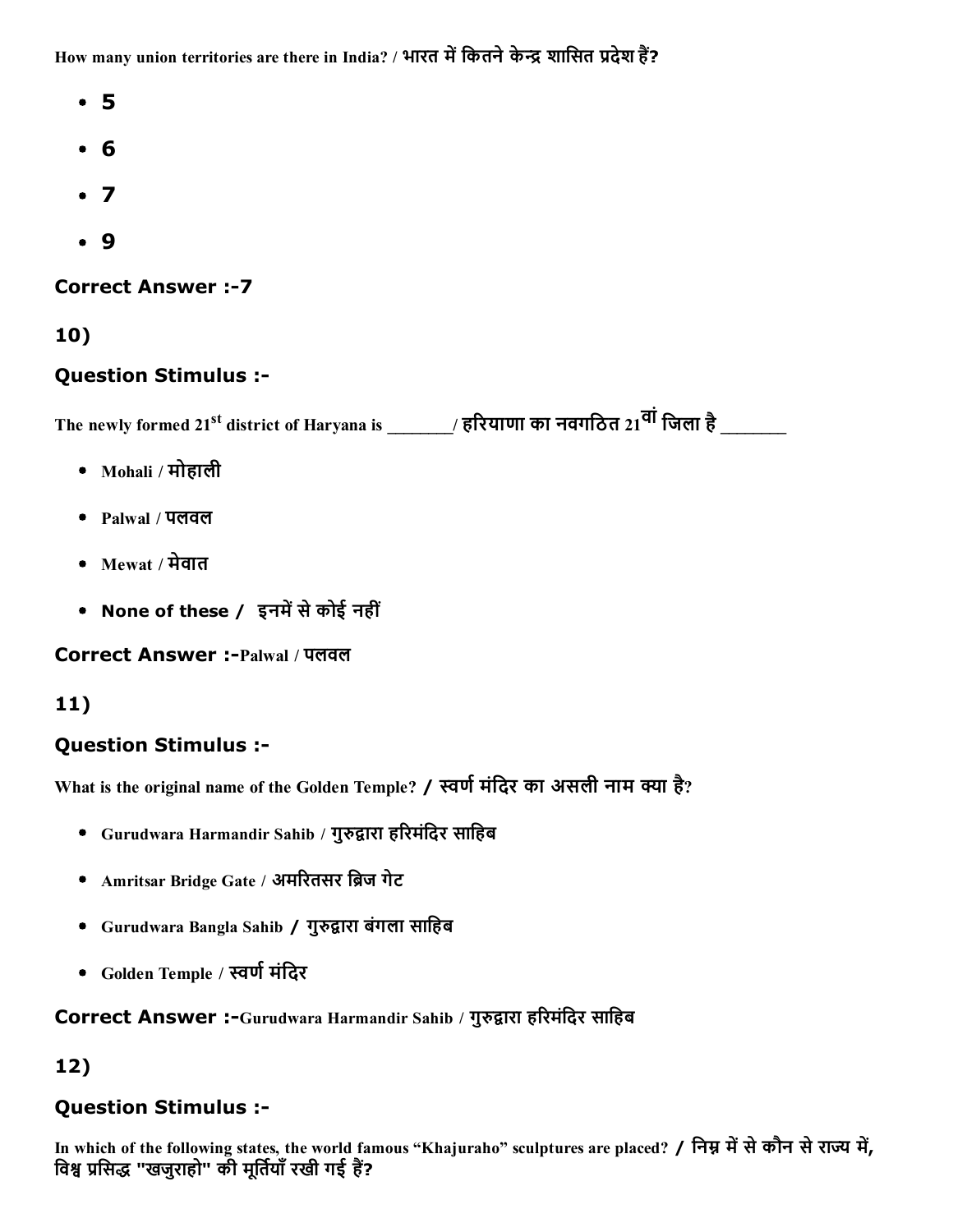How many union territories are there in India? / भारत में कितने केन्द्र शासित प्रदेश हैं?

- 5
- 6
- 7
- 9

**Correct Answer :-7**

**10)**

**Question Stimulus :-**

The newly formed 21st district of Haryana is _______/ हरियाणा का नवगठित 21वां जिला है _______

- Mohali / मोहाली
- Palwal / पलवल
- Mewat / मेवात
- None of these / इनमें से कोई नहीं

**Correct Answer :-**Palwal / पलवल

**11)**

**Question Stimulus :-**

What is the original name of the Golden Temple? / स्वर्ण मंदिर का असली नाम क्या है?

- Gurudwara Harmandir Sahib / गुरुद्वारा हरिमंदिर साहिब
- Amritsar Bridge Gate / अमरितसर ब्रिज गेट
- Gurudwara Bangla Sahib / गुरुद्वारा बंगला साहिब
- Golden Temple / स्वर्ण मंदिर

**Correct Answer :-**Gurudwara Harmandir Sahib / गुरुद्वारा हरिमंदिर साहिब

**12)**

**Question Stimulus :-**

In which of the following states, the world famous "Khajuraho" sculptures are placed? / निम्न में से कौन से राज्य में, विश्व प्रसिद्ध "खजुराहो" की मूर्तियाँ रखी गई हैं?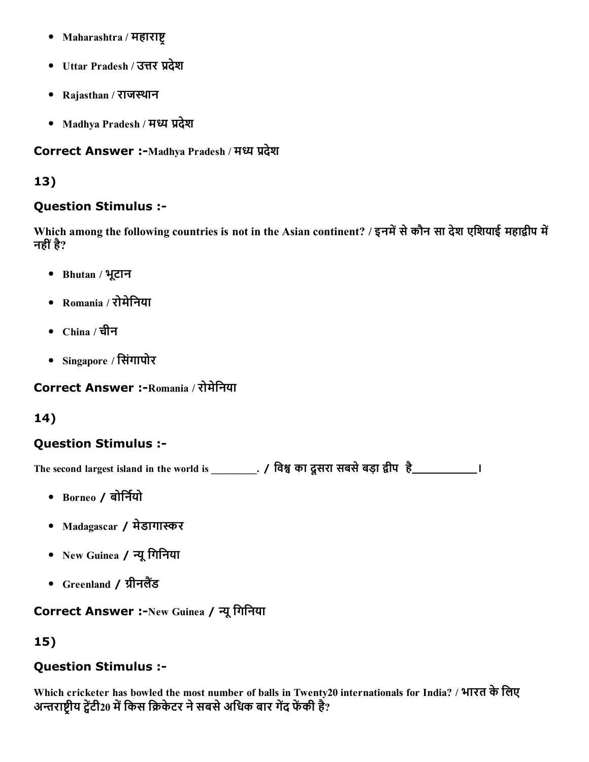- Maharashtra / महाराष्ट्र
- Uttar Pradesh / उत्तर प्रदेश
- Rajasthan / राजस्थान
- Madhya Pradesh / मध्य प्रदेश

**Correct Answer :-**Madhya Pradesh / मध्य प्रदेश

### 13)

### Question Stimulus :-

**Which among the following countries is not in the Asian continent? / इनमें से कौन सा देश एशियाई महाद्वीप में नहीं है?**

- Bhutan / भूटान
- Romania / रोमेनिया
- China / चीन
- Singapore / सिंगापोर

**Correct Answer :-**Romania / रोमेनिया

### 14)

### Question Stimulus :-

**The second largest island in the world is _________. / विश्व का दूसरा सबसे बड़ा द्वीप है__________।**

- Borneo / बोर्नियो
- Madagascar / मेडागास्कर
- New Guinea / न्यू गिनिया
- Greenland / ग्रीनलैंड

**Correct Answer :-**New Guinea / न्यू गिनिया

### 15)

### Question Stimulus :-

**Which cricketer has bowled the most number of balls in Twenty20 internationals for India? / भारत के लिए अन्तराष्ट्रीय ट्वेंटी20 में किस क्रिकेटर ने सबसे अधिक बार गेंद फेंकी है?**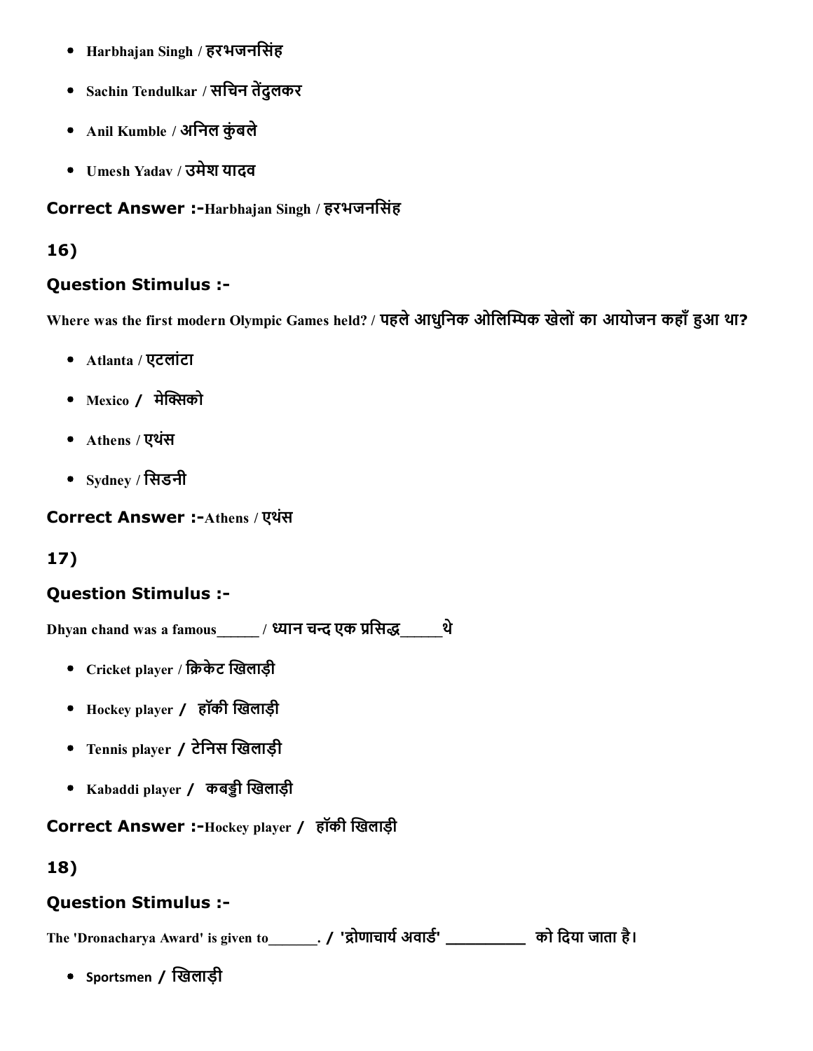- Harbhajan Singh / हरभजनसिंह
- Sachin Tendulkar / सचिन तेंदुलकर
- Anil Kumble / अनिल कुंबले
- Umesh Yadav / उमेश यादव

**Correct Answer :-**Harbhajan Singh / हरभजनसिंह

## 16)

### Question Stimulus :-

Where was the first modern Olympic Games held? / पहले आधुनिक ओलिम्पिक खेलों का आयोजन कहाँ हुआ था?

- Atlanta / एटलांटा
- Mexico / मेक्सिको
- Athens / एथंस
- Sydney / सिडनी

**Correct Answer :-**Athens / एथंस

## 17)

### Question Stimulus :-

Dhyan chand was a famous______ / ध्यान चन्द एक प्रसिद्ध______थे

- Cricket player / क्रिकेट खिलाड़ी
- Hockey player / हॉकी खिलाड़ी
- Tennis player / टेनिस खिलाड़ी
- Kabaddi player / कबड्डी खिलाड़ी

**Correct Answer :-**Hockey player / हॉकी खिलाड़ी

## 18)

### Question Stimulus :-

The 'Dronacharya Award' is given to_______. / 'द्रोणाचार्य अवार्ड' _________ को दिया जाता है।

- Sportsmen / खिलाड़ी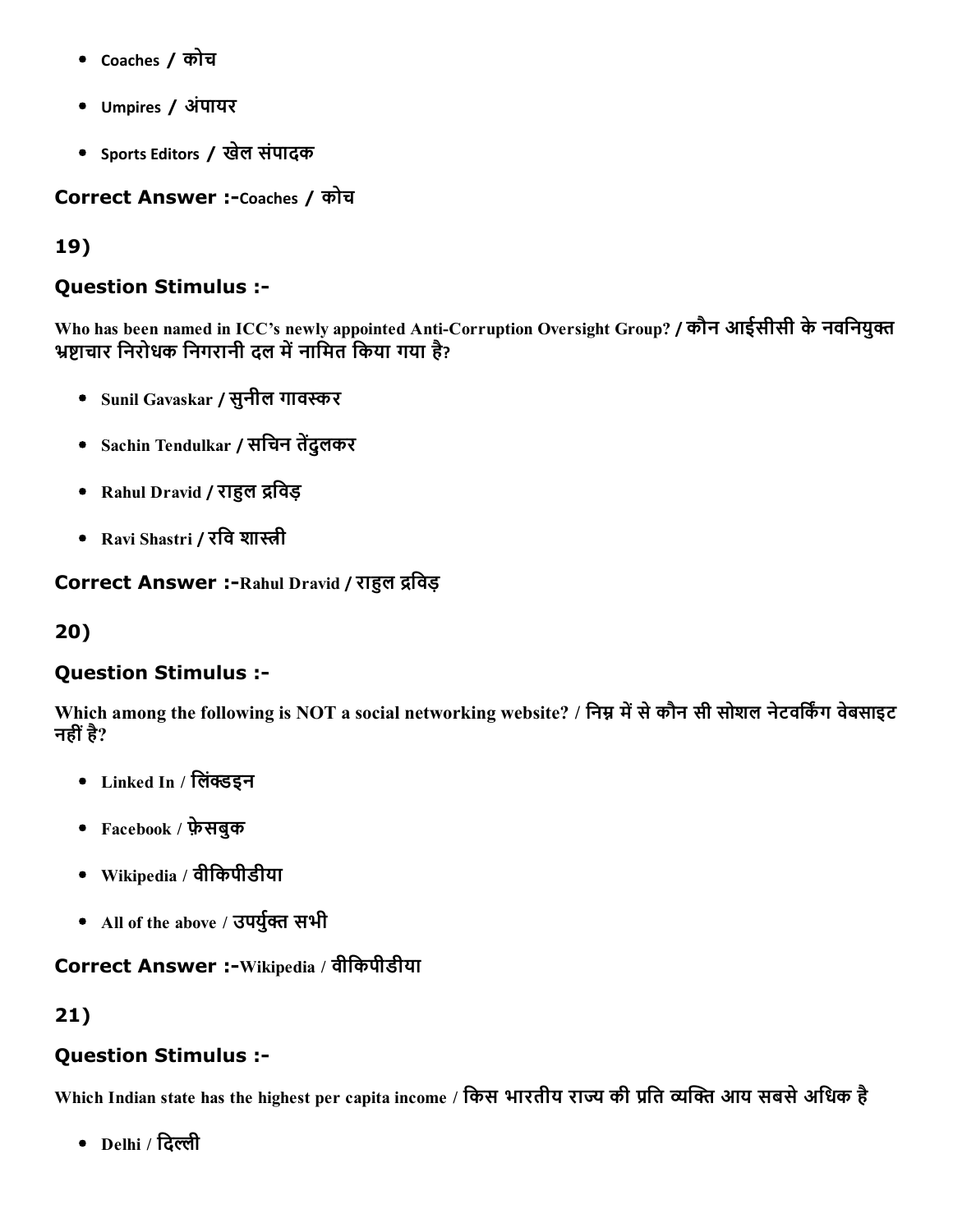- Coaches / कोच
- Umpires / अंपायर
- Sports Editors / खेल संपादक

### Correct Answer :-Coaches / कोच

### 19)

### Question Stimulus :-

**Who has been named in ICC's newly appointed Anti-Corruption Oversight Group? / कौन आईसीसी के नवनियुक्त भ्रष्टाचार निरोधक निगरानी दल में नामित किया गया है?**

- **Sunil Gavaskar / सुनील गावस्कर**
- **Sachin Tendulkar / सचिन तेंदुलकर**
- **Rahul Dravid / राहुल द्रविड़**
- **Ravi Shastri / रवि शास्त्री**

### Correct Answer :-Rahul Dravid / राहुल द्रविड़

### 20)

### Question Stimulus :-

**Which among the following is NOT a social networking website? / निम्न में से कौन सी सोशल नेटवर्किंग वेबसाइट नहीं है?**

- **Linked In / लिंक्डइन**
- **Facebook / फ़ेसबुक**
- **Wikipedia / वीकिपीडीया**
- **All of the above / उपर्युक्त सभी**

### Correct Answer :-Wikipedia / वीकिपीडीया

### 21)

### Question Stimulus :-

**Which Indian state has the highest per capita income / किस भारतीय राज्य की प्रति व्यक्ति आय सबसे अधिक है**

- **Delhi / दिल्ली**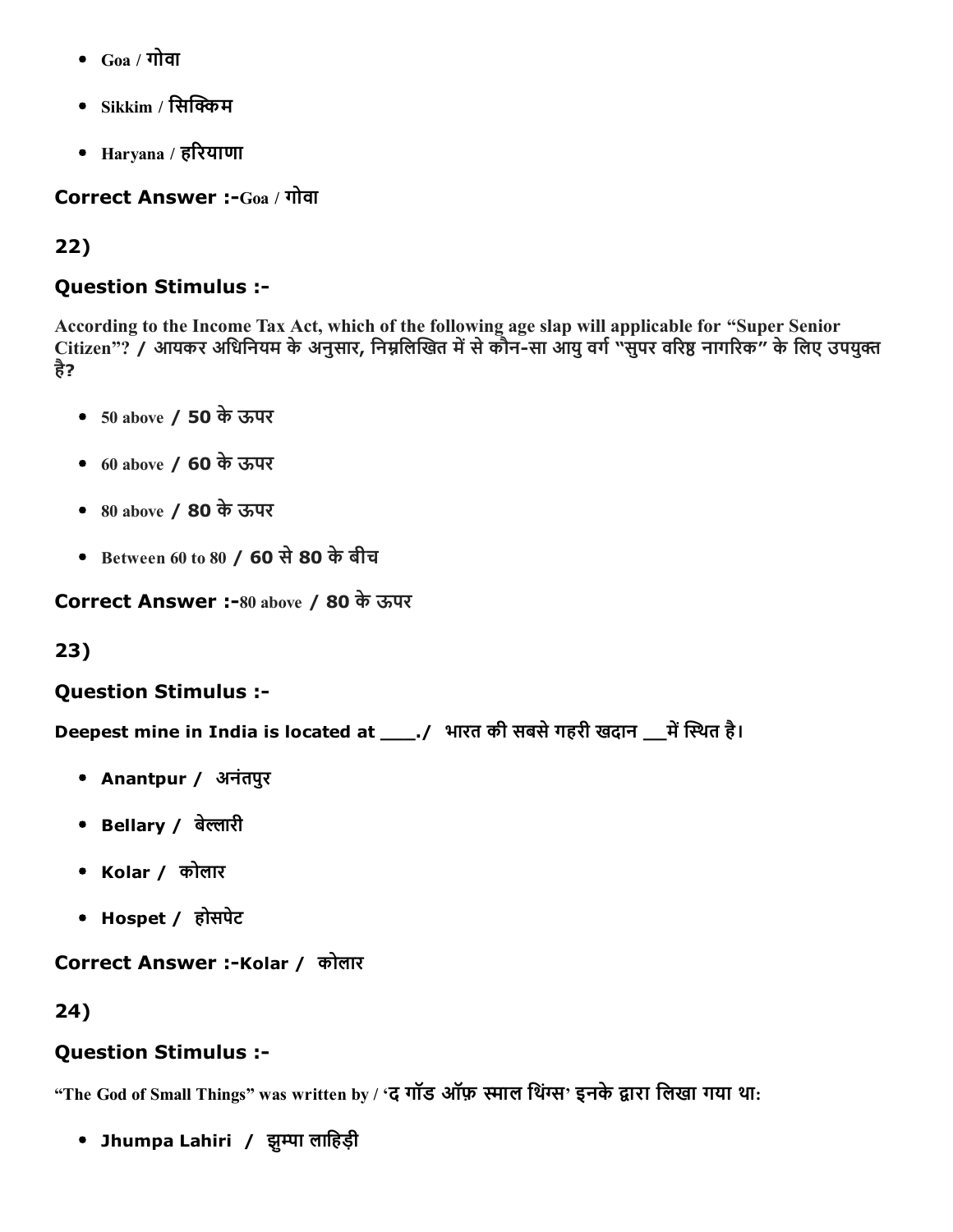- Goa / गोवा
- Sikkim / सिक्किम
- Haryana / हरियाणा

**Correct Answer :-**Goa / गोवा

**22)**

**Question Stimulus :-**

**According to the Income Tax Act, which of the following age slap will applicable for "Super Senior Citizen"? / आयकर अधिनियम के अनुसार, निम्नलिखित में से कौन-सा आयु वर्ग "सुपर वरिष्ठ नागरिक" के लिए उपयुक्त है?**

- 50 above / 50 के ऊपर
- 60 above / 60 के ऊपर
- 80 above / 80 के ऊपर
- Between 60 to 80 / 60 से 80 के बीच

**Correct Answer :-**80 above / 80 के ऊपर

**23)**

**Question Stimulus :-**

**Deepest mine in India is located at \_\_\_\_./ भारत की सबसे गहरी खदान \_\_\_में स्थित है।**

- Anantpur / अनंतपुर
- Bellary / बेल्लारी
- Kolar / कोलार
- Hospet / होसपेट

**Correct Answer :-**Kolar / कोलार

**24)**

**Question Stimulus :-**

**"The God of Small Things" was written by / 'द गॉड ऑफ़ स्माल थिंग्स' इनके द्वारा लिखा गया था:**

- Jhumpa Lahiri / झुम्पा लाहिड़ी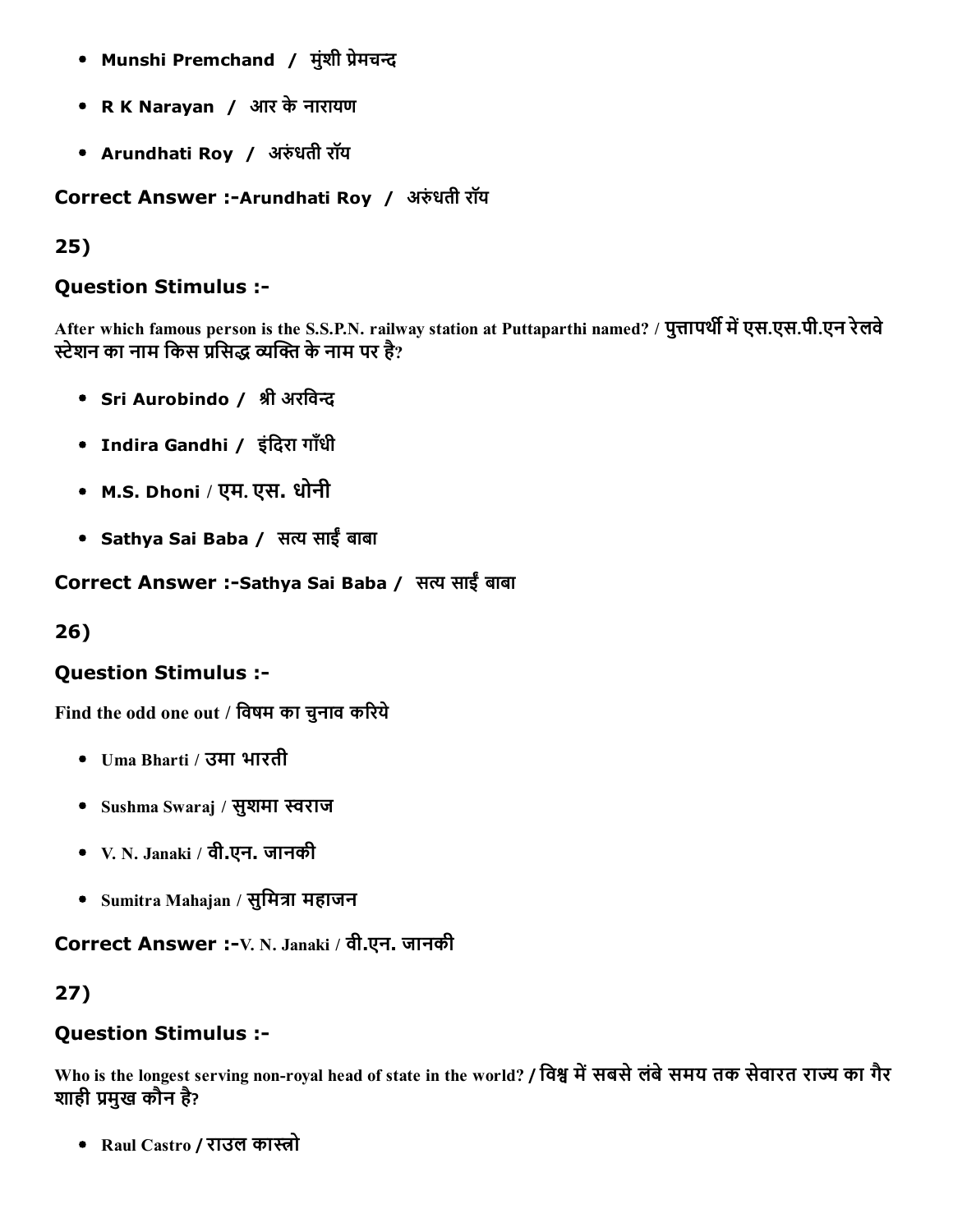- **Munshi Premchand / मुंशी प्रेमचन्द**
- **R K Narayan / आर के नारायण**
- **Arundhati Roy / अरुंधती रॉय**

**Correct Answer :-Arundhati Roy / अरुंधती रॉय**

**25)**

### Question Stimulus :-

**After which famous person is the S.S.P.N. railway station at Puttaparthi named? / पुत्तापर्थी में एस.एस.पी.एन रेलवे स्टेशन का नाम किस प्रसिद्ध व्यक्ति के नाम पर है?**

- **Sri Aurobindo / श्री अरविन्द**
- **Indira Gandhi / इंदिरा गाँधी**
- **M.S. Dhoni / एम. एस. धोनी**
- **Sathya Sai Baba / सत्य साईं बाबा**

**Correct Answer :-Sathya Sai Baba / सत्य साईं बाबा**

**26)**

### Question Stimulus :-

**Find the odd one out / विषम का चुनाव करिये**

- Uma Bharti / उमा भारती
- Sushma Swaraj / सुशमा स्वराज
- V. N. Janaki / वी.एन. जानकी
- Sumitra Mahajan / सुमित्रा महाजन

**Correct Answer :-V. N. Janaki / वी.एन. जानकी**

**27)**

### Question Stimulus :-

**Who is the longest serving non-royal head of state in the world? / विश्व में सबसे लंबे समय तक सेवारत राज्य का गैर शाही प्रमुख कौन है?**

- Raul Castro / राउल कास्त्रो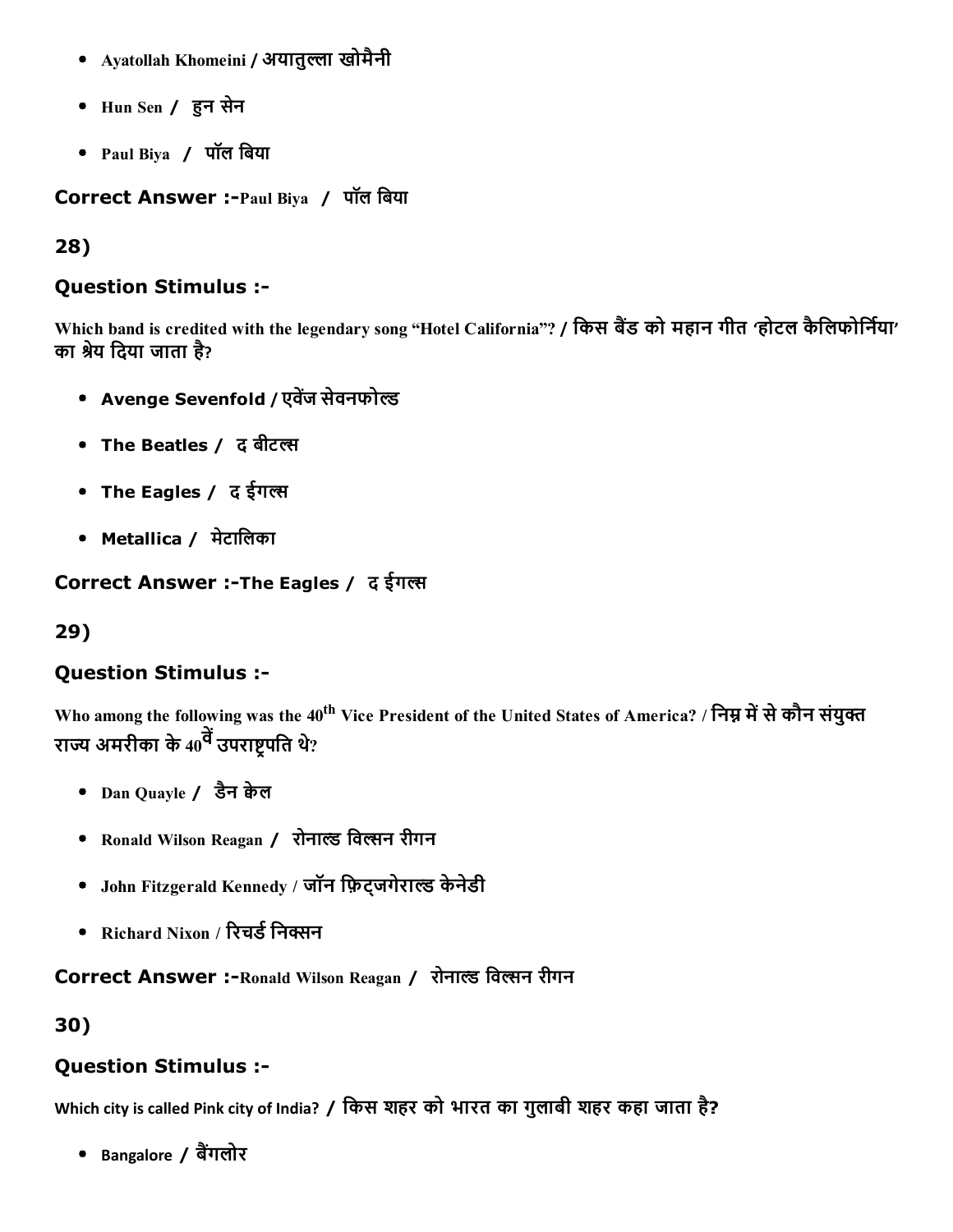- Ayatollah Khomeini / अयातुल्ला खोमैनी
- Hun Sen / हुन सेन
- Paul Biya / पॉल बिया

**Correct Answer :-**Paul Biya / पॉल बिया

**28)**

### Question Stimulus :-

Which band is credited with the legendary song "Hotel California"? / किस बैंड को महान गीत 'होटल कैलिफोर्निया' का श्रेय दिया जाता है?

- Avenge Sevenfold / एवेंज सेवनफोल्ड
- The Beatles / द बीटल्स
- The Eagles / द ईगल्स
- Metallica / मेटालिका

**Correct Answer :-**The Eagles / द ईगल्स

**29)**

### Question Stimulus :-

Who among the following was the 40th Vice President of the United States of America? / निम्न में से कौन संयुक्त राज्य अमरीका के 40वें उपराष्ट्रपति थे?

- Dan Quayle / डैन क्वेल
- Ronald Wilson Reagan / रोनाल्ड विल्सन रीगन
- John Fitzgerald Kennedy / जॉन फ़िट्जगेराल्ड केनेडी
- Richard Nixon / रिचर्ड निक्सन

**Correct Answer :-**Ronald Wilson Reagan / रोनाल्ड विल्सन रीगन

**30)**

### Question Stimulus :-

Which city is called Pink city of India? / किस शहर को भारत का गुलाबी शहर कहा जाता है?

- Bangalore / बैंगलोर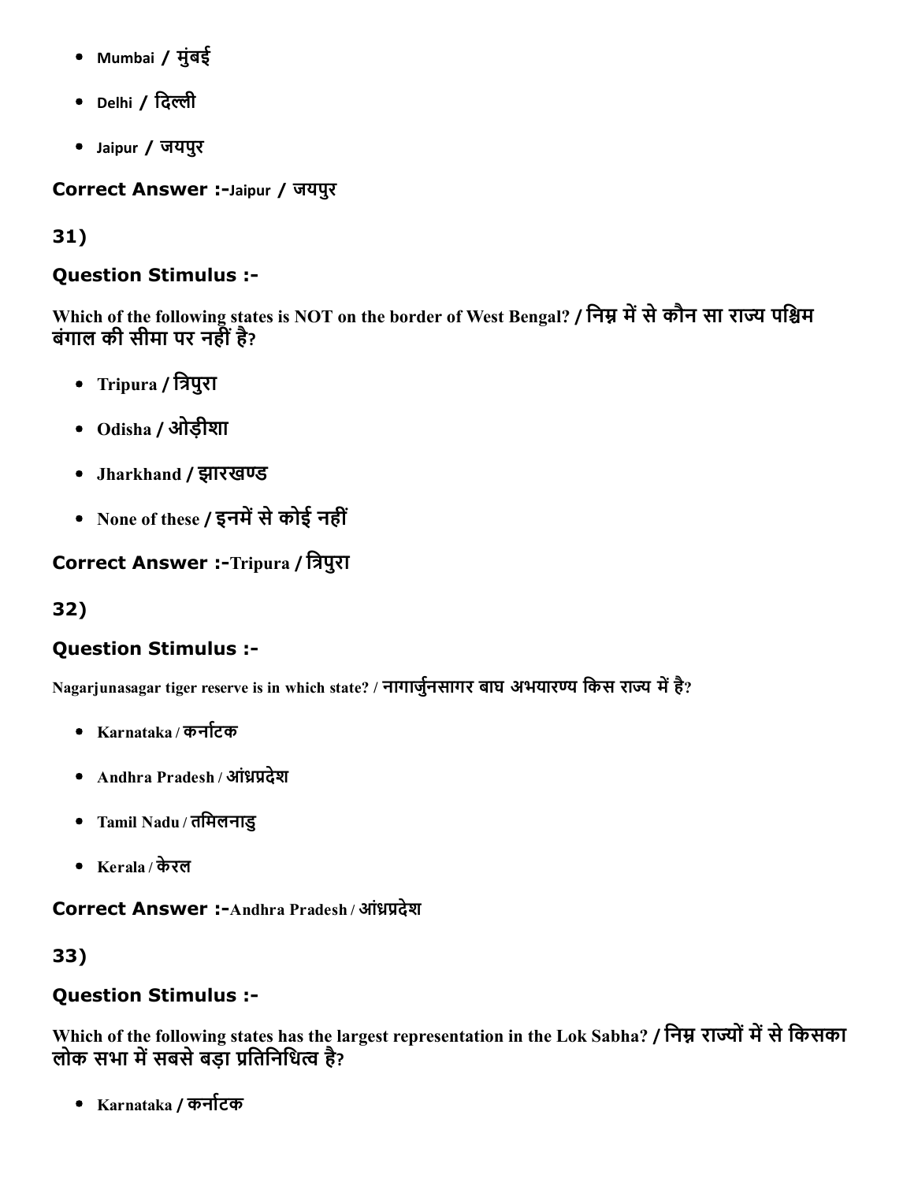- Mumbai / मुंबई
- Delhi / दिल्ली
- Jaipur / जयपुर

**Correct Answer :-**Jaipur / जयपुर

**31)**

### Question Stimulus :-

**Which of the following states is NOT on the border of West Bengal? / निम्न में से कौन सा राज्य पश्चिम बंगाल की सीमा पर नहीं है?**

- **Tripura / त्रिपुरा**
- **Odisha / ओड़ीशा**
- **Jharkhand / झारखण्ड**
- **None of these / इनमें से कोई नहीं**

**Correct Answer :-Tripura / त्रिपुरा**

**32)**

### Question Stimulus :-

**Nagarjunasagar tiger reserve is in which state? / नागार्जुनसागर बाघ अभयारण्य किस राज्य में है?**

- **Karnataka / कर्नाटक**
- **Andhra Pradesh / आंध्रप्रदेश**
- **Tamil Nadu / तमिलनाडु**
- **Kerala / केरल**

**Correct Answer :-Andhra Pradesh / आंध्रप्रदेश**

**33)**

### Question Stimulus :-

**Which of the following states has the largest representation in the Lok Sabha? / निम्न राज्यों में से किसका लोक सभा में सबसे बड़ा प्रतिनिधित्व है?**

- **Karnataka / कर्नाटक**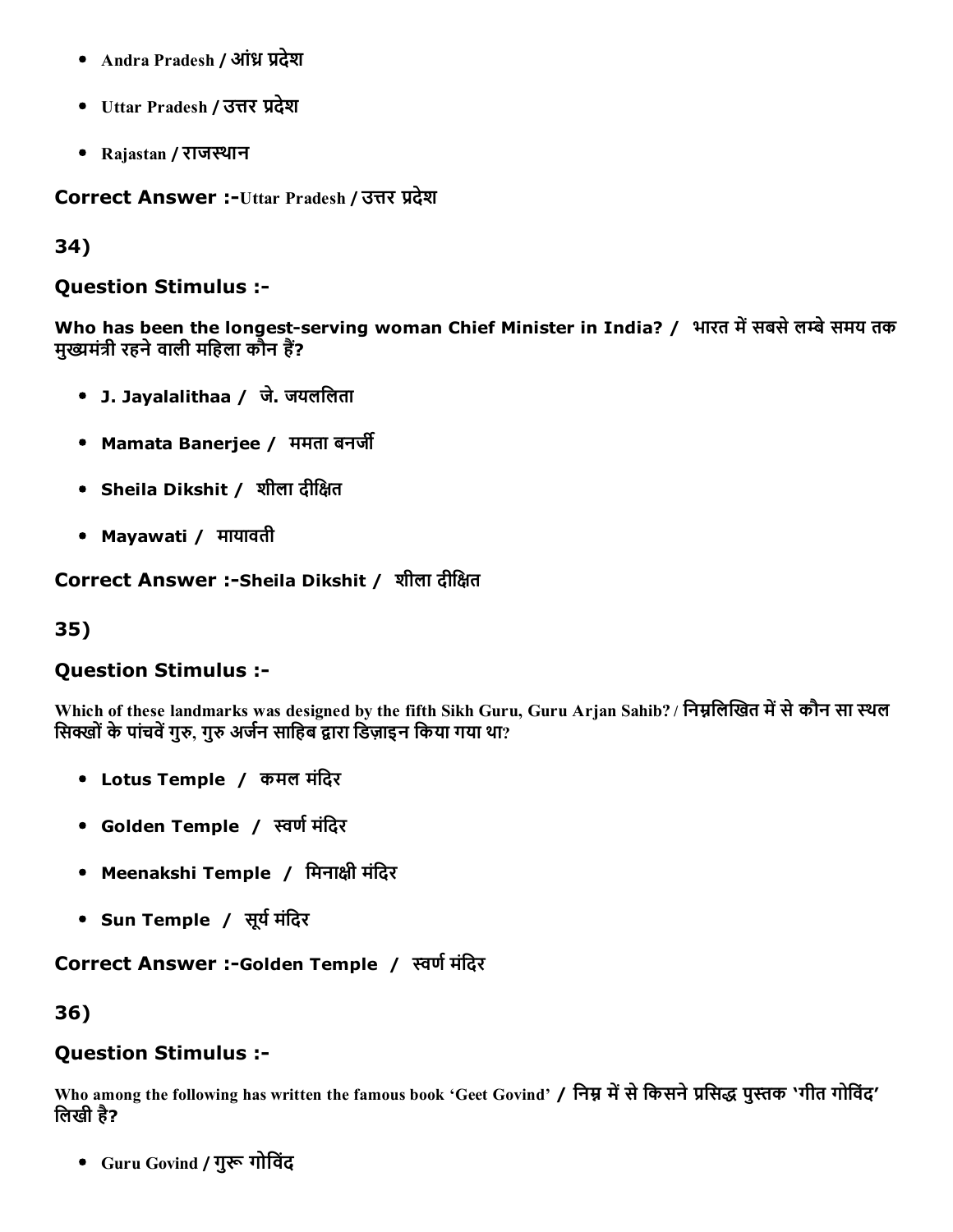- Andra Pradesh / आंध्र प्रदेश
- Uttar Pradesh / उत्तर प्रदेश
- Rajastan / राजस्थान

**Correct Answer :-**Uttar Pradesh / उत्तर प्रदेश

**34)**

**Question Stimulus :-**

**Who has been the longest-serving woman Chief Minister in India? / भारत में सबसे लम्बे समय तक मुख्यमंत्री रहने वाली महिला कौन हैं?**

- **J. Jayalalithaa / जे. जयललिता**
- **Mamata Banerjee / ममता बनर्जी**
- **Sheila Dikshit / शीला दीक्षित**
- **Mayawati / मायावती**

**Correct Answer :-Sheila Dikshit / शीला दीक्षित**

**35)**

**Question Stimulus :-**

**Which of these landmarks was designed by the fifth Sikh Guru, Guru Arjan Sahib? / निम्नलिखित में से कौन सा स्थल सिक्खों के पांचवें गुरु, गुरु अर्जन साहिब द्वारा डिज़ाइन किया गया था?**

- **Lotus Temple / कमल मंदिर**
- **Golden Temple / स्वर्ण मंदिर**
- **Meenakshi Temple / मिनाक्षी मंदिर**
- **Sun Temple / सूर्य मंदिर**

**Correct Answer :-Golden Temple / स्वर्ण मंदिर**

**36)**

**Question Stimulus :-**

**Who among the following has written the famous book 'Geet Govind' / निम्न में से किसने प्रसिद्ध पुस्तक 'गीत गोविंद' लिखी है?**

- Guru Govind / गुरू गोविंद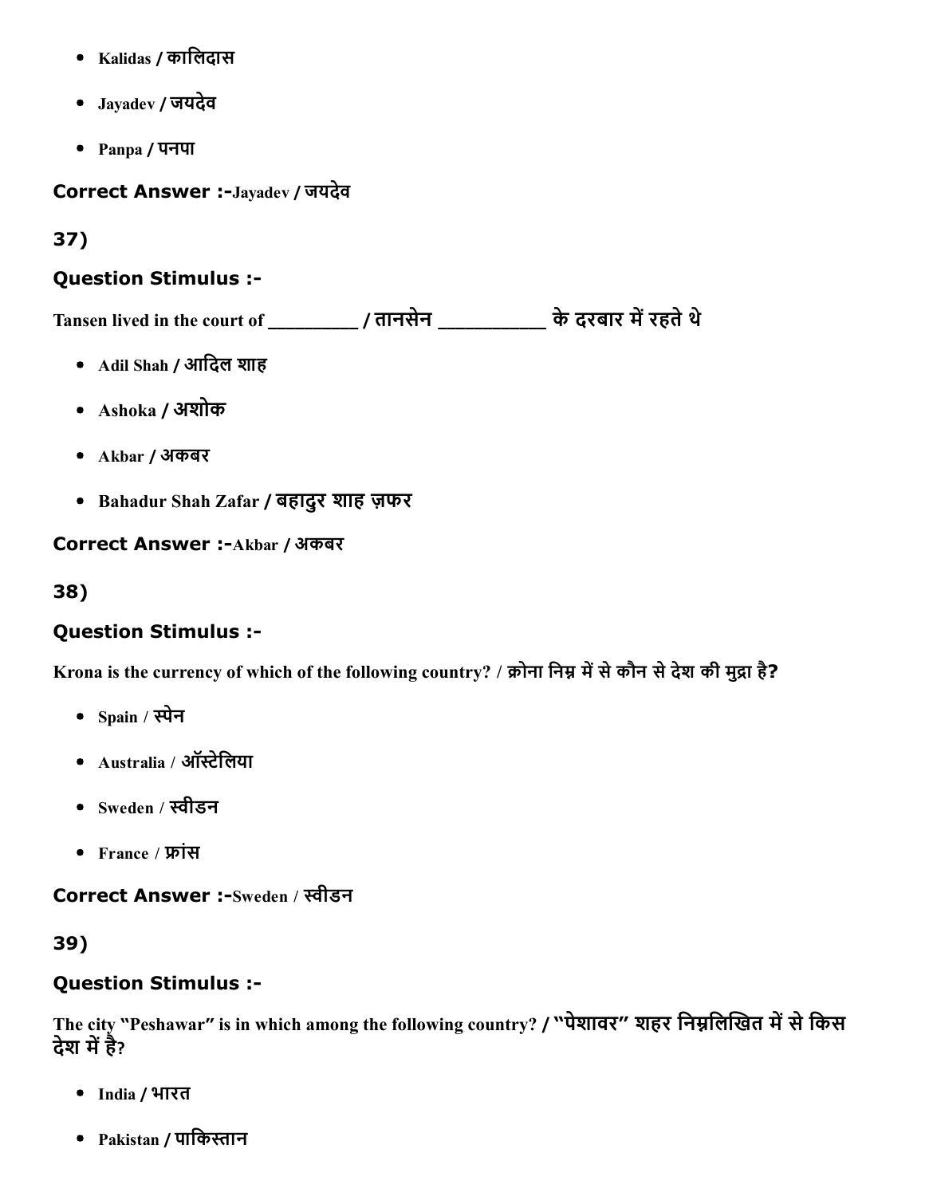- Kalidas / कालिदास
- Jayadev / जयदेव
- Panpa / पनपा

Correct Answer :-Jayadev / जयदेव

37)

### Question Stimulus :-

Tansen lived in the court of _________ / तानसेन __________ के दरबार में रहते थे

- Adil Shah / आदिल शाह
- Ashoka / अशोक
- Akbar / अकबर
- Bahadur Shah Zafar / बहादुर शाह ज़फर

Correct Answer :-Akbar / अकबर

38)

### Question Stimulus :-

Krona is the currency of which of the following country? / क्रोना निम्न में से कौन से देश की मुद्रा है?

- Spain / स्पेन
- Australia / ऑस्टेलिया
- Sweden / स्वीडन
- France / फ्रांस

Correct Answer :-Sweden / स्वीडन

39)

### Question Stimulus :-

The city "Peshawar" is in which among the following country? / "पेशावर" शहर निम्नलिखित में से किस देश में है?

- India / भारत
- Pakistan / पाकिस्तान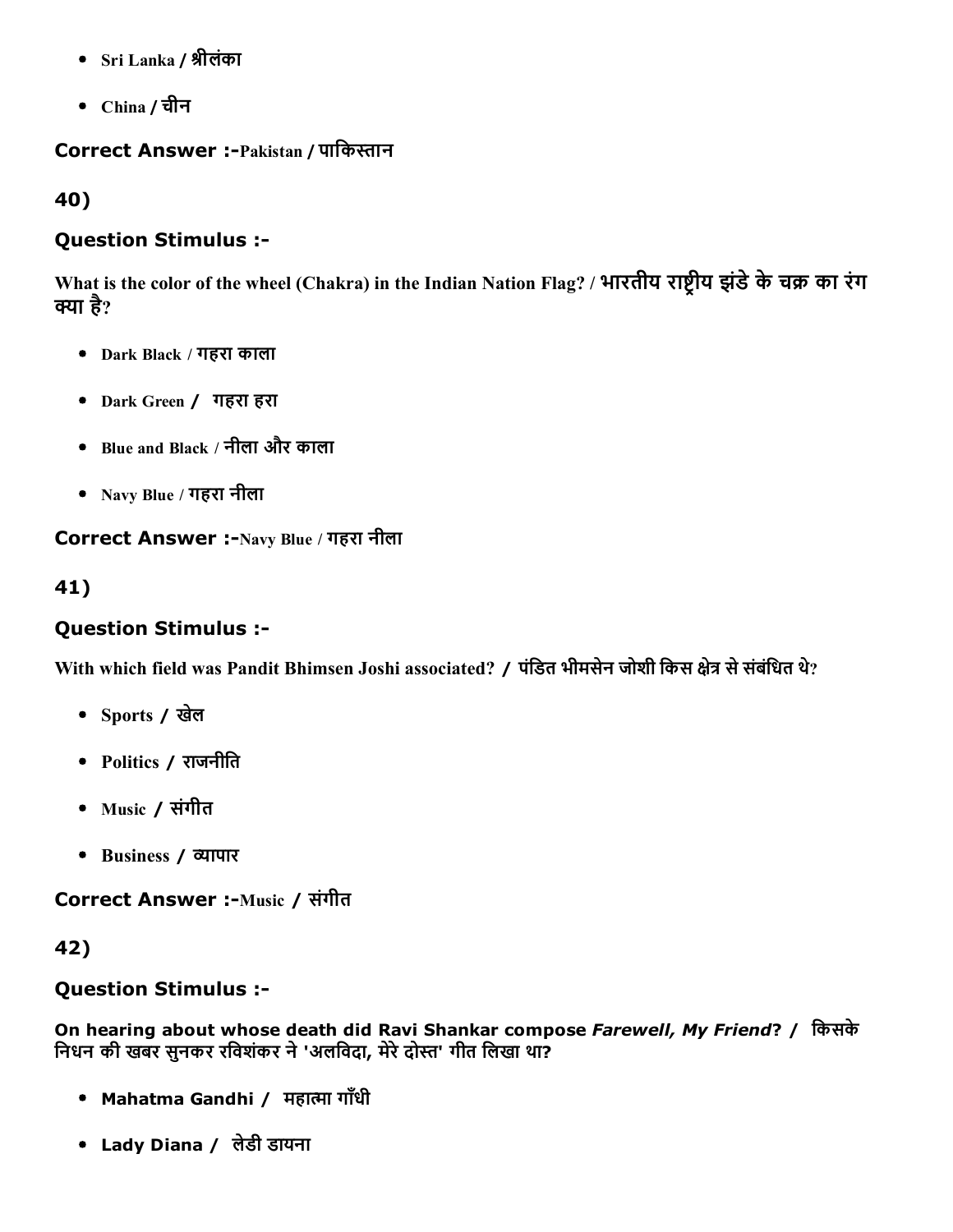- Sri Lanka / श्रीलंका
- China / चीन

**Correct Answer :-**Pakistan / पाकिस्तान

## 40)

### Question Stimulus :-

What is the color of the wheel (Chakra) in the Indian Nation Flag? / भारतीय राष्ट्रीय झंडे के चक्र का रंग क्या है?

- Dark Black / गहरा काला
- Dark Green / गहरा हरा
- Blue and Black / नीला और काला
- Navy Blue / गहरा नीला

**Correct Answer :-**Navy Blue / गहरा नीला

## 41)

### Question Stimulus :-

With which field was Pandit Bhimsen Joshi associated? / पंडित भीमसेन जोशी किस क्षेत्र से संबंधित थे?

- Sports / खेल
- Politics / राजनीति
- Music / संगीत
- Business / व्यापार

**Correct Answer :-**Music / संगीत

## 42)

### Question Stimulus :-

On hearing about whose death did Ravi Shankar compose *Farewell, My Friend*? / किसके निधन की खबर सुनकर रविशंकर ने 'अलविदा, मेरे दोस्त' गीत लिखा था?

- Mahatma Gandhi / महात्मा गाँधी
- Lady Diana / लेडी डायना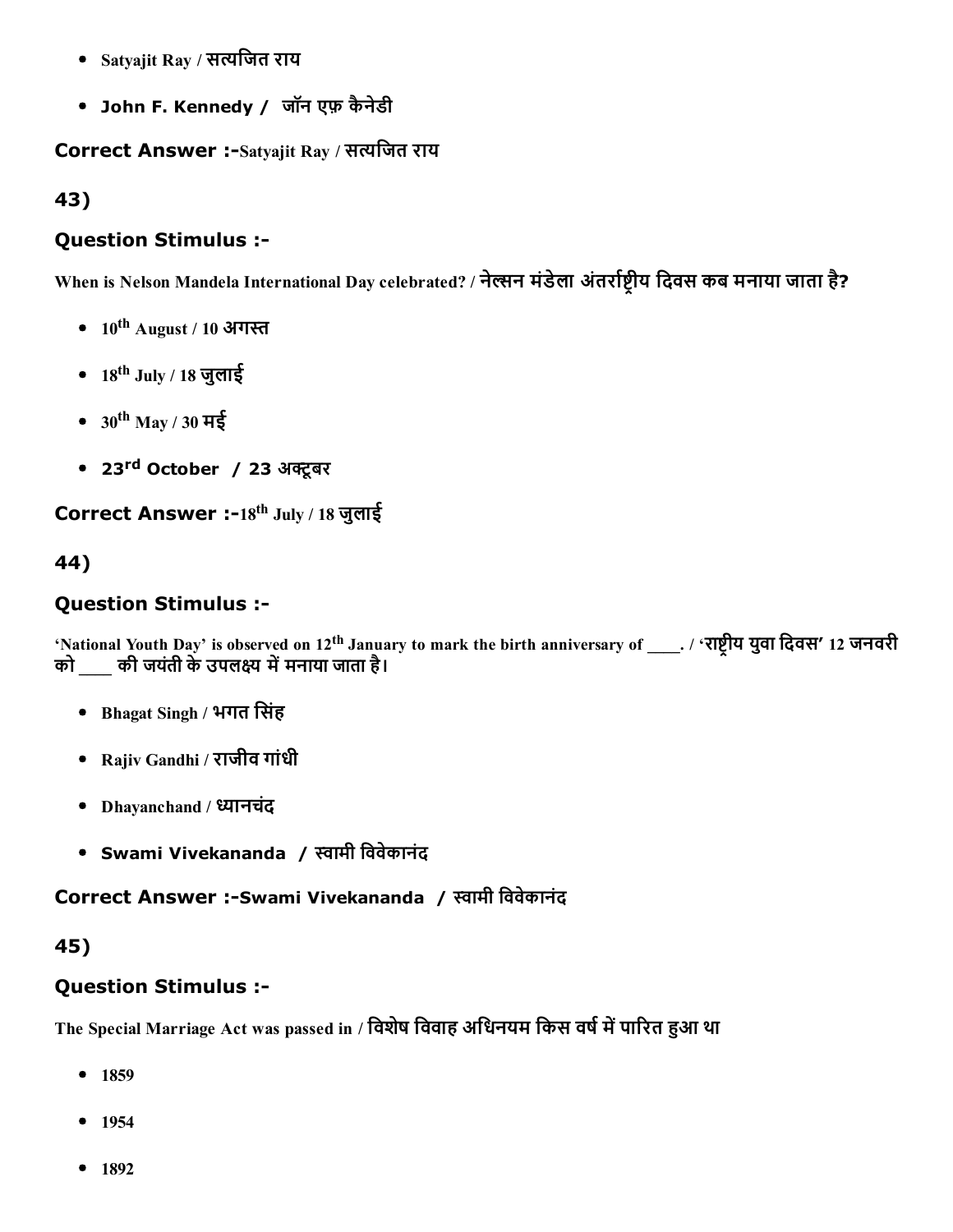- Satyajit Ray / सत्यजित राय
- John F. Kennedy / जॉन एफ़ कैनेडी

**Correct Answer :-**Satyajit Ray / सत्यजित राय

## 43)

### Question Stimulus :-

When is Nelson Mandela International Day celebrated? / नेल्सन मंडेला अंतर्राष्ट्रीय दिवस कब मनाया जाता है?

- 10th August / 10 अगस्त
- 18th July / 18 जुलाई
- 30th May / 30 मई
- 23rd October / 23 अक्टूबर

**Correct Answer :-**18th July / 18 जुलाई

## 44)

### Question Stimulus :-

'National Youth Day' is observed on 12th January to mark the birth anniversary of ____. / 'राष्ट्रीय युवा दिवस' 12 जनवरी को ____ की जयंती के उपलक्ष्य में मनाया जाता है।

- Bhagat Singh / भगत सिंह
- Rajiv Gandhi / राजीव गांधी
- Dhayanchand / ध्यानचंद
- Swami Vivekananda / स्वामी विवेकानंद

**Correct Answer :-**Swami Vivekananda / स्वामी विवेकानंद

## 45)

### Question Stimulus :-

The Special Marriage Act was passed in / विशेष विवाह अधिनियम किस वर्ष में पारित हुआ था

- 1859
- 1954
- 1892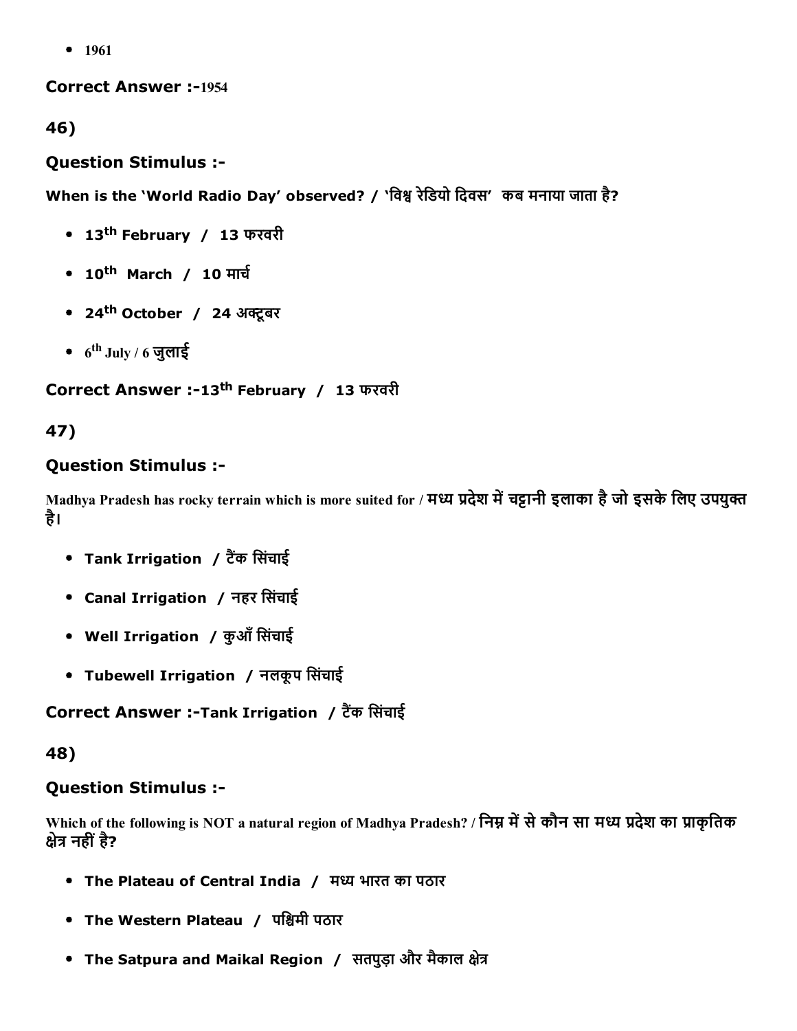- 1961

**Correct Answer :-**1954

**46)**

**Question Stimulus :-**

**When is the 'World Radio Day' observed? / 'विश्व रेडियो दिवस' कब मनाया जाता है?**

- **13th February / 13 फरवरी**
- **10th March / 10 मार्च**
- **24th October / 24 अक्टूबर**
- 6th July / 6 जुलाई

**Correct Answer :-13th February / 13 फरवरी**

**47)**

**Question Stimulus :-**

**Madhya Pradesh has rocky terrain which is more suited for / मध्य प्रदेश में चट्टानी इलाका है जो इसके लिए उपयुक्त है।**

- **Tank Irrigation / टैंक सिंचाई**
- **Canal Irrigation / नहर सिंचाई**
- **Well Irrigation / कुआँ सिंचाई**
- **Tubewell Irrigation / नलकूप सिंचाई**

**Correct Answer :-Tank Irrigation / टैंक सिंचाई**

**48)**

**Question Stimulus :-**

**Which of the following is NOT a natural region of Madhya Pradesh? / निम्न में से कौन सा मध्य प्रदेश का प्राकृतिक क्षेत्र नहीं है?**

- **The Plateau of Central India / मध्य भारत का पठार**
- **The Western Plateau / पश्चिमी पठार**
- **The Satpura and Maikal Region / सतपुड़ा और मैकाल क्षेत्र**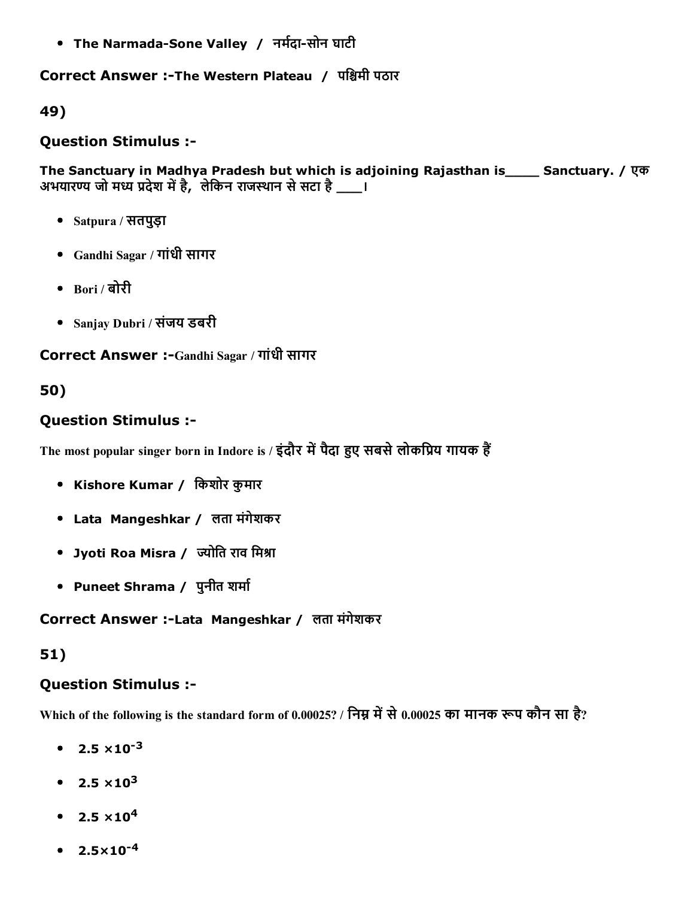- **The Narmada-Sone Valley / नर्मदा-सोन घाटी**

**Correct Answer :-The Western Plateau / पश्चिमी पठार**

**49)**

**Question Stimulus :-**

**The Sanctuary in Madhya Pradesh but which is adjoining Rajasthan is____ Sanctuary. / एक अभयारण्य जो मध्य प्रदेश में है, लेकिन राजस्थान से सटा है ___।**

- Satpura / सतपुड़ा
- Gandhi Sagar / गांधी सागर
- Bori / बोरी
- Sanjay Dubri / संजय डबरी

**Correct Answer :-Gandhi Sagar / गांधी सागर**

**50)**

**Question Stimulus :-**

**The most popular singer born in Indore is / इंदौर में पैदा हुए सबसे लोकप्रिय गायक हैं**

- **Kishore Kumar / किशोर कुमार**
- **Lata Mangeshkar / लता मंगेशकर**
- **Jyoti Roa Misra / ज्योति राव मिश्रा**
- **Puneet Shrama / पुनीत शर्मा**

**Correct Answer :-Lata Mangeshkar / लता मंगेशकर**

**51)**

**Question Stimulus :-**

**Which of the following is the standard form of 0.00025? / निम्न में से 0.00025 का मानक रूप कौन सा है?**

- $2.5 \times 10^{-3}$
- $2.5 \times 10^{3}$
- $2.5 \times 10^{4}$
- $2.5 \times 10^{-4}$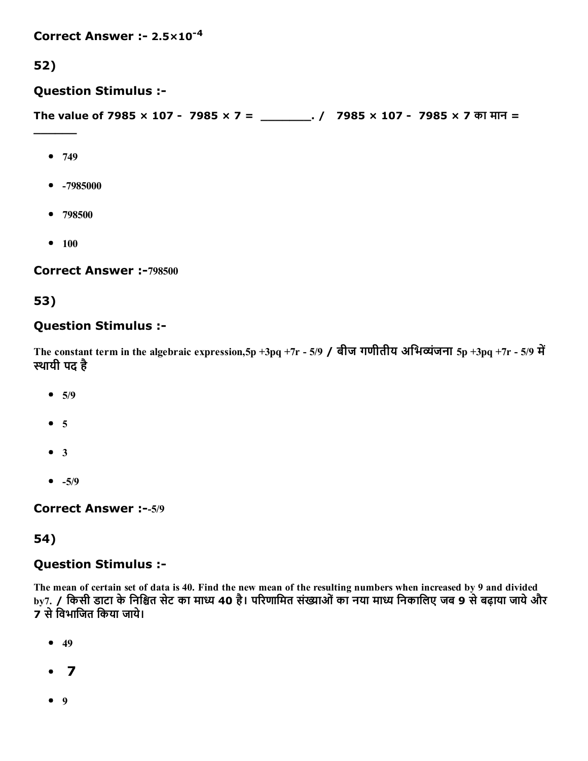**Correct Answer :-** $2.5\times10^{-4}$

## 52)

### Question Stimulus :-

**The value of 7985 × 107 - 7985 × 7 = ________. / 7985 × 107 - 7985 × 7 का मान = ________**

- 749
- -7985000
- 798500
- 100

**Correct Answer :-**798500

## 53)

### Question Stimulus :-

The constant term in the algebraic expression,5p +3pq +7r - 5/9 / बीज गणीतीय अभिव्यंजना 5p +3pq +7r - 5/9 में स्थायी पद है

- 5/9
- 5
- 3
- -5/9

**Correct Answer :-**-5/9

## 54)

### Question Stimulus :-

The mean of certain set of data is 40. Find the new mean of the resulting numbers when increased by 9 and divided by7. / किसी डाटा के निश्चित सेट का माध्य 40 है। परिणामित संख्याओं का नया माध्य निकालिए जब 9 से बढ़ाया जाये और 7 से विभाजित किया जाये।

- 49
- 7
- 9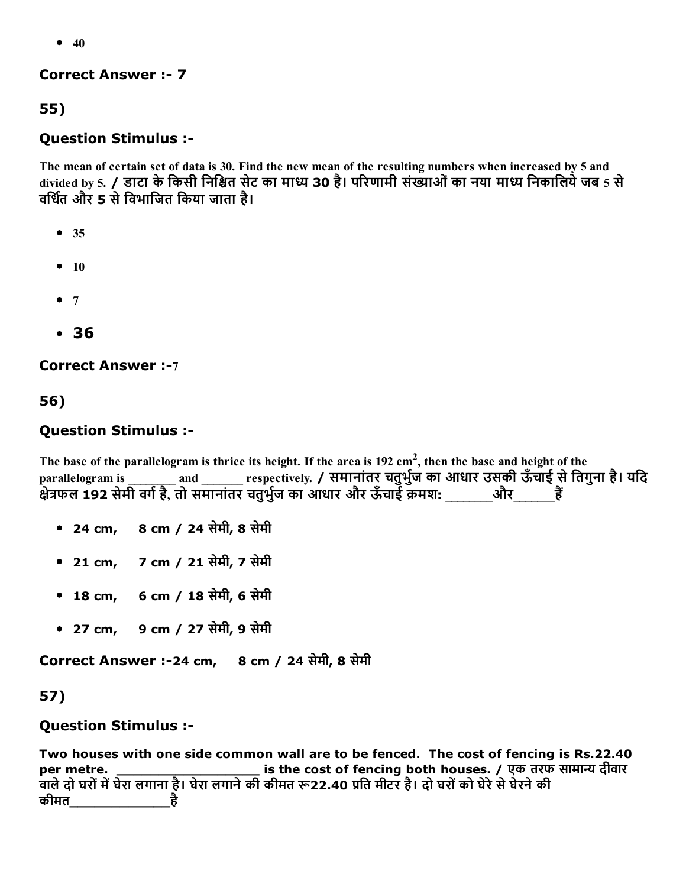- 40

**Correct Answer :- 7**

**55)**

### Question Stimulus :-

The mean of certain set of data is 30. Find the new mean of the resulting numbers when increased by 5 and divided by 5. / डाटा के किसी निश्चित सेट का माध्य 30 है। परिणामी संख्याओं का नया माध्य निकालिये जब 5 से वर्धित और 5 से विभाजित किया जाता है।

- 35
- 10
- 7
- 36

**Correct Answer :-**7

**56)**

### Question Stimulus :-

The base of the parallelogram is thrice its height. If the area is 192 $cm^2$, then the base and height of the parallelogram is _______ and ______ respectively. / समानांतर चतुर्भुज का आधार उसकी ऊँचाई से तिगुना है। यदि क्षेत्रफल 192 सेमी वर्ग है, तो समानांतर चतुर्भुज का आधार और ऊँचाई क्रमशः _______और______हैं

- 24 cm,    8 cm / 24 सेमी, 8 सेमी
- 21 cm,    7 cm / 21 सेमी, 7 सेमी
- 18 cm,    6 cm / 18 सेमी, 6 सेमी
- 27 cm,    9 cm / 27 सेमी, 9 सेमी

**Correct Answer :-24 cm,    8 cm / 24 सेमी, 8 सेमी**

**57)**

### Question Stimulus :-

Two houses with one side common wall are to be fenced. The cost of fencing is Rs.22.40 per metre. __________________ is the cost of fencing both houses. / एक तरफ सामान्य दीवार वाले दो घरों में घेरा लगाना है। घेरा लगाने की कीमत रू22.40 प्रति मीटर है। दो घरों को घेरे से घेरने की कीमत____________है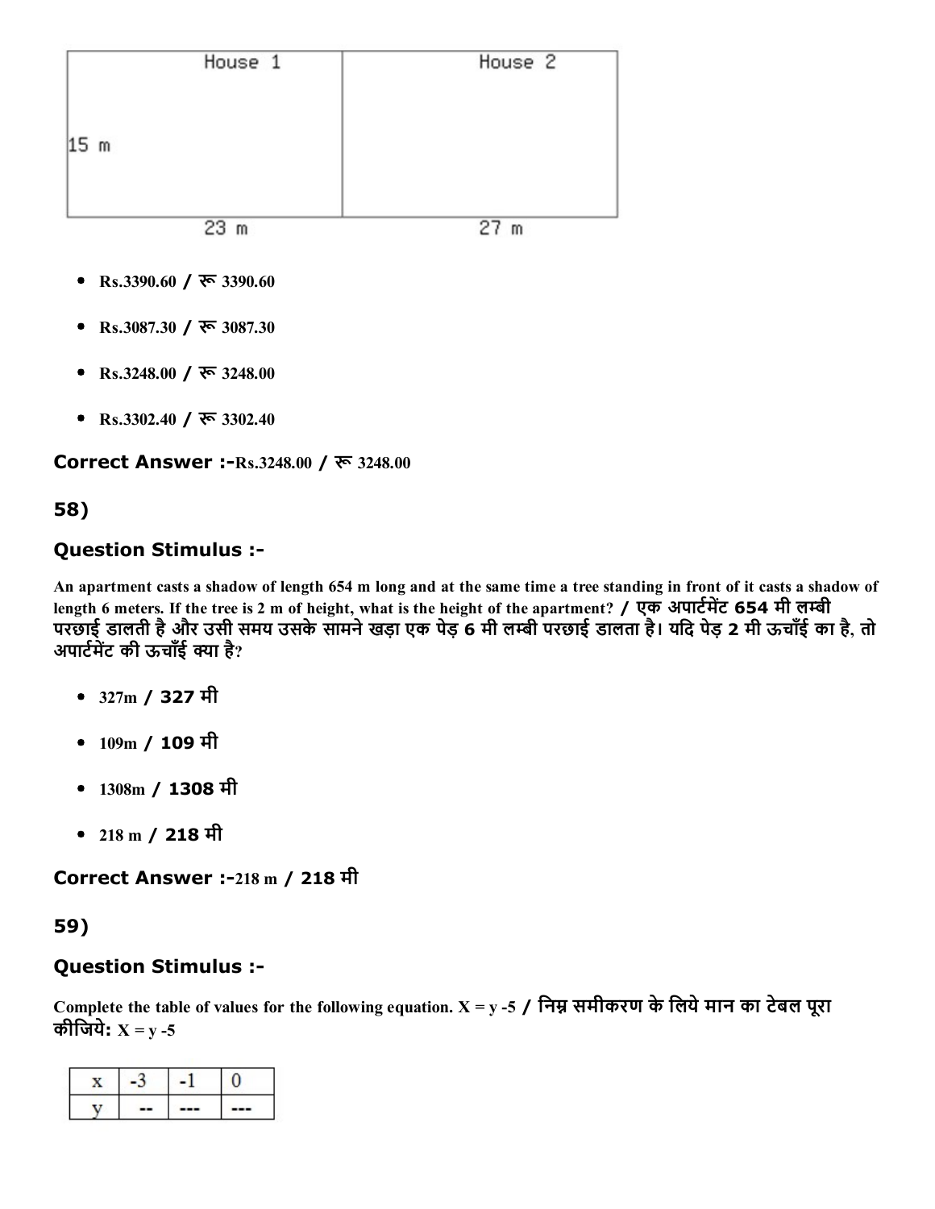| House 1 | House 2 |
|---|---|
| 15 m | |
| 23 m | 27 m |

- Rs.3390.60 / रू 3390.60
- Rs.3087.30 / रू 3087.30
- Rs.3248.00 / रू 3248.00
- Rs.3302.40 / रू 3302.40

**Correct Answer :-**Rs.3248.00 / रू 3248.00

## 58)

### Question Stimulus :-

An apartment casts a shadow of length 654 m long and at the same time a tree standing in front of it casts a shadow of length 6 meters. If the tree is 2 m of height, what is the height of the apartment? / एक अपार्टमेंट 654 मी लम्बी परछाई डालती है और उसी समय उसके सामने खड़ा एक पेड़ 6 मी लम्बी परछाई डालता है। यदि पेड़ 2 मी ऊचाँई का है, तो अपार्टमेंट की ऊचाँई क्या है?

- 327m / 327 मी
- 109m / 109 मी
- 1308m / 1308 मी
- 218 m / 218 मी

**Correct Answer :-**218 m / 218 मी

## 59)

### Question Stimulus :-

Complete the table of values for the following equation. X = y -5 / निम्न समीकरण के लिये मान का टेबल पूरा कीजिये: X = y -5

| x | -3 | -1 | 0 |
|---|---|---|---|
| y | -- | --- | --- |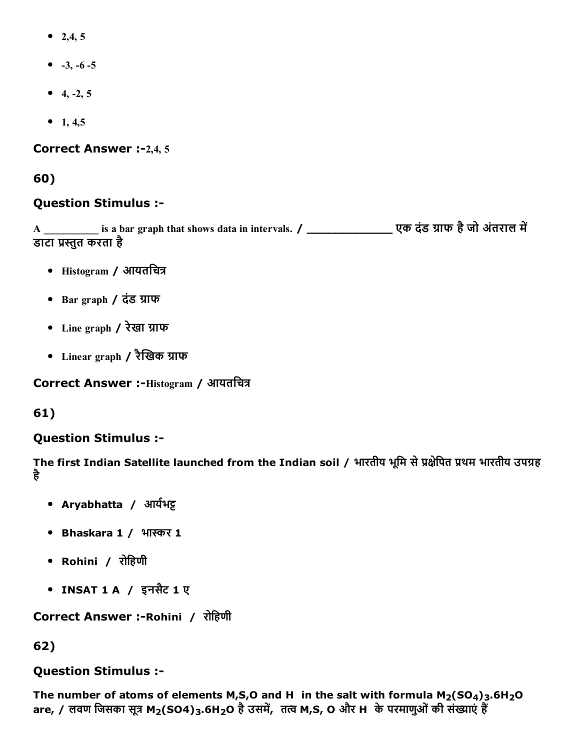- 2,4, 5
- -3, -6 -5
- 4, -2, 5
- 1, 4,5

**Correct Answer :-**2,4, 5

**60)**

**Question Stimulus :-**

A __________ is a bar graph that shows data in intervals. / _____________ एक दंड ग्राफ है जो अंतराल में डाटा प्रस्तुत करता है

- Histogram / आयतचित्र
- Bar graph / दंड ग्राफ
- Line graph / रेखा ग्राफ
- Linear graph / रैखिक ग्राफ

**Correct Answer :-**Histogram / आयतचित्र

**61)**

**Question Stimulus :-**

**The first Indian Satellite launched from the Indian soil / भारतीय भूमि से प्रक्षेपित प्रथम भारतीय उपग्रह है**

- **Aryabhatta / आर्यभट्ट**
- **Bhaskara 1 / भास्कर 1**
- **Rohini / रोहिणी**
- **INSAT 1 A / इनसैट 1 ए**

**Correct Answer :-Rohini / रोहिणी**

**62)**

**Question Stimulus :-**

**The number of atoms of elements M,S,O and H in the salt with formula $M_2(SO_4)_3.6H_2O$ are, / लवण जिसका सूत्र $M_2(SO4)_3.6H_2O$ है उसमें, तत्व M,S, O और H के परमाणुओं की संख्याएं हैं**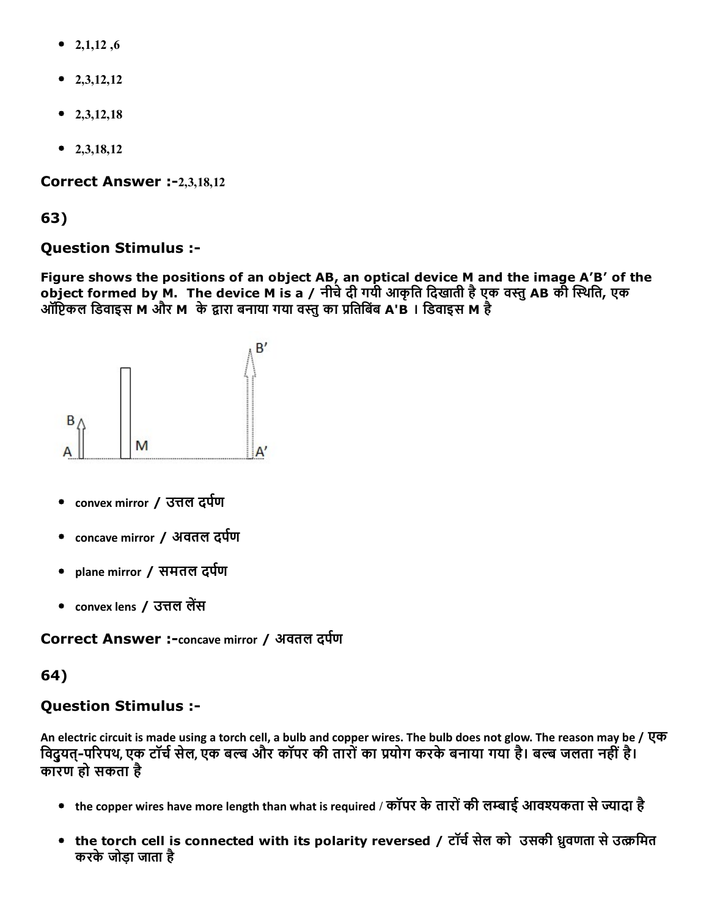- 2,1,12 ,6
- 2,3,12,12
- 2,3,12,18
- 2,3,18,12

**Correct Answer :-**2,3,18,12

## 63)

### Question Stimulus :-

**Figure shows the positions of an object AB, an optical device M and the image A'B' of the object formed by M. The device M is a / नीचे दी गयी आकृति दिखाती है एक वस्तु AB की स्थिति, एक ऑप्टिकल डिवाइस M और M के द्वारा बनाया गया वस्तु का प्रतिबिंब A'B । डिवाइस M है**

- convex mirror / उत्तल दर्पण
- concave mirror / अवतल दर्पण
- plane mirror / समतल दर्पण
- convex lens / उत्तल लेंस

**Correct Answer :-**concave mirror / अवतल दर्पण

## 64)

### Question Stimulus :-

An electric circuit is made using a torch cell, a bulb and copper wires. The bulb does not glow. The reason may be / एक विदुयत्-परिपथ, एक टॉर्च सेल, एक बल्ब और कॉपर की तारों का प्रयोग करके बनाया गया है। बल्ब जलता नहीं है। कारण हो सकता है

- the copper wires have more length than what is required / कॉपर के तारों की लम्बाई आवश्यकता से ज्यादा है
- **the torch cell is connected with its polarity reversed / टॉर्च सेल को उसकी ध्रुवणता से उत्क्रमित करके जोड़ा जाता है**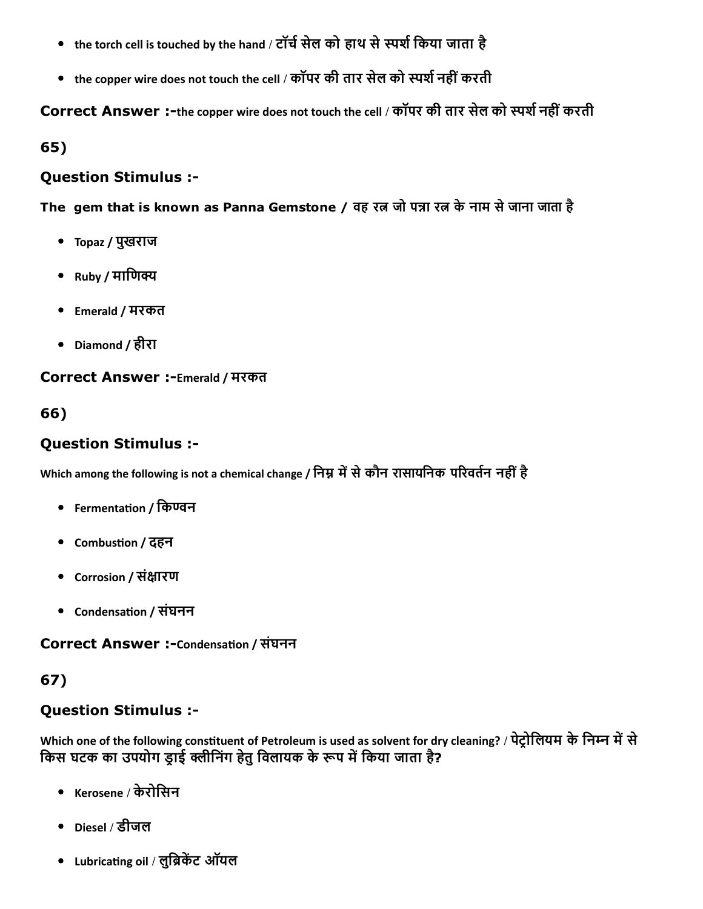- the torch cell is touched by the hand / टॉर्च सेल को हाथ से स्पर्श किया जाता है
- the copper wire does not touch the cell / कॉपर की तार सेल को स्पर्श नहीं करती

**Correct Answer :-**the copper wire does not touch the cell / कॉपर की तार सेल को स्पर्श नहीं करती

## 65)

### Question Stimulus :-

**The gem that is known as Panna Gemstone / वह रत्न जो पन्ना रत्न के नाम से जाना जाता है**

- Topaz / पुखराज
- Ruby / माणिक्य
- Emerald / मरकत
- Diamond / हीरा

**Correct Answer :-**Emerald / मरकत

## 66)

### Question Stimulus :-

Which among the following is not a chemical change / निम्न में से कौन रासायनिक परिवर्तन नहीं है

- Fermentation / किण्वन
- Combustion / दहन
- Corrosion / संक्षारण
- Condensation / संघनन

**Correct Answer :-**Condensation / संघनन

## 67)

### Question Stimulus :-

Which one of the following constituent of Petroleum is used as solvent for dry cleaning? / पेट्रोलियम के निम्न में से किस घटक का उपयोग ड्राई क्लीनिंग हेतु विलायक के रूप में किया जाता है?

- Kerosene / केरोसिन
- Diesel / डीजल
- Lubricating oil / लुब्रिकेंट ऑयल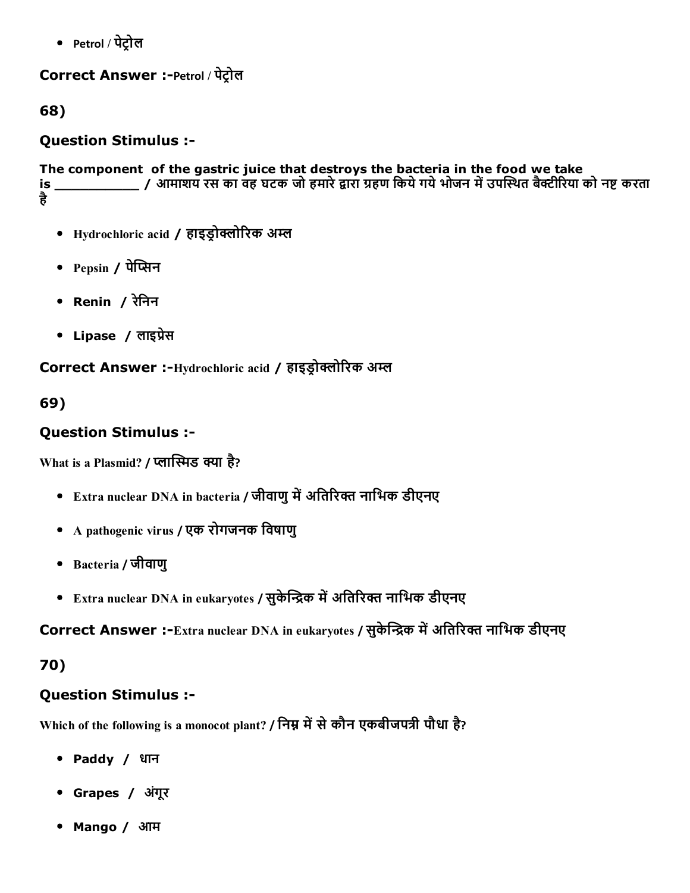- Petrol / पेट्रोल

**Correct Answer :-**Petrol / पेट्रोल

**68)**

**Question Stimulus :-**

**The component of the gastric juice that destroys the bacteria in the food we take is \_\_\_\_\_\_\_\_\_\_\_ / आमाशय रस का वह घटक जो हमारे द्वारा ग्रहण किये गये भोजन में उपस्थित बैक्टीरिया को नष्ट करता है**

- Hydrochloric acid / हाइड्रोक्लोरिक अम्ल
- Pepsin / पेप्सिन
- Renin / रेनिन
- Lipase / लाइप्रेस

**Correct Answer :-**Hydrochloric acid / हाइड्रोक्लोरिक अम्ल

**69)**

**Question Stimulus :-**

What is a Plasmid? / प्लास्मिड क्या है?

- Extra nuclear DNA in bacteria / जीवाणु में अतिरिक्त नाभिक डीएनए
- A pathogenic virus / एक रोगजनक विषाणु
- Bacteria / जीवाणु
- Extra nuclear DNA in eukaryotes / सुकेन्द्रिक में अतिरिक्त नाभिक डीएनए

**Correct Answer :-**Extra nuclear DNA in eukaryotes / सुकेन्द्रिक में अतिरिक्त नाभिक डीएनए

**70)**

**Question Stimulus :-**

Which of the following is a monocot plant? / निम्न में से कौन एकबीजपत्री पौधा है?

- Paddy / धान
- Grapes / अंगूर
- Mango / आम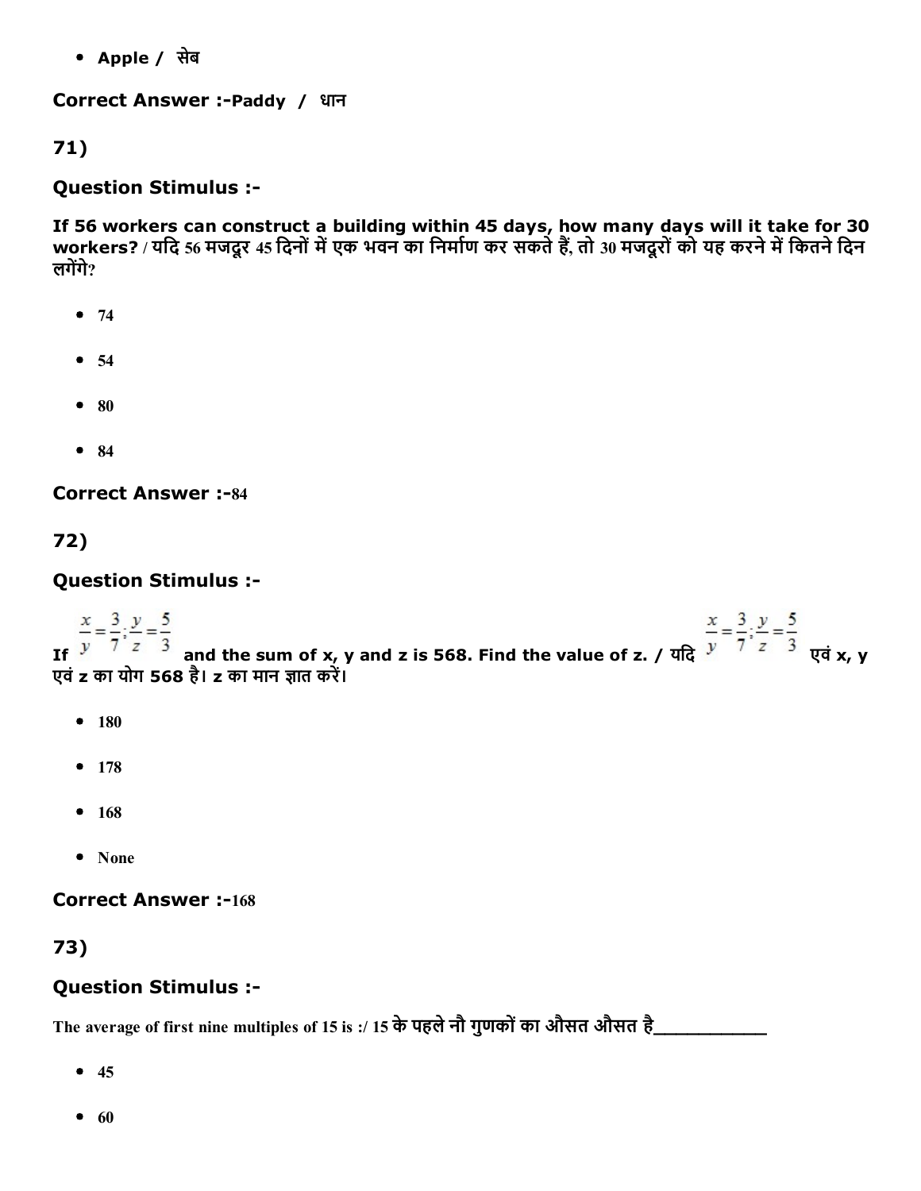- Apple / सेब

**Correct Answer :-**Paddy / धान

## 71)

### Question Stimulus :-

**If 56 workers can construct a building within 45 days, how many days will it take for 30 workers? / यदि 56 मजदूर 45 दिनों में एक भवन का निर्माण कर सकते हैं, तो 30 मजदूरों को यह करने में कितने दिन लगेंगे?**

- 74
- 54
- 80
- 84

**Correct Answer :-**84

## 72)

### Question Stimulus :-

**If $\frac{x}{y} = \frac{3}{7}; \frac{y}{z} = \frac{5}{3}$ and the sum of x, y and z is 568. Find the value of z. / यदि $\frac{x}{y} = \frac{3}{7}; \frac{y}{z} = \frac{5}{3}$ एवं x, y एवं z का योग 568 है। z का मान ज्ञात करें।**

- 180
- 178
- 168
- None

**Correct Answer :-**168

## 73)

### Question Stimulus :-

**The average of first nine multiples of 15 is :/ 15 के पहले नौ गुणकों का औसत औसत है___________**

- 45
- 60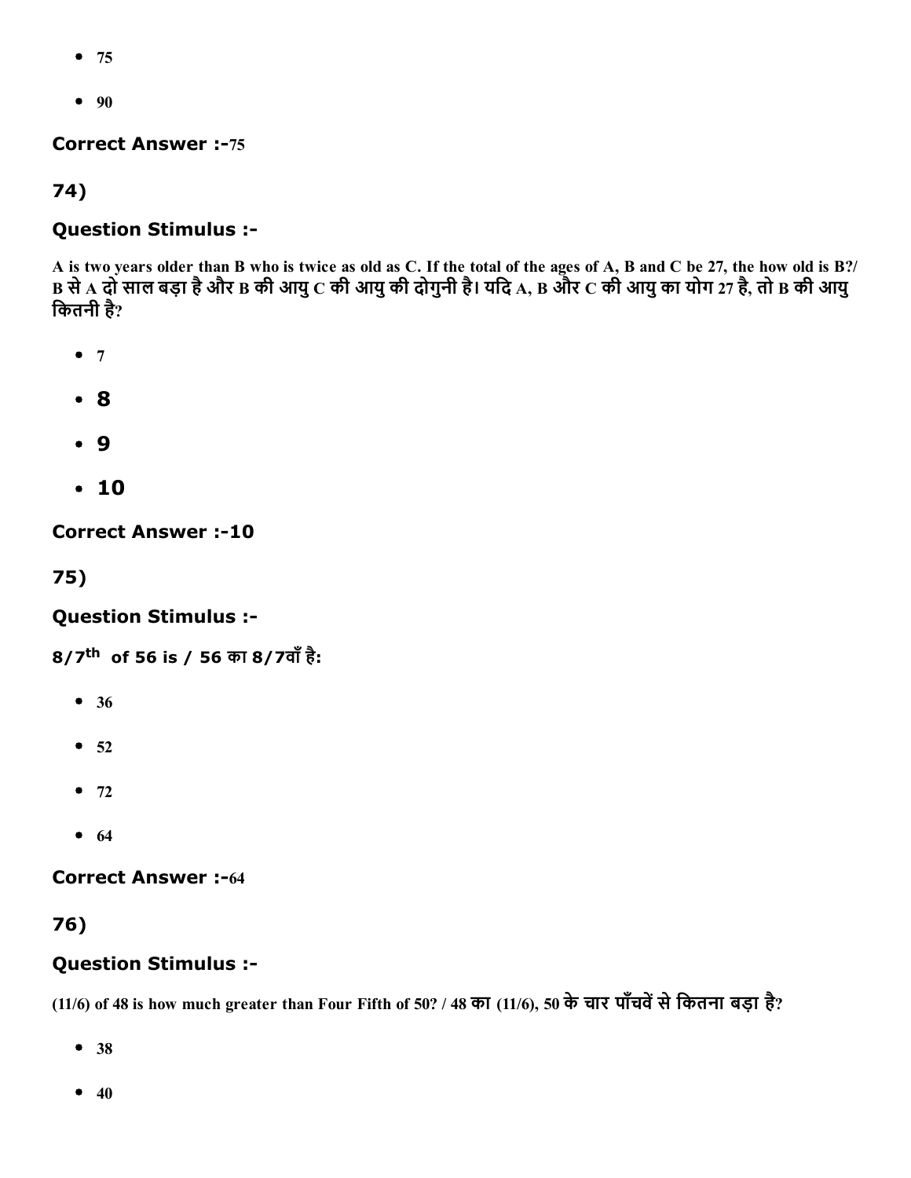- 75
- 90

**Correct Answer :-**75

## 74)

### Question Stimulus :-

**A is two years older than B who is twice as old as C. If the total of the ages of A, B and C be 27, the how old is B?/ B से A दो साल बड़ा है और B की आयु C की आयु की दोगुनी है। यदि A, B और C की आयु का योग 27 है, तो B की आयु कितनी है?**

- 7
- 8
- 9
- 10

**Correct Answer :-10**

## 75)

### Question Stimulus :-

**8/7$^{th}$ of 56 is / 56 का 8/7वाँ है:**

- 36
- 52
- 72
- 64

**Correct Answer :-**64

## 76)

### Question Stimulus :-

**(11/6) of 48 is how much greater than Four Fifth of 50? / 48 का (11/6), 50 के चार पाँचवें से कितना बड़ा है?**

- 38
- 40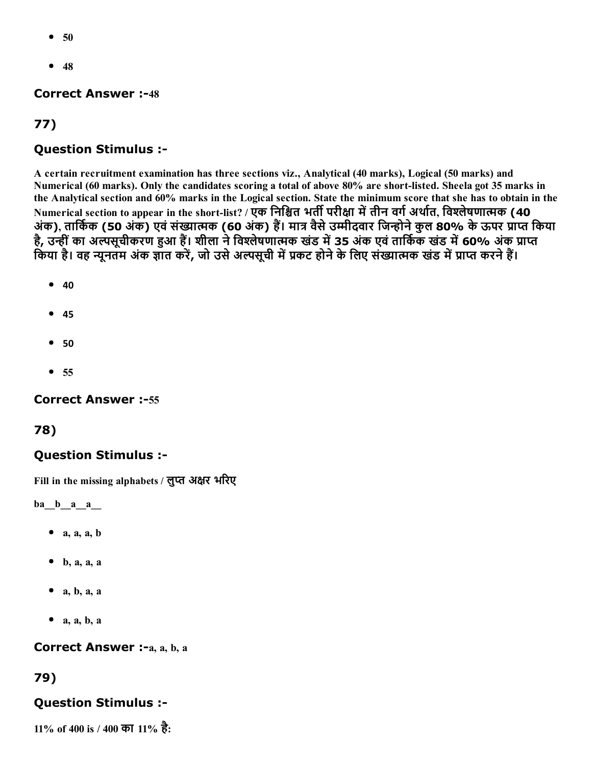- 50
- 48

**Correct Answer :-**48

## 77)

### Question Stimulus :-

A certain recruitment examination has three sections viz., Analytical (40 marks), Logical (50 marks) and Numerical (60 marks). Only the candidates scoring a total of above 80% are short-listed. Sheela got 35 marks in the Analytical section and 60% marks in the Logical section. State the minimum score that she has to obtain in the Numerical section to appear in the short-list? / एक निश्चित भर्ती परीक्षा में तीन वर्ग अर्थात, विश्लेषणात्मक (40 अंक), तार्किक (50 अंक) एवं संख्यात्मक (60 अंक) हैं। मात्र वैसे उम्मीदवार जिन्होने कुल 80% के ऊपर प्राप्त किया है, उन्हीं का अल्पसूचीकरण हुआ हैं। शीला ने विश्लेषणात्मक खंड में 35 अंक एवं तार्किक खंड में 60% अंक प्राप्त किया है। वह न्यूनतम अंक ज्ञात करें, जो उसे अल्पसूची में प्रकट होने के लिए संख्यात्मक खंड में प्राप्त करने हैं।

- 40
- 45
- 50
- 55

**Correct Answer :-**55

## 78)

### Question Stimulus :-

Fill in the missing alphabets / लुप्त अक्षर भरिए

ba__b__a__a__

- a, a, a, b
- b, a, a, a
- a, b, a, a
- a, a, b, a

**Correct Answer :-**a, a, b, a

## 79)

### Question Stimulus :-

11% of 400 is / 400 का 11% है: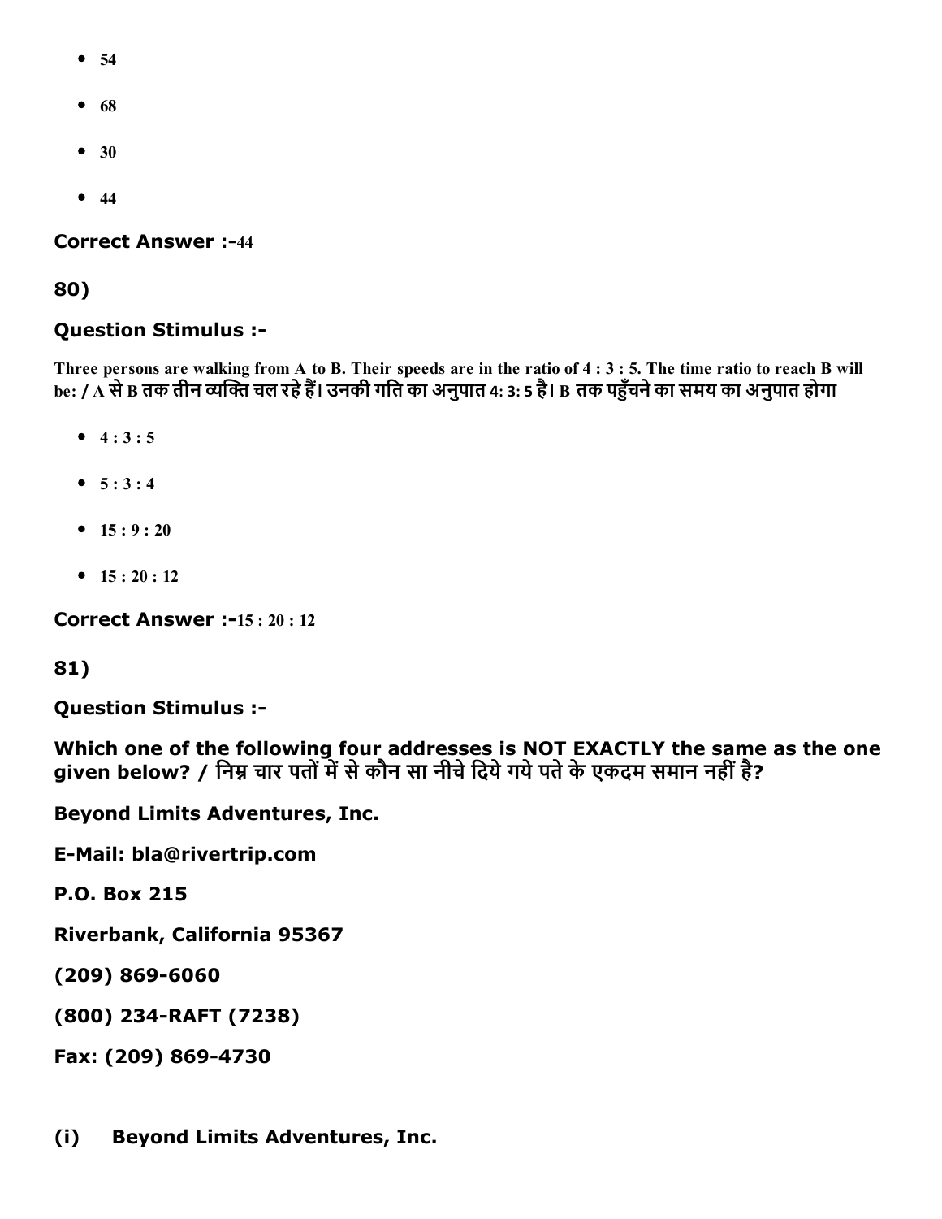- 54
- 68
- 30
- 44

**Correct Answer :-**44

**80)**

**Question Stimulus :-**

**Three persons are walking from A to B. Their speeds are in the ratio of 4 : 3 : 5. The time ratio to reach B will be: / A से B तक तीन व्यक्ति चल रहे हैं। उनकी गति का अनुपात 4: 3: 5 है। B तक पहुँचने का समय का अनुपात होगा**

- 4 : 3 : 5
- 5 : 3 : 4
- 15 : 9 : 20
- 15 : 20 : 12

**Correct Answer :-**15 : 20 : 12

**81)**

**Question Stimulus :-**

**Which one of the following four addresses is NOT EXACTLY the same as the one given below? / निम्न चार पतों में से कौन सा नीचे दिये गये पते के एकदम समान नहीं है?**

**Beyond Limits Adventures, Inc.**

**E-Mail: bla@rivertrip.com**

**P.O. Box 215**

**Riverbank, California 95367**

**(209) 869-6060**

**(800) 234-RAFT (7238)**

**Fax: (209) 869-4730**

**(i) Beyond Limits Adventures, Inc.**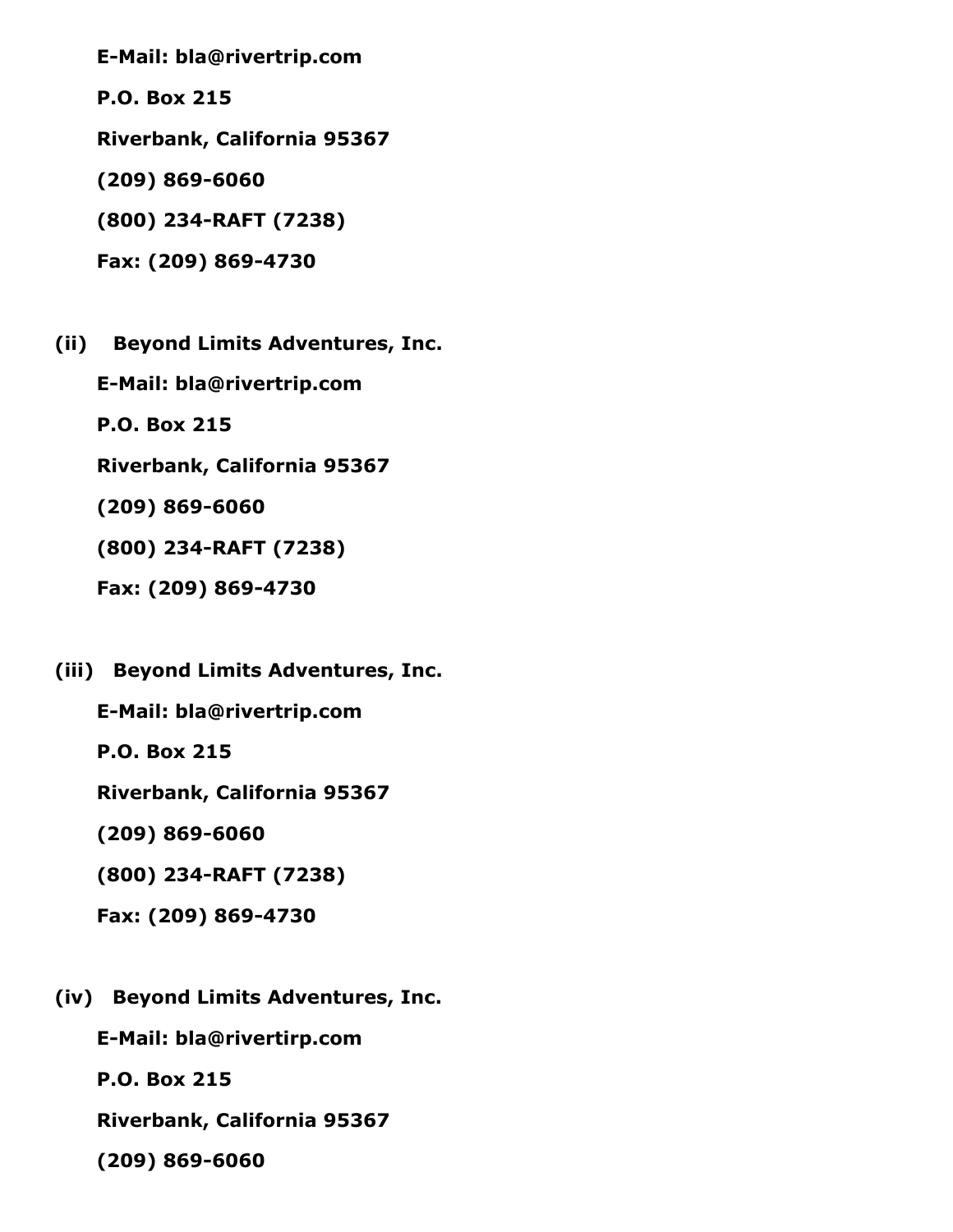**E-Mail: bla@rivertrip.com**

**P.O. Box 215**

**Riverbank, California 95367**

**(209) 869-6060**

**(800) 234-RAFT (7238)**

**Fax: (209) 869-4730**

**(ii) Beyond Limits Adventures, Inc.**

**E-Mail: bla@rivertrip.com**

**P.O. Box 215**

**Riverbank, California 95367**

**(209) 869-6060**

**(800) 234-RAFT (7238)**

**Fax: (209) 869-4730**

**(iii) Beyond Limits Adventures, Inc.**

**E-Mail: bla@rivertrip.com**

**P.O. Box 215**

**Riverbank, California 95367**

**(209) 869-6060**

**(800) 234-RAFT (7238)**

**Fax: (209) 869-4730**

**(iv) Beyond Limits Adventures, Inc.**

**E-Mail: bla@rivertirp.com**

**P.O. Box 215**

**Riverbank, California 95367**

**(209) 869-6060**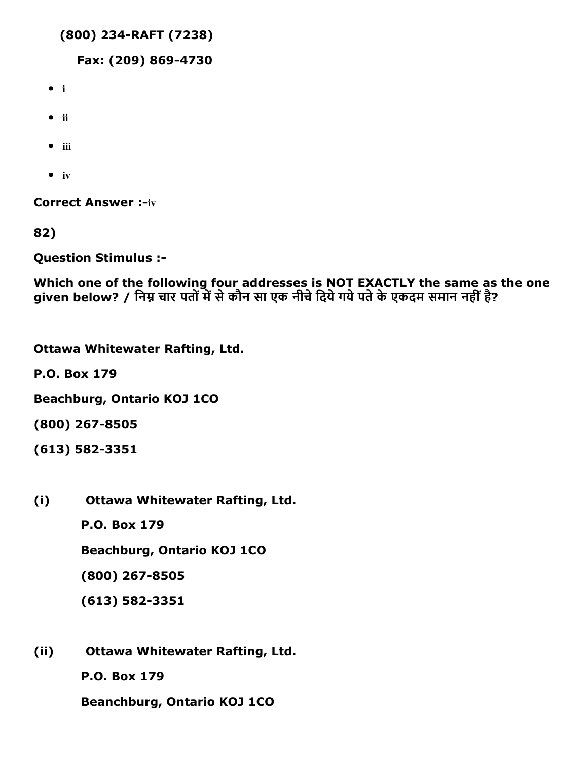(800) 234-RAFT (7238)

Fax: (209) 869-4730

- i
- ii
- iii
- iv

**Correct Answer :-**iv

**82)**

**Question Stimulus :-**

**Which one of the following four addresses is NOT EXACTLY the same as the one given below? / निम्न चार पतों में से कौन सा एक नीचे दिये गये पते के एकदम समान नहीं है?**

**Ottawa Whitewater Rafting, Ltd.**

**P.O. Box 179**

**Beachburg, Ontario KOJ 1CO**

**(800) 267-8505**

**(613) 582-3351**

**(i)** **Ottawa Whitewater Rafting, Ltd.**

**P.O. Box 179**

**Beachburg, Ontario KOJ 1CO**

**(800) 267-8505**

**(613) 582-3351**

**(ii)** **Ottawa Whitewater Rafting, Ltd.**

**P.O. Box 179**

**Beanchburg, Ontario KOJ 1CO**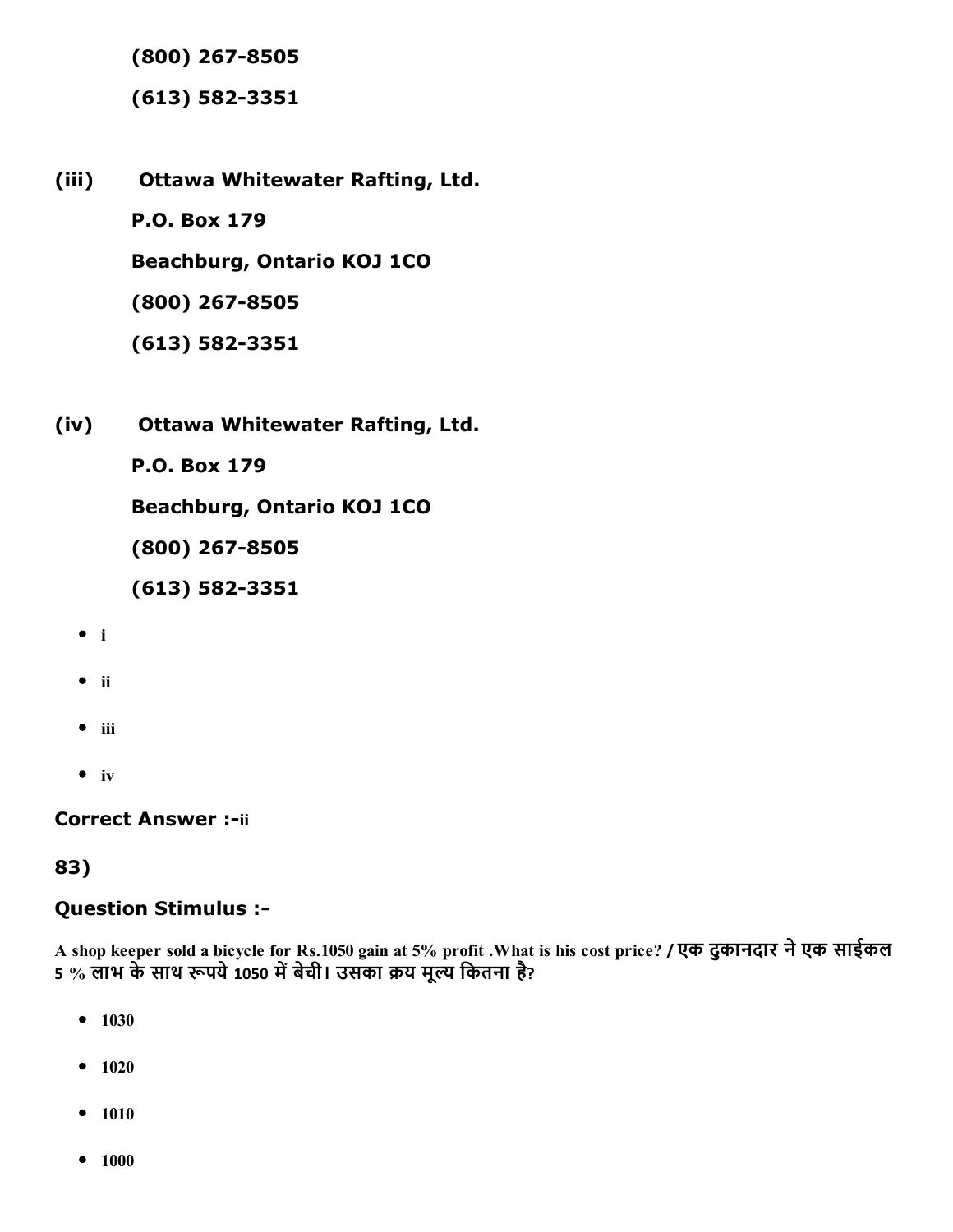**(800) 267-8505**

**(613) 582-3351**

**(iii)** **Ottawa Whitewater Rafting, Ltd.**

**P.O. Box 179**

**Beachburg, Ontario KOJ 1CO**

**(800) 267-8505**

**(613) 582-3351**

**(iv)** **Ottawa Whitewater Rafting, Ltd.**

**P.O. Box 179**

**Beachburg, Ontario KOJ 1CO**

**(800) 267-8505**

**(613) 582-3351**

- i
- ii
- iii
- iv

**Correct Answer :-**ii

**83)**

### Question Stimulus :-

**A shop keeper sold a bicycle for Rs.1050 gain at 5% profit .What is his cost price? / एक दुकानदार ने एक साईकल 5 % लाभ के साथ रूपये 1050 में बेची। उसका क्रय मूल्य कितना है?**

- 1030
- 1020
- 1010
- 1000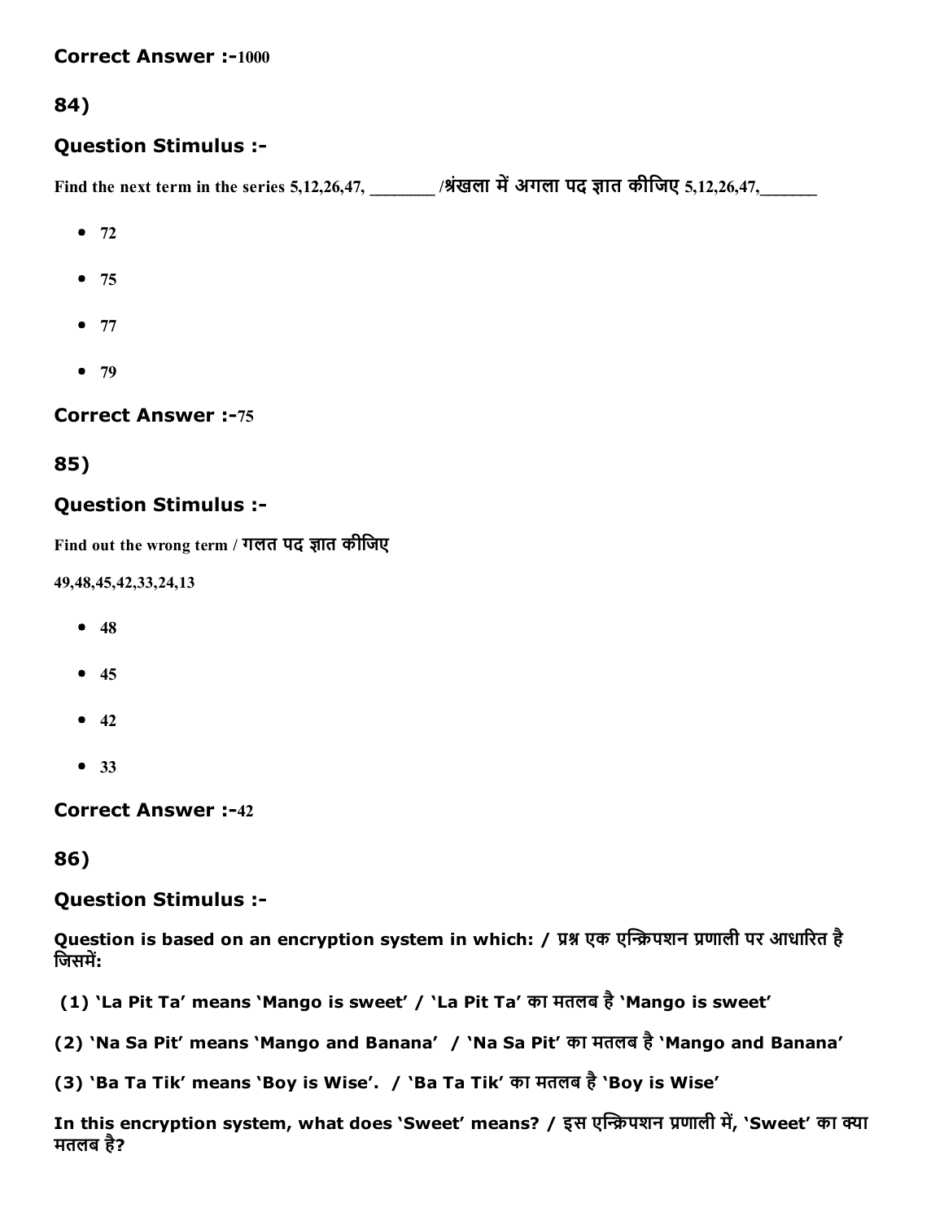**Correct Answer :-**1000

## 84)

### Question Stimulus :-

Find the next term in the series 5,12,26,47, \_\_\_\_\_\_\_\_ /श्रंखला में अगला पद ज्ञात कीजिए 5,12,26,47,\_\_\_\_\_\_\_

- 72
- 75
- 77
- 79

**Correct Answer :-**75

## 85)

### Question Stimulus :-

Find out the wrong term / गलत पद ज्ञात कीजिए

49,48,45,42,33,24,13

- 48
- 45
- 42
- 33

**Correct Answer :-**42

## 86)

### Question Stimulus :-

**Question is based on an encryption system in which: / प्रश्न एक एन्क्रिपशन प्रणाली पर आधारित है जिसमें:**

**(1) 'La Pit Ta' means 'Mango is sweet' / 'La Pit Ta' का मतलब है 'Mango is sweet'**

**(2) 'Na Sa Pit' means 'Mango and Banana' / 'Na Sa Pit' का मतलब है 'Mango and Banana'**

**(3) 'Ba Ta Tik' means 'Boy is Wise'. / 'Ba Ta Tik' का मतलब है 'Boy is Wise'**

**In this encryption system, what does 'Sweet' means? / इस एन्क्रिपशन प्रणाली में, 'Sweet' का क्या मतलब है?**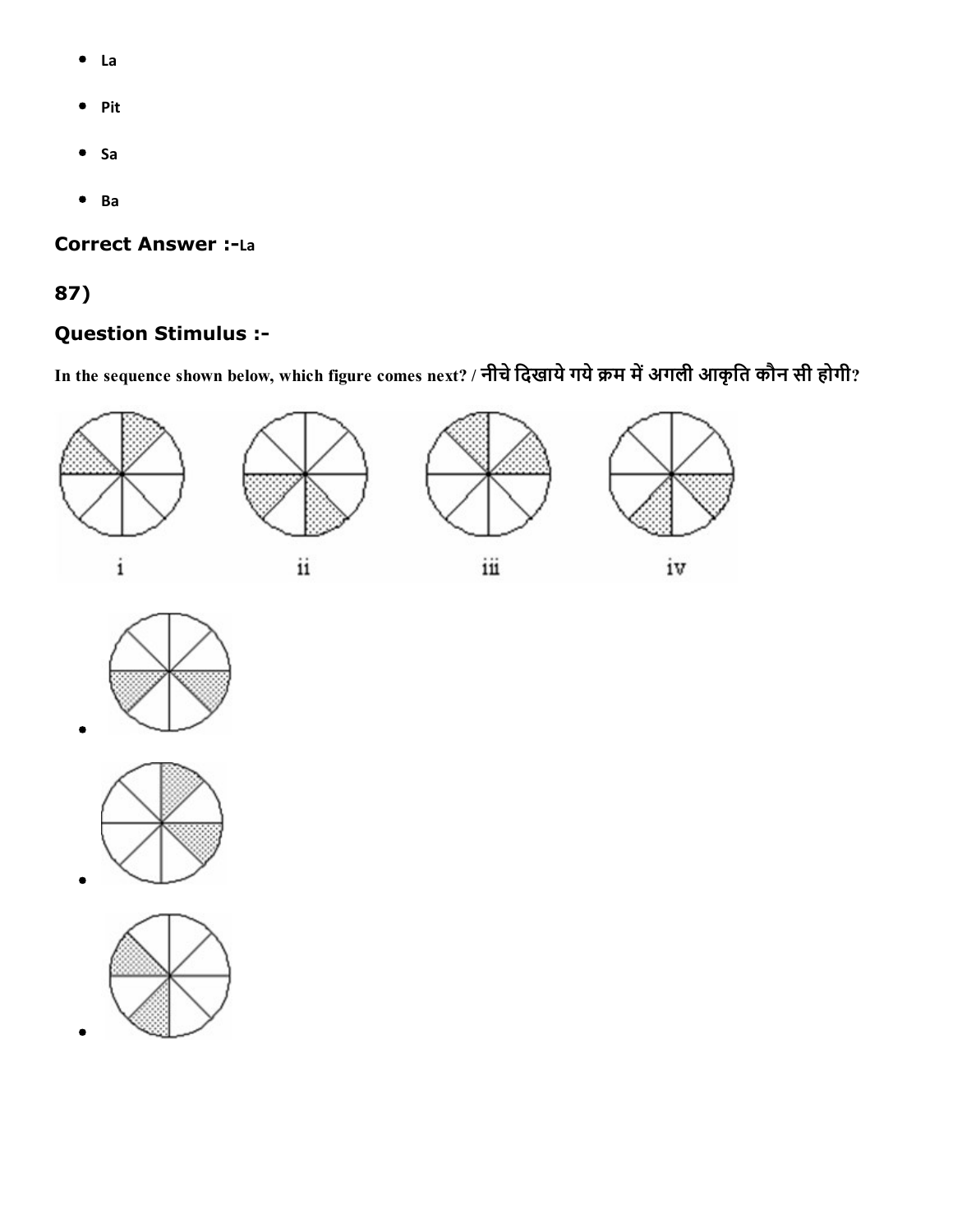- La
- Pit
- Sa
- Ba

**Correct Answer :-**La

## 87)

### Question Stimulus :-

**In the sequence shown below, which figure comes next? / नीचे दिखाये गये क्रम में अगली आकृति कौन सी होगी?**

i ii iii iv

- 
- 
-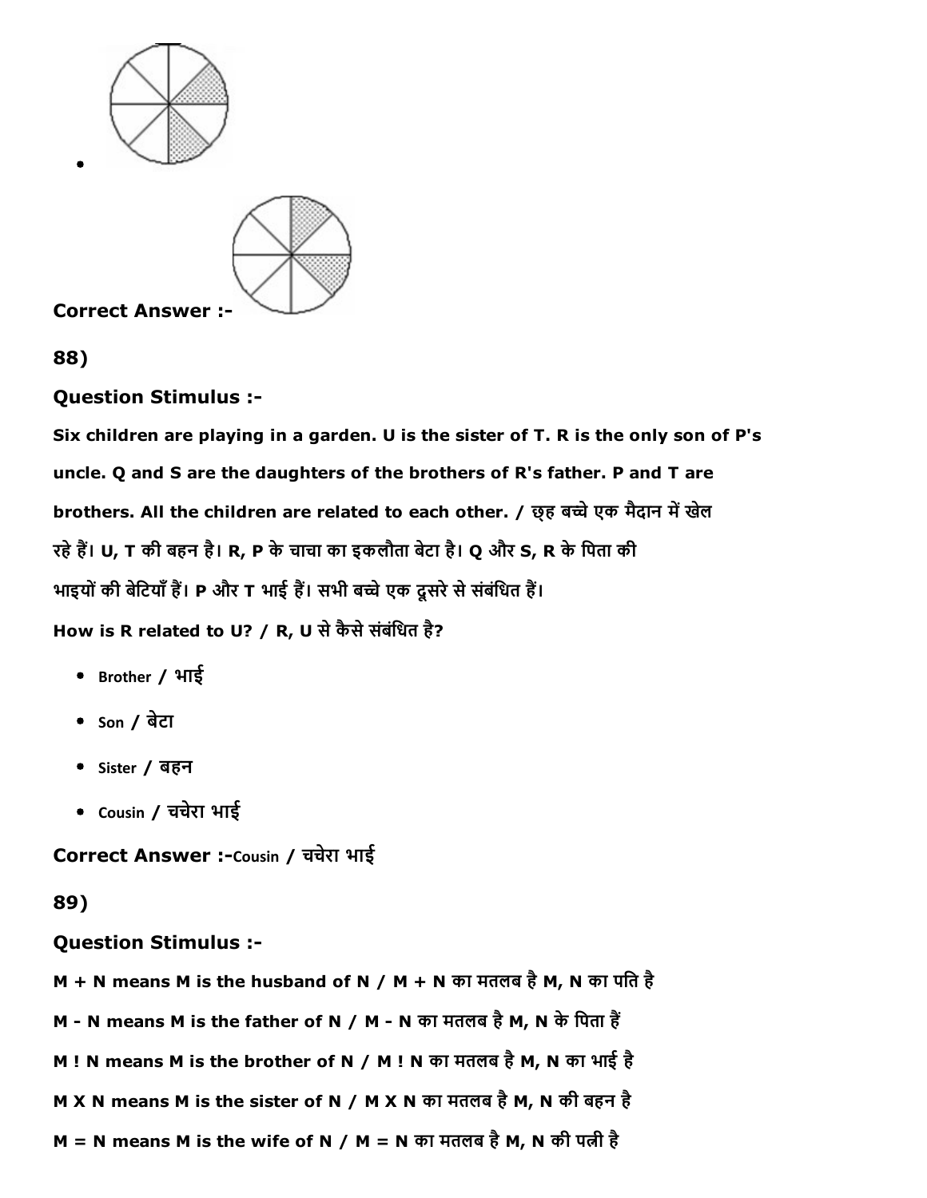•

**Correct Answer :-**

**88)**

**Question Stimulus :-**

**Six children are playing in a garden. U is the sister of T. R is the only son of P's uncle. Q and S are the daughters of the brothers of R's father. P and T are brothers. All the children are related to each other. / छह बच्चे एक मैदान में खेल रहे हैं। U, T की बहन है। R, P के चाचा का इकलौता बेटा है। Q और S, R के पिता की भाइयों की बेटियाँ हैं। P और T भाई हैं। सभी बच्चे एक दूसरे से संबंधित हैं।**

**How is R related to U? / R, U से कैसे संबंधित है?**

- Brother / भाई
- Son / बेटा
- Sister / बहन
- Cousin / चचेरा भाई

**Correct Answer :-**Cousin / चचेरा भाई

**89)**

**Question Stimulus :-**

**M + N means M is the husband of N / M + N का मतलब है M, N का पति है**

**M - N means M is the father of N / M - N का मतलब है M, N के पिता हैं**

**M ! N means M is the brother of N / M ! N का मतलब है M, N का भाई है**

**M X N means M is the sister of N / M X N का मतलब है M, N की बहन है**

**M = N means M is the wife of N / M = N का मतलब है M, N की पत्नी है**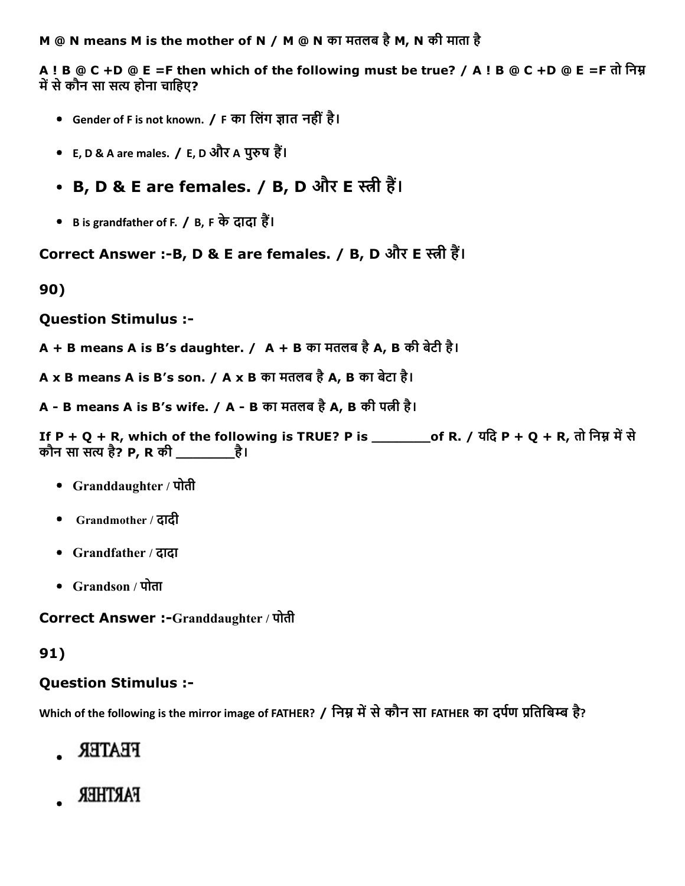M @ N means M is the mother of N / M @ N का मतलब है M, N की माता है

A ! B @ C +D @ E =F then which of the following must be true? / A ! B @ C +D @ E =F तो निम्न में से कौन सा सत्य होना चाहिए?

- Gender of F is not known. / F का लिंग ज्ञात नहीं है।
- E, D & A are males. / E, D और A पुरुष हैं।
- B, D & E are females. / B, D और E स्त्री हैं।
- B is grandfather of F. / B, F के दादा हैं।

**Correct Answer :-B, D & E are females. / B, D और E स्त्री हैं।**

**90)**

### Question Stimulus :-

A + B means A is B's daughter. / A + B का मतलब है A, B की बेटी है।

A x B means A is B's son. / A x B का मतलब है A, B का बेटा है।

A - B means A is B's wife. / A - B का मतलब है A, B की पत्नी है।

If P + Q + R, which of the following is TRUE? P is ________of R. / यदि P + Q + R, तो निम्न में से कौन सा सत्य है? P, R की ________है।

- Granddaughter / पोती
- Grandmother / दादी
- Grandfather / दादा
- Grandson / पोता

**Correct Answer :-Granddaughter / पोती**

**91)**

### Question Stimulus :-

Which of the following is the mirror image of FATHER? / निम्न में से कौन सा FATHER का दर्पण प्रतिबिम्ब है?

- ЯƎTAƎꟻ
- ЯƎHTЯAꟻ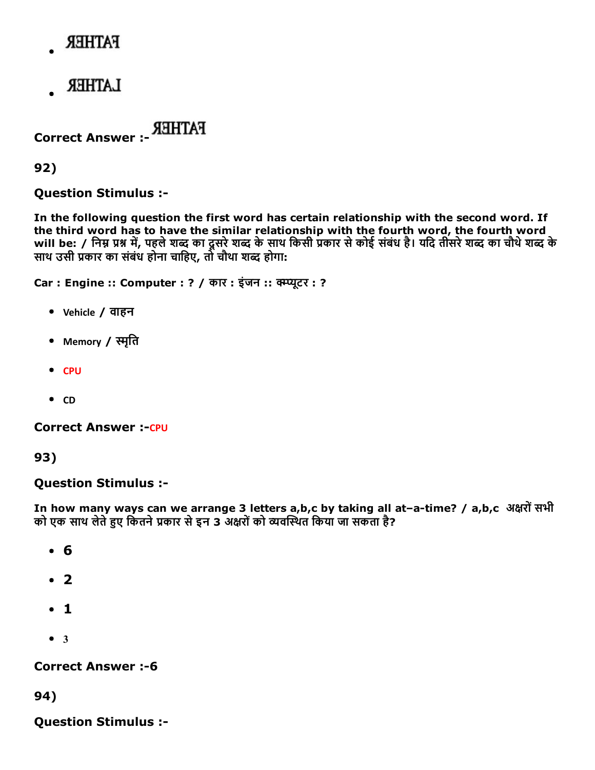- ꓤƎHTAꟻ

- ꓤƎHTA⅃

**Correct Answer :-** ꓤƎHTAꟻ

**92)**

**Question Stimulus :-**

**In the following question the first word has certain relationship with the second word. If the third word has to have the similar relationship with the fourth word, the fourth word will be: / निम्न प्रश्न में, पहले शब्द का दूसरे शब्द के साथ किसी प्रकार से कोई संबंध है। यदि तीसरे शब्द का चौथे शब्द के साथ उसी प्रकार का संबंध होना चाहिए, तो चौथा शब्द होगा:**

**Car : Engine :: Computer : ? / कार : इंजन :: कम्प्यूटर : ?**

- Vehicle / वाहन
- Memory / स्मृति
- CPU
- CD

**Correct Answer :-**CPU

**93)**

**Question Stimulus :-**

**In how many ways can we arrange 3 letters a,b,c by taking all at–a-time? / a,b,c अक्षरों सभी को एक साथ लेते हुए कितने प्रकार से इन 3 अक्षरों को व्यवस्थित किया जा सकता है?**

- 6
- 2
- 1
- 3

**Correct Answer :-6**

**94)**

**Question Stimulus :-**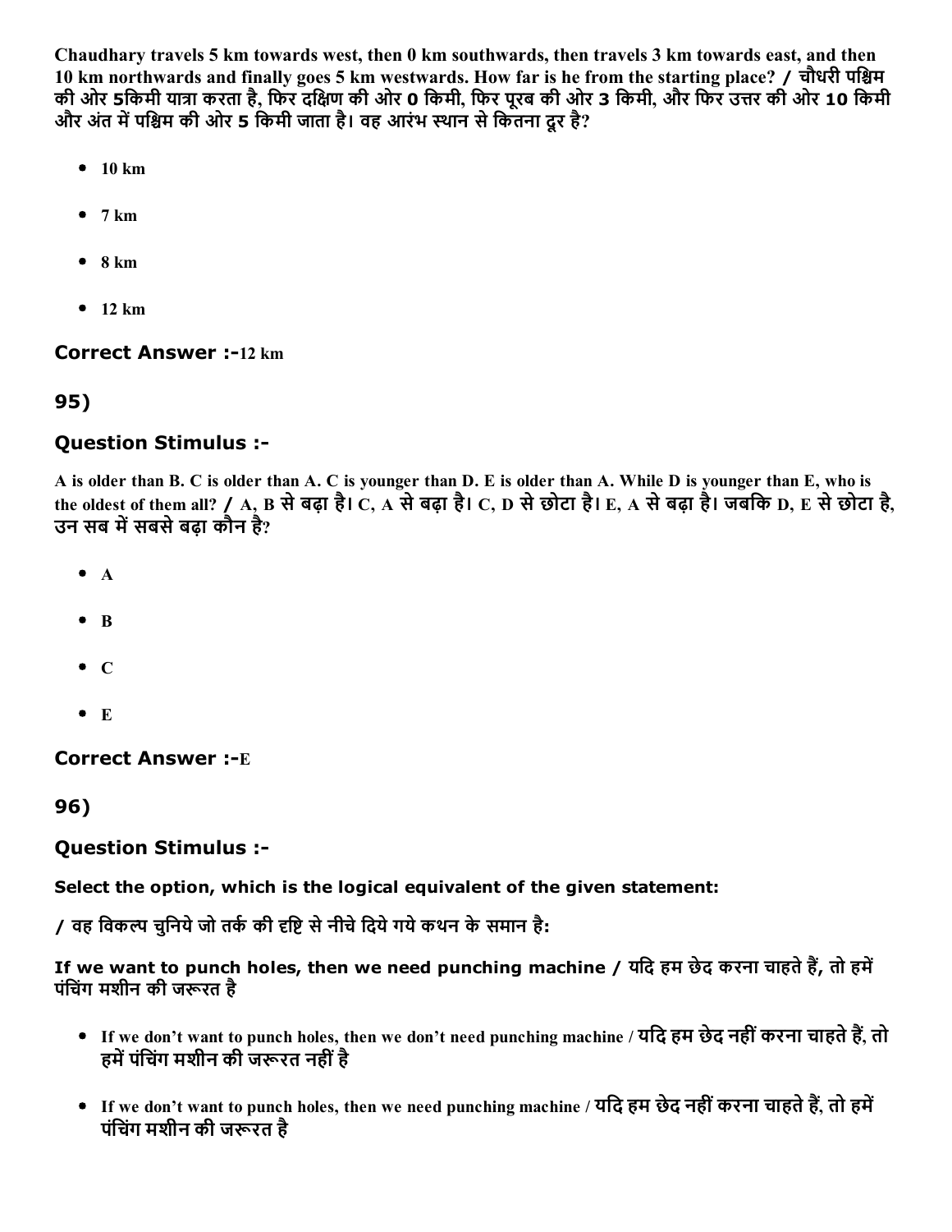**Chaudhary travels 5 km towards west, then 0 km southwards, then travels 3 km towards east, and then 10 km northwards and finally goes 5 km westwards. How far is he from the starting place? / चौधरी पश्चिम की ओर 5किमी यात्रा करता है, फिर दक्षिण की ओर 0 किमी, फिर पूरब की ओर 3 किमी, और फिर उत्तर की ओर 10 किमी और अंत में पश्चिम की ओर 5 किमी जाता है। वह आरंभ स्थान से कितना दूर है?**

- **10 km**
- **7 km**
- **8 km**
- **12 km**

### Correct Answer :-12 km

## 95)

### Question Stimulus :-

**A is older than B. C is older than A. C is younger than D. E is older than A. While D is younger than E, who is the oldest of them all? / A, B से बढ़ा है। C, A से बढ़ा है। C, D से छोटा है। E, A से बढ़ा है। जबकि D, E से छोटा है, उन सब में सबसे बढ़ा कौन है?**

- **A**
- **B**
- **C**
- **E**

### Correct Answer :-E

## 96)

### Question Stimulus :-

**Select the option, which is the logical equivalent of the given statement:**

**/ वह विकल्प चुनिये जो तर्क की दृष्टि से नीचे दिये गये कथन के समान है:**

**If we want to punch holes, then we need punching machine / यदि हम छेद करना चाहते हैं, तो हमें पंचिंग मशीन की जरूरत है**

- **If we don't want to punch holes, then we don't need punching machine / यदि हम छेद नहीं करना चाहते हैं, तो हमें पंचिंग मशीन की जरूरत नहीं है**
- **If we don't want to punch holes, then we need punching machine / यदि हम छेद नहीं करना चाहते हैं, तो हमें पंचिंग मशीन की जरूरत है**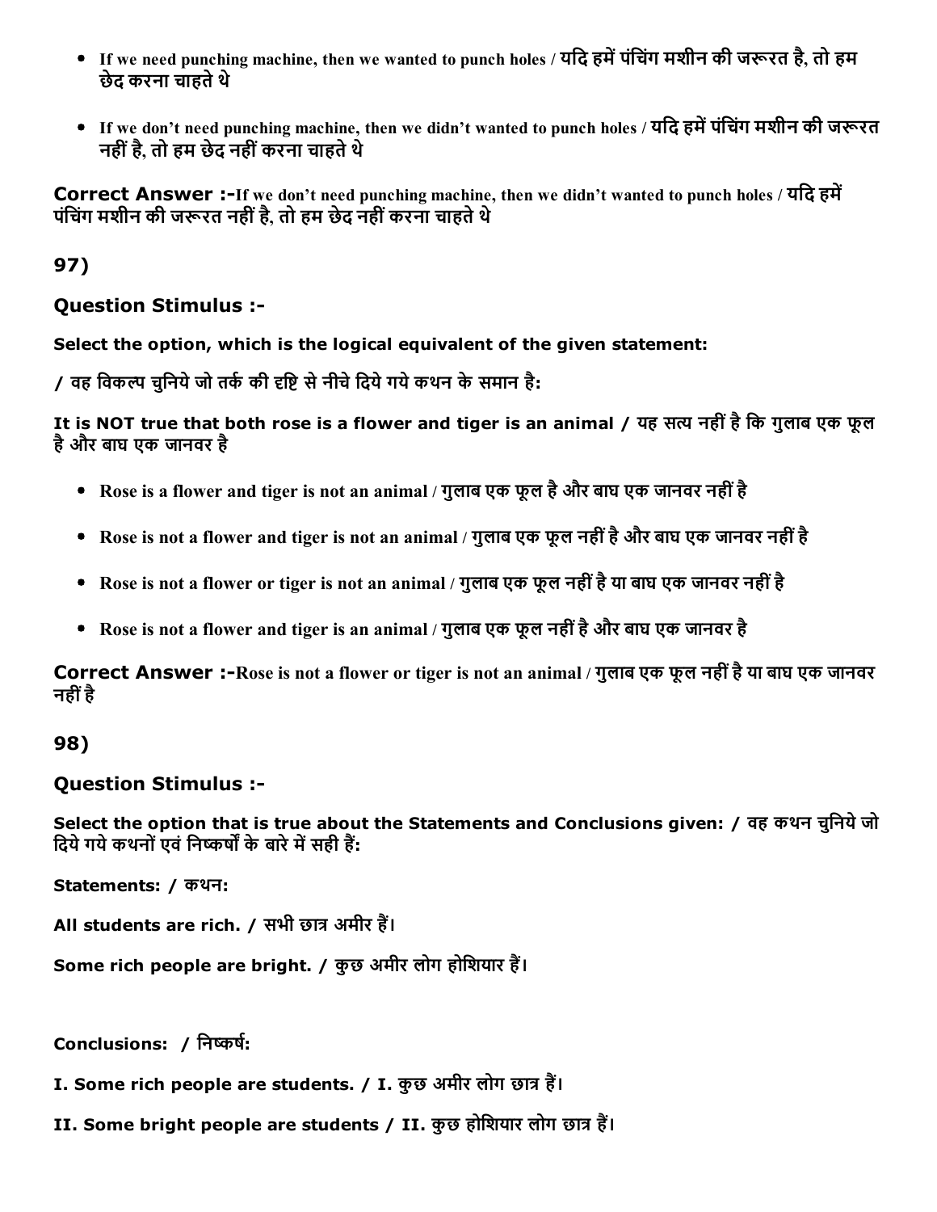- If we need punching machine, then we wanted to punch holes / यदि हमें पंचिंग मशीन की जरूरत है, तो हम छेद करना चाहते थे

- If we don't need punching machine, then we didn't wanted to punch holes / यदि हमें पंचिंग मशीन की जरूरत नहीं है, तो हम छेद नहीं करना चाहते थे

**Correct Answer :-**If we don't need punching machine, then we didn't wanted to punch holes / यदि हमें पंचिंग मशीन की जरूरत नहीं है, तो हम छेद नहीं करना चाहते थे

## 97)

### Question Stimulus :-

**Select the option, which is the logical equivalent of the given statement:**

**/ वह विकल्प चुनिये जो तर्क की दृष्टि से नीचे दिये गये कथन के समान है:**

**It is NOT true that both rose is a flower and tiger is an animal / यह सत्य नहीं है कि गुलाब एक फूल है और बाघ एक जानवर है**

- Rose is a flower and tiger is not an animal / गुलाब एक फूल है और बाघ एक जानवर नहीं है

- Rose is not a flower and tiger is not an animal / गुलाब एक फूल नहीं है और बाघ एक जानवर नहीं है

- Rose is not a flower or tiger is not an animal / गुलाब एक फूल नहीं है या बाघ एक जानवर नहीं है

- Rose is not a flower and tiger is an animal / गुलाब एक फूल नहीं है और बाघ एक जानवर है

**Correct Answer :-**Rose is not a flower or tiger is not an animal / गुलाब एक फूल नहीं है या बाघ एक जानवर नहीं है

## 98)

### Question Stimulus :-

**Select the option that is true about the Statements and Conclusions given: / वह कथन चुनिये जो दिये गये कथनों एवं निष्कर्षों के बारे में सही हैं:**

**Statements: / कथन:**

**All students are rich. / सभी छात्र अमीर हैं।**

**Some rich people are bright. / कुछ अमीर लोग होशियार हैं।**

**Conclusions: / निष्कर्ष:**

**I. Some rich people are students. / I. कुछ अमीर लोग छात्र हैं।**

**II. Some bright people are students / II. कुछ होशियार लोग छात्र हैं।**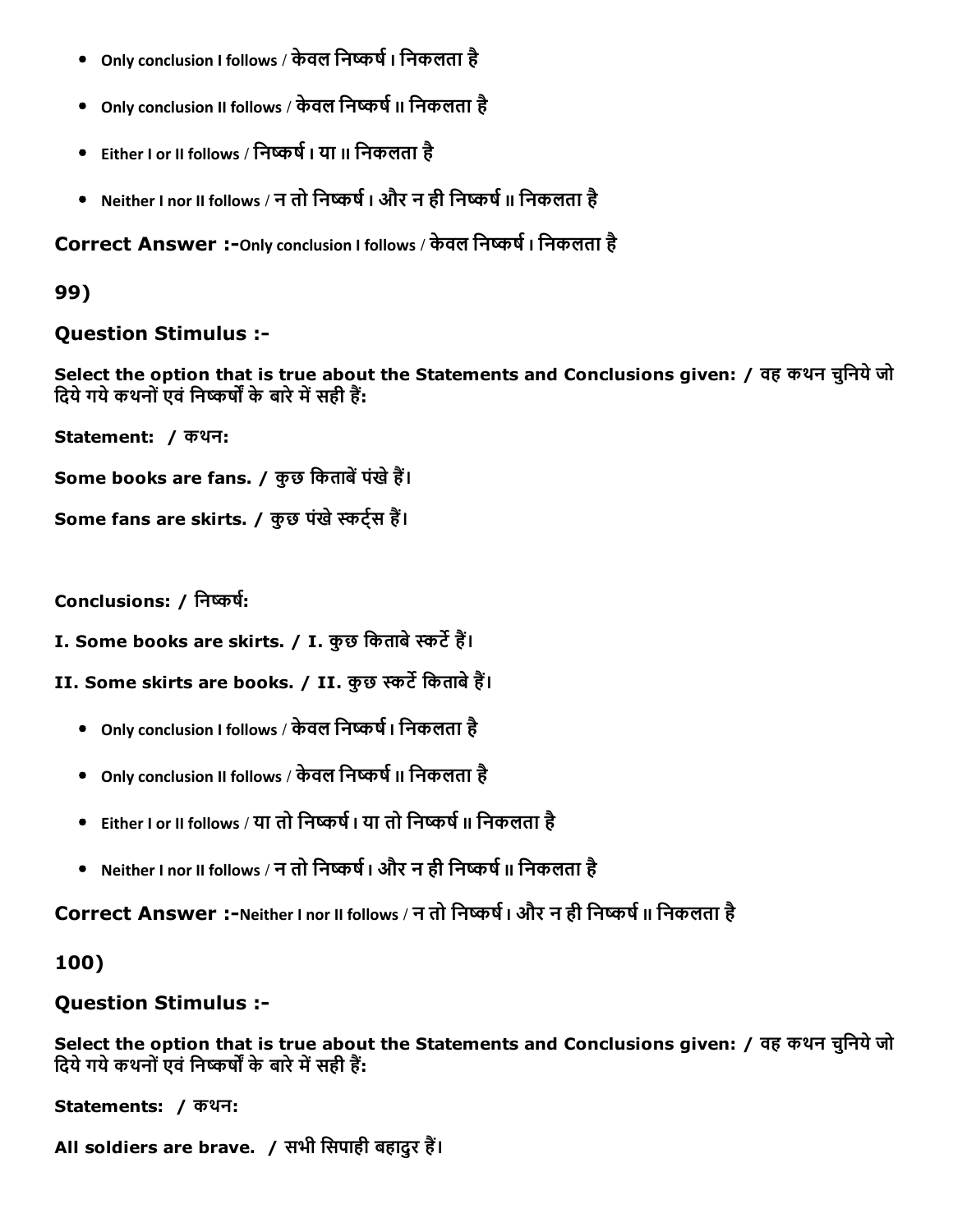- Only conclusion I follows / केवल निष्कर्ष I निकलता है
- Only conclusion II follows / केवल निष्कर्ष II निकलता है
- Either I or II follows / निष्कर्ष I या II निकलता है
- Neither I nor II follows / न तो निष्कर्ष I और न ही निष्कर्ष II निकलता है

**Correct Answer :-**Only conclusion I follows / केवल निष्कर्ष I निकलता है

**99)**

**Question Stimulus :-**

**Select the option that is true about the Statements and Conclusions given: / वह कथन चुनिये जो दिये गये कथनों एवं निष्कर्षों के बारे में सही हैं:**

**Statement: / कथन:**

**Some books are fans. / कुछ किताबें पंखे हैं।**

**Some fans are skirts. / कुछ पंखे स्कर्ट्स हैं।**

**Conclusions: / निष्कर्ष:**

**I. Some books are skirts. / I. कुछ किताबे स्कर्टे हैं।**

**II. Some skirts are books. / II. कुछ स्कर्टे किताबे हैं।**

- Only conclusion I follows / केवल निष्कर्ष I निकलता है
- Only conclusion II follows / केवल निष्कर्ष II निकलता है
- Either I or II follows / या तो निष्कर्ष I या तो निष्कर्ष II निकलता है
- Neither I nor II follows / न तो निष्कर्ष I और न ही निष्कर्ष II निकलता है

**Correct Answer :-**Neither I nor II follows / न तो निष्कर्ष I और न ही निष्कर्ष II निकलता है

**100)**

**Question Stimulus :-**

**Select the option that is true about the Statements and Conclusions given: / वह कथन चुनिये जो दिये गये कथनों एवं निष्कर्षों के बारे में सही हैं:**

**Statements: / कथन:**

**All soldiers are brave. / सभी सिपाही बहादुर हैं।**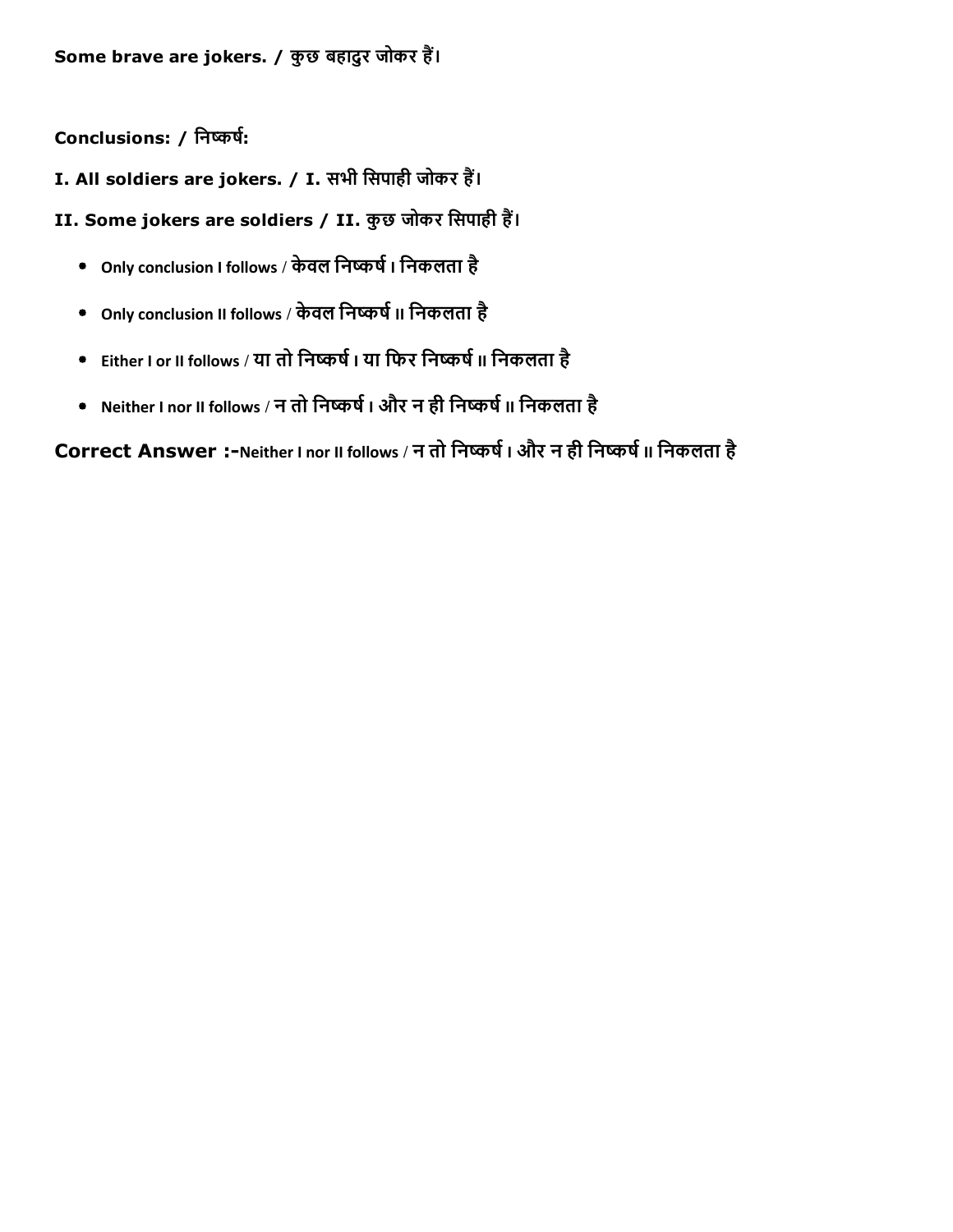**Some brave are jokers. / कुछ बहादुर जोकर हैं।**

**Conclusions: / निष्कर्ष:**

**I. All soldiers are jokers. / I. सभी सिपाही जोकर हैं।**

**II. Some jokers are soldiers / II. कुछ जोकर सिपाही हैं।**

- Only conclusion I follows / केवल निष्कर्ष I निकलता है
- Only conclusion II follows / केवल निष्कर्ष II निकलता है
- Either I or II follows / या तो निष्कर्ष I या फिर निष्कर्ष II निकलता है
- Neither I nor II follows / न तो निष्कर्ष I और न ही निष्कर्ष II निकलता है

**Correct Answer :-**Neither I nor II follows / न तो निष्कर्ष I और न ही निष्कर्ष II निकलता है